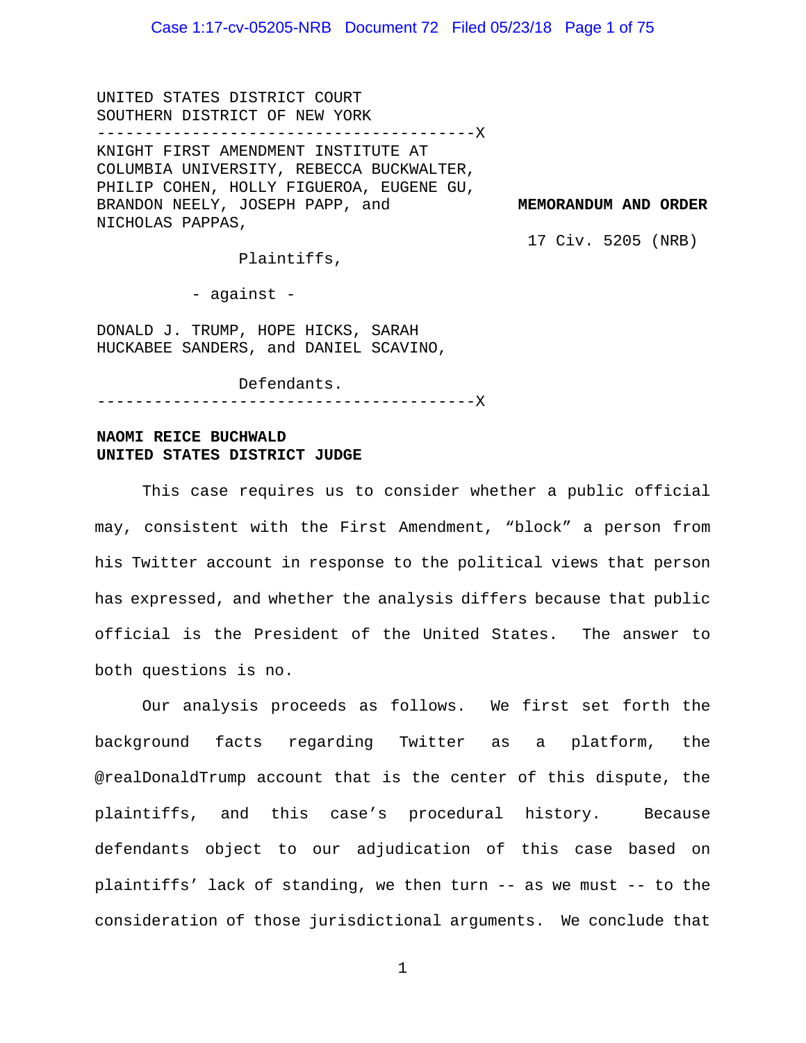UNITED STATES DISTRICT COURT
SOUTHERN DISTRICT OF NEW YORK

---

KNIGHT FIRST AMENDMENT INSTITUTE AT COLUMBIA UNIVERSITY, REBECCA BUCKWALTER, PHILIP COHEN, HOLLY FIGUEROA, EUGENE GU, BRANDON NEELY, JOSEPH PAPP, and NICHOLAS PAPPAS,

Plaintiffs,

- against -

DONALD J. TRUMP, HOPE HICKS, SARAH HUCKABEE SANDERS, and DANIEL SCAVINO,

Defendants.

---

**MEMORANDUM AND ORDER**

17 Civ. 5205 (NRB)

**NAOMI REICE BUCHWALD**
**UNITED STATES DISTRICT JUDGE**

This case requires us to consider whether a public official may, consistent with the First Amendment, "block" a person from his Twitter account in response to the political views that person has expressed, and whether the analysis differs because that public official is the President of the United States. The answer to both questions is no.

Our analysis proceeds as follows. We first set forth the background facts regarding Twitter as a platform, the @realDonaldTrump account that is the center of this dispute, the plaintiffs, and this case's procedural history. Because defendants object to our adjudication of this case based on plaintiffs' lack of standing, we then turn -- as we must -- to the consideration of those jurisdictional arguments. We conclude that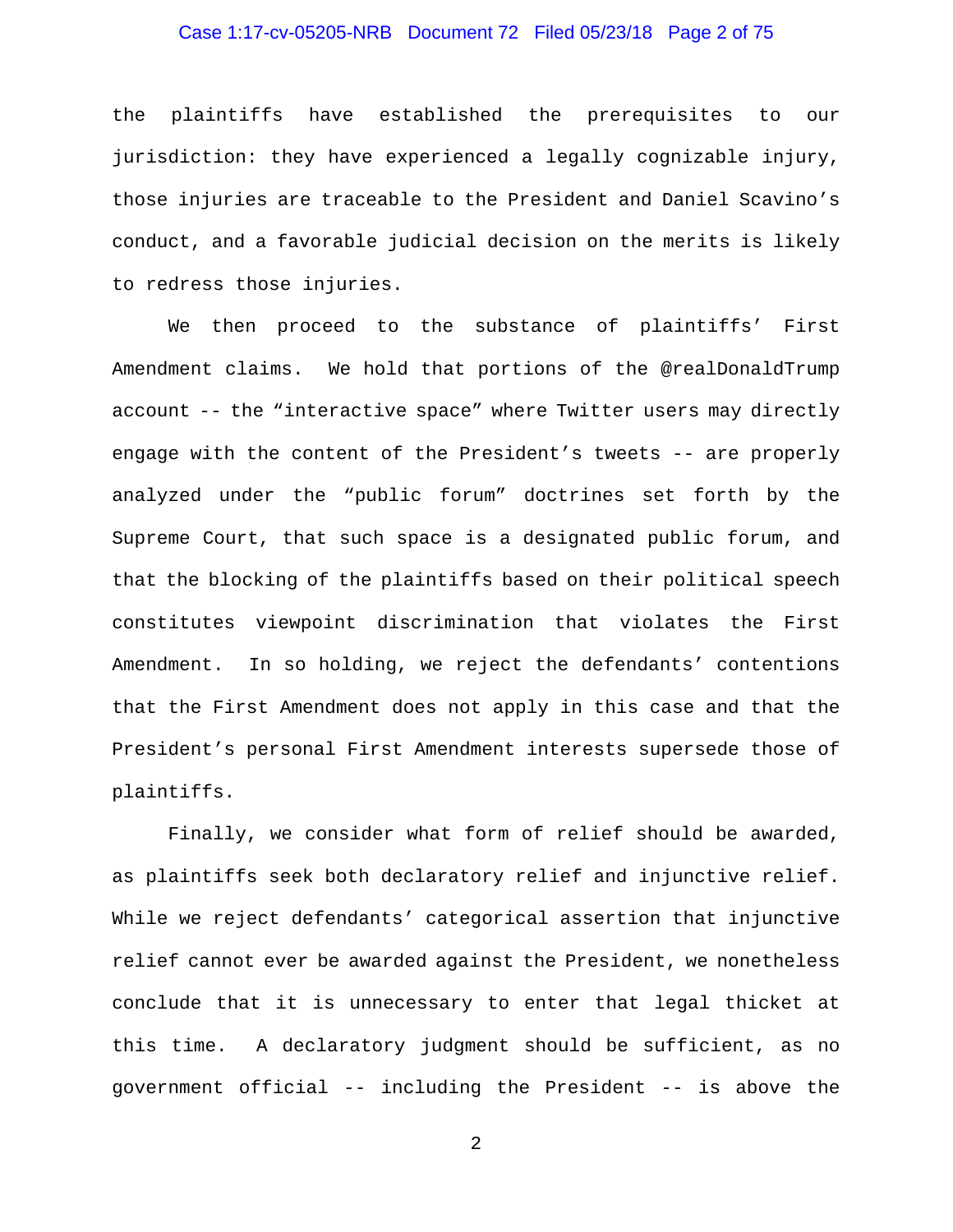the plaintiffs have established the prerequisites to our jurisdiction: they have experienced a legally cognizable injury, those injuries are traceable to the President and Daniel Scavino's conduct, and a favorable judicial decision on the merits is likely to redress those injuries.

We then proceed to the substance of plaintiffs' First Amendment claims. We hold that portions of the @realDonaldTrump account -- the "interactive space" where Twitter users may directly engage with the content of the President's tweets -- are properly analyzed under the "public forum" doctrines set forth by the Supreme Court, that such space is a designated public forum, and that the blocking of the plaintiffs based on their political speech constitutes viewpoint discrimination that violates the First Amendment. In so holding, we reject the defendants' contentions that the First Amendment does not apply in this case and that the President's personal First Amendment interests supersede those of plaintiffs.

Finally, we consider what form of relief should be awarded, as plaintiffs seek both declaratory relief and injunctive relief. While we reject defendants' categorical assertion that injunctive relief cannot ever be awarded against the President, we nonetheless conclude that it is unnecessary to enter that legal thicket at this time. A declaratory judgment should be sufficient, as no government official -- including the President -- is above the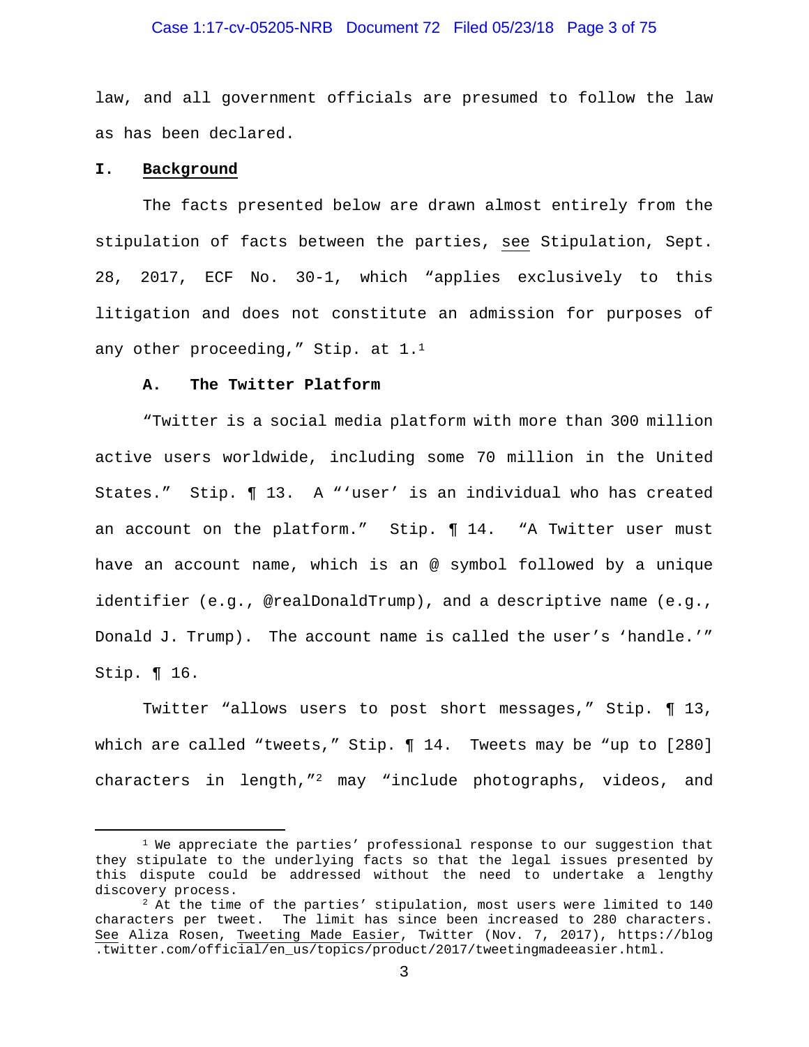law, and all government officials are presumed to follow the law as has been declared.

## I. Background

The facts presented below are drawn almost entirely from the stipulation of facts between the parties, see Stipulation, Sept. 28, 2017, ECF No. 30-1, which "applies exclusively to this litigation and does not constitute an admission for purposes of any other proceeding," Stip. at 1.[1]

### A. The Twitter Platform

"Twitter is a social media platform with more than 300 million active users worldwide, including some 70 million in the United States." Stip. ¶ 13. A "'user' is an individual who has created an account on the platform." Stip. ¶ 14. "A Twitter user must have an account name, which is an @ symbol followed by a unique identifier (e.g., @realDonaldTrump), and a descriptive name (e.g., Donald J. Trump). The account name is called the user's 'handle.'" Stip. ¶ 16.

Twitter "allows users to post short messages," Stip. ¶ 13, which are called "tweets," Stip. ¶ 14. Tweets may be "up to [280] characters in length,"[2] may "include photographs, videos, and

---

[1] We appreciate the parties' professional response to our suggestion that they stipulate to the underlying facts so that the legal issues presented by this dispute could be addressed without the need to undertake a lengthy discovery process.

[2] At the time of the parties' stipulation, most users were limited to 140 characters per tweet. The limit has since been increased to 280 characters. See Aliza Rosen, Tweeting Made Easier, Twitter (Nov. 7, 2017), https://blog.twitter.com/official/en_us/topics/product/2017/tweetingmadeeasier.html.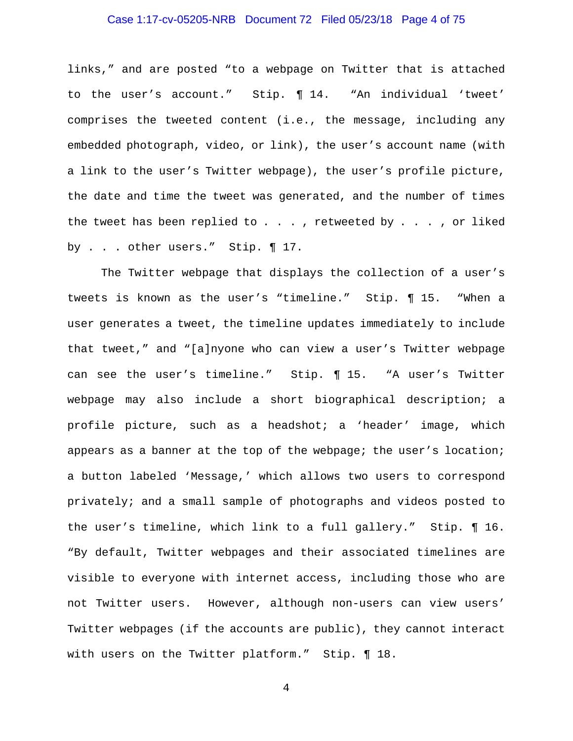links," and are posted "to a webpage on Twitter that is attached to the user's account." Stip. ¶ 14. "An individual 'tweet' comprises the tweeted content (i.e., the message, including any embedded photograph, video, or link), the user's account name (with a link to the user's Twitter webpage), the user's profile picture, the date and time the tweet was generated, and the number of times the tweet has been replied to . . . , retweeted by . . . , or liked by . . . other users." Stip. ¶ 17.

The Twitter webpage that displays the collection of a user's tweets is known as the user's "timeline." Stip. ¶ 15. "When a user generates a tweet, the timeline updates immediately to include that tweet," and "[a]nyone who can view a user's Twitter webpage can see the user's timeline." Stip. ¶ 15. "A user's Twitter webpage may also include a short biographical description; a profile picture, such as a headshot; a 'header' image, which appears as a banner at the top of the webpage; the user's location; a button labeled 'Message,' which allows two users to correspond privately; and a small sample of photographs and videos posted to the user's timeline, which link to a full gallery." Stip. ¶ 16. "By default, Twitter webpages and their associated timelines are visible to everyone with internet access, including those who are not Twitter users. However, although non-users can view users' Twitter webpages (if the accounts are public), they cannot interact with users on the Twitter platform." Stip. ¶ 18.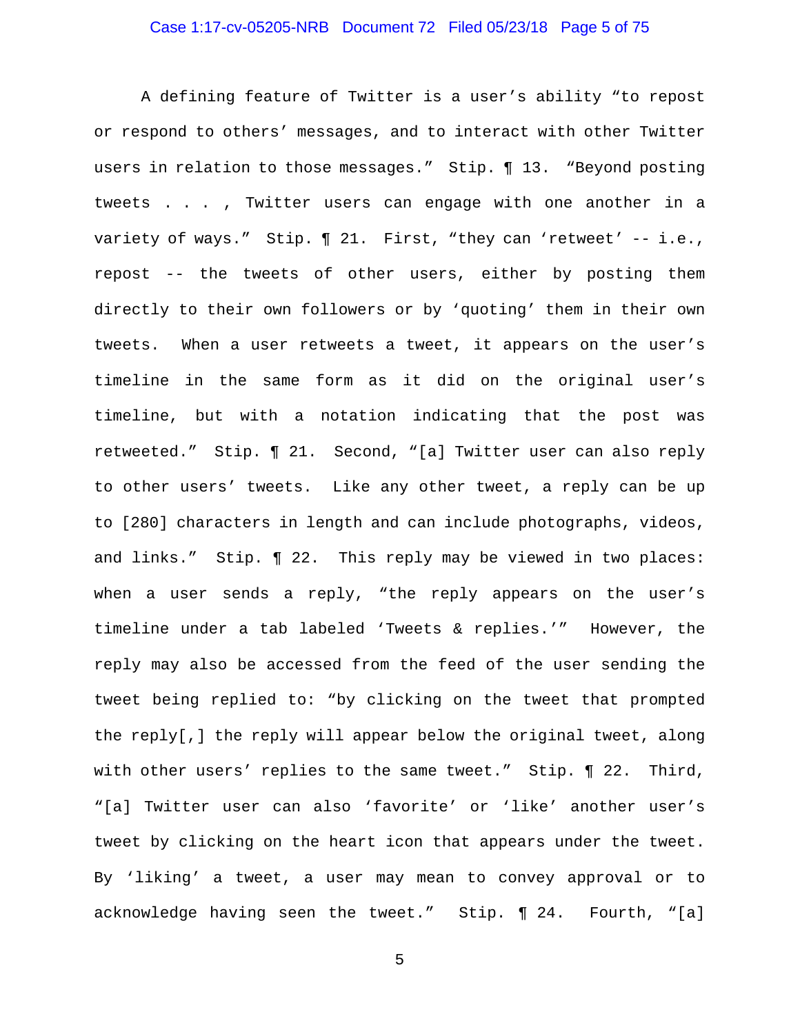A defining feature of Twitter is a user's ability "to repost or respond to others' messages, and to interact with other Twitter users in relation to those messages." Stip. ¶ 13. "Beyond posting tweets . . . , Twitter users can engage with one another in a variety of ways." Stip. ¶ 21. First, "they can 'retweet' -- i.e., repost -- the tweets of other users, either by posting them directly to their own followers or by 'quoting' them in their own tweets. When a user retweets a tweet, it appears on the user's timeline in the same form as it did on the original user's timeline, but with a notation indicating that the post was retweeted." Stip. ¶ 21. Second, "[a] Twitter user can also reply to other users' tweets. Like any other tweet, a reply can be up to [280] characters in length and can include photographs, videos, and links." Stip. ¶ 22. This reply may be viewed in two places: when a user sends a reply, "the reply appears on the user's timeline under a tab labeled 'Tweets & replies.'" However, the reply may also be accessed from the feed of the user sending the tweet being replied to: "by clicking on the tweet that prompted the reply[,] the reply will appear below the original tweet, along with other users' replies to the same tweet." Stip. ¶ 22. Third, "[a] Twitter user can also 'favorite' or 'like' another user's tweet by clicking on the heart icon that appears under the tweet. By 'liking' a tweet, a user may mean to convey approval or to acknowledge having seen the tweet." Stip. ¶ 24. Fourth, "[a]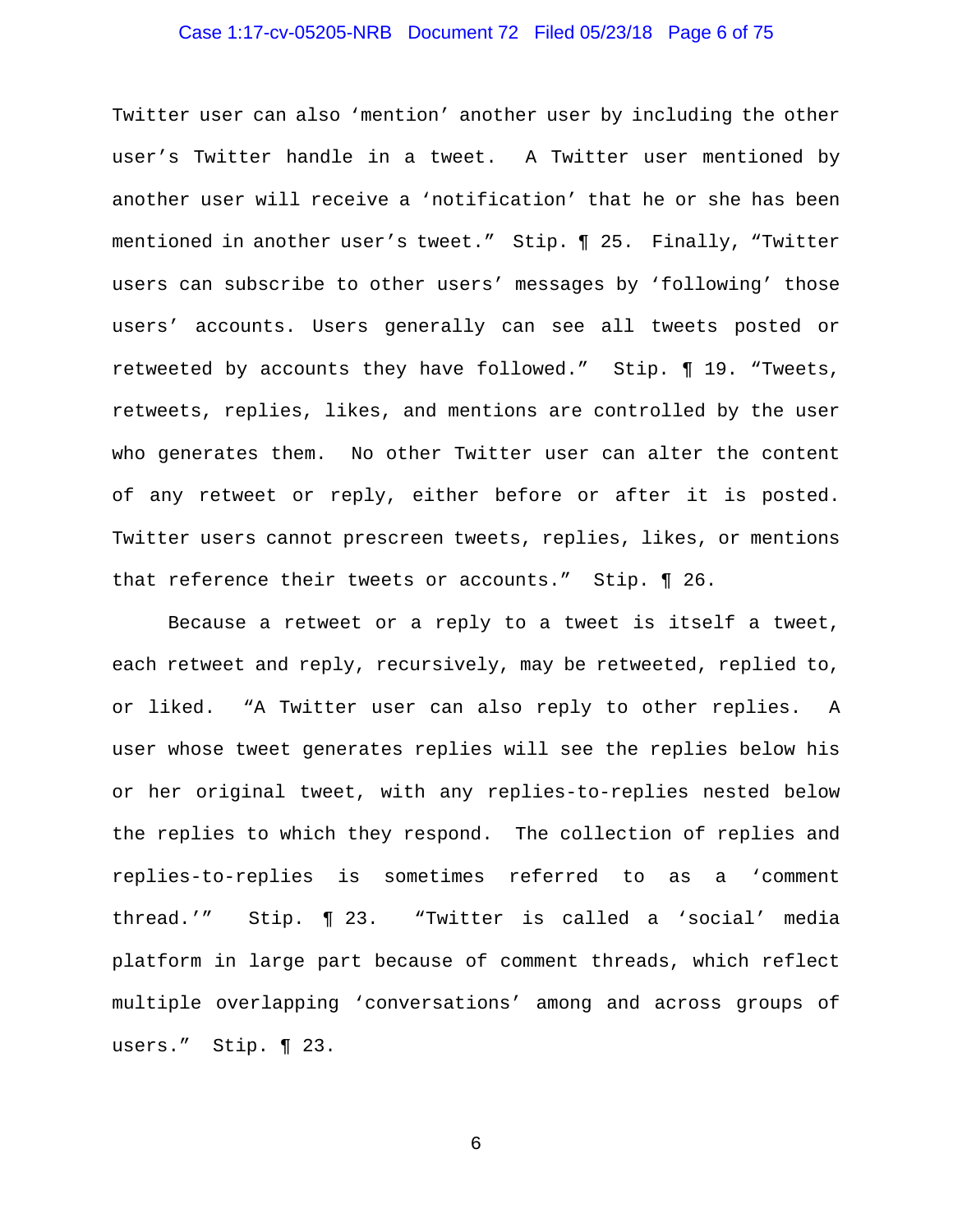Twitter user can also 'mention' another user by including the other user's Twitter handle in a tweet. A Twitter user mentioned by another user will receive a 'notification' that he or she has been mentioned in another user's tweet." Stip. ¶ 25. Finally, "Twitter users can subscribe to other users' messages by 'following' those users' accounts. Users generally can see all tweets posted or retweeted by accounts they have followed." Stip. ¶ 19. "Tweets, retweets, replies, likes, and mentions are controlled by the user who generates them. No other Twitter user can alter the content of any retweet or reply, either before or after it is posted. Twitter users cannot prescreen tweets, replies, likes, or mentions that reference their tweets or accounts." Stip. ¶ 26.

Because a retweet or a reply to a tweet is itself a tweet, each retweet and reply, recursively, may be retweeted, replied to, or liked. "A Twitter user can also reply to other replies. A user whose tweet generates replies will see the replies below his or her original tweet, with any replies-to-replies nested below the replies to which they respond. The collection of replies and replies-to-replies is sometimes referred to as a 'comment thread.'" Stip. ¶ 23. "Twitter is called a 'social' media platform in large part because of comment threads, which reflect multiple overlapping 'conversations' among and across groups of users." Stip. ¶ 23.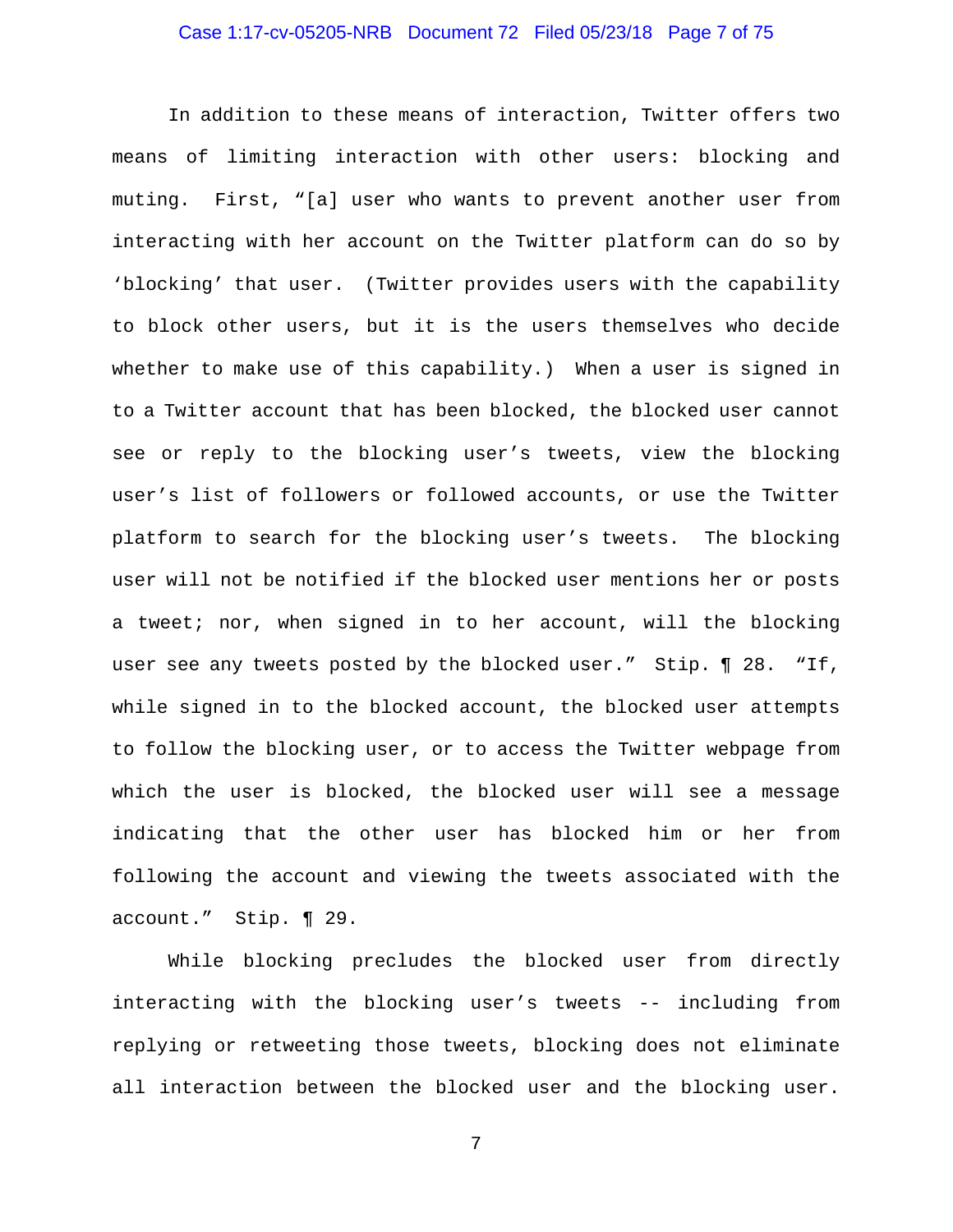In addition to these means of interaction, Twitter offers two means of limiting interaction with other users: blocking and muting. First, "[a] user who wants to prevent another user from interacting with her account on the Twitter platform can do so by 'blocking' that user. (Twitter provides users with the capability to block other users, but it is the users themselves who decide whether to make use of this capability.) When a user is signed in to a Twitter account that has been blocked, the blocked user cannot see or reply to the blocking user's tweets, view the blocking user's list of followers or followed accounts, or use the Twitter platform to search for the blocking user's tweets. The blocking user will not be notified if the blocked user mentions her or posts a tweet; nor, when signed in to her account, will the blocking user see any tweets posted by the blocked user." Stip. ¶ 28. "If, while signed in to the blocked account, the blocked user attempts to follow the blocking user, or to access the Twitter webpage from which the user is blocked, the blocked user will see a message indicating that the other user has blocked him or her from following the account and viewing the tweets associated with the account." Stip. ¶ 29.

While blocking precludes the blocked user from directly interacting with the blocking user's tweets -- including from replying or retweeting those tweets, blocking does not eliminate all interaction between the blocked user and the blocking user.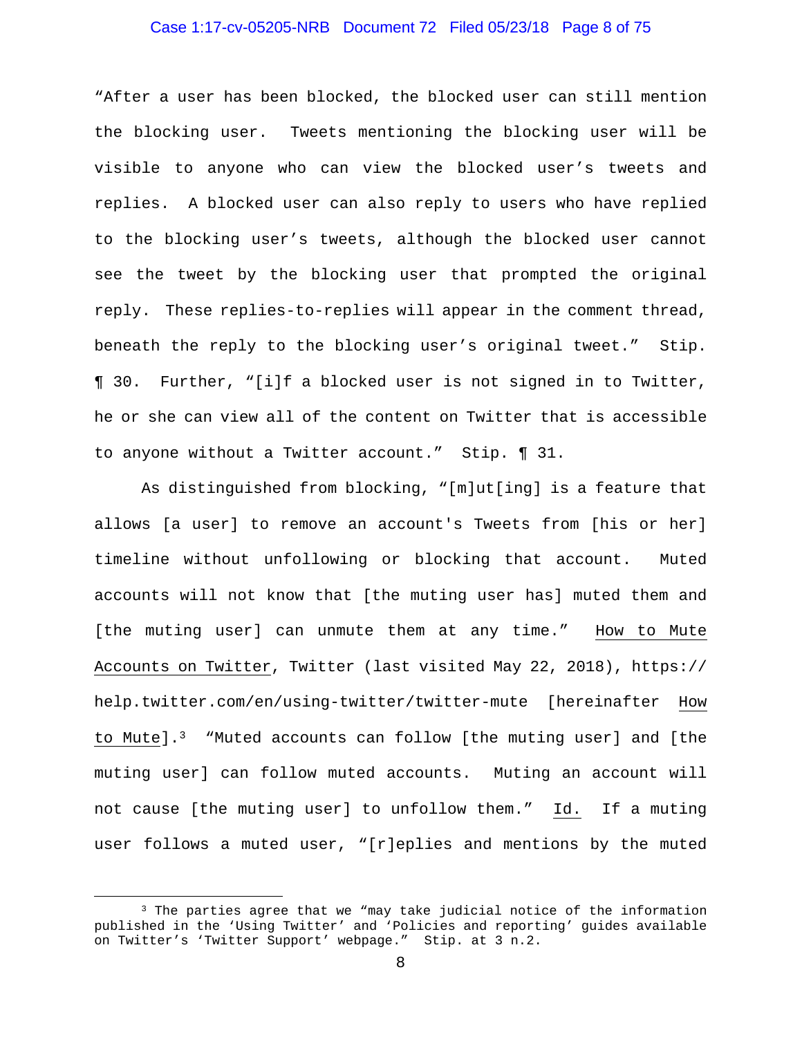"After a user has been blocked, the blocked user can still mention the blocking user. Tweets mentioning the blocking user will be visible to anyone who can view the blocked user's tweets and replies. A blocked user can also reply to users who have replied to the blocking user's tweets, although the blocked user cannot see the tweet by the blocking user that prompted the original reply. These replies-to-replies will appear in the comment thread, beneath the reply to the blocking user's original tweet." Stip. ¶ 30. Further, "[i]f a blocked user is not signed in to Twitter, he or she can view all of the content on Twitter that is accessible to anyone without a Twitter account." Stip. ¶ 31.

As distinguished from blocking, "[m]ut[ing] is a feature that allows [a user] to remove an account's Tweets from [his or her] timeline without unfollowing or blocking that account. Muted accounts will not know that [the muting user has] muted them and [the muting user] can unmute them at any time." How to Mute Accounts on Twitter, Twitter (last visited May 22, 2018), https://help.twitter.com/en/using-twitter/twitter-mute [hereinafter How to Mute].[3] "Muted accounts can follow [the muting user] and [the muting user] can follow muted accounts. Muting an account will not cause [the muting user] to unfollow them." Id. If a muting user follows a muted user, "[r]eplies and mentions by the muted

---

[3] The parties agree that we "may take judicial notice of the information published in the 'Using Twitter' and 'Policies and reporting' guides available on Twitter's 'Twitter Support' webpage." Stip. at 3 n.2.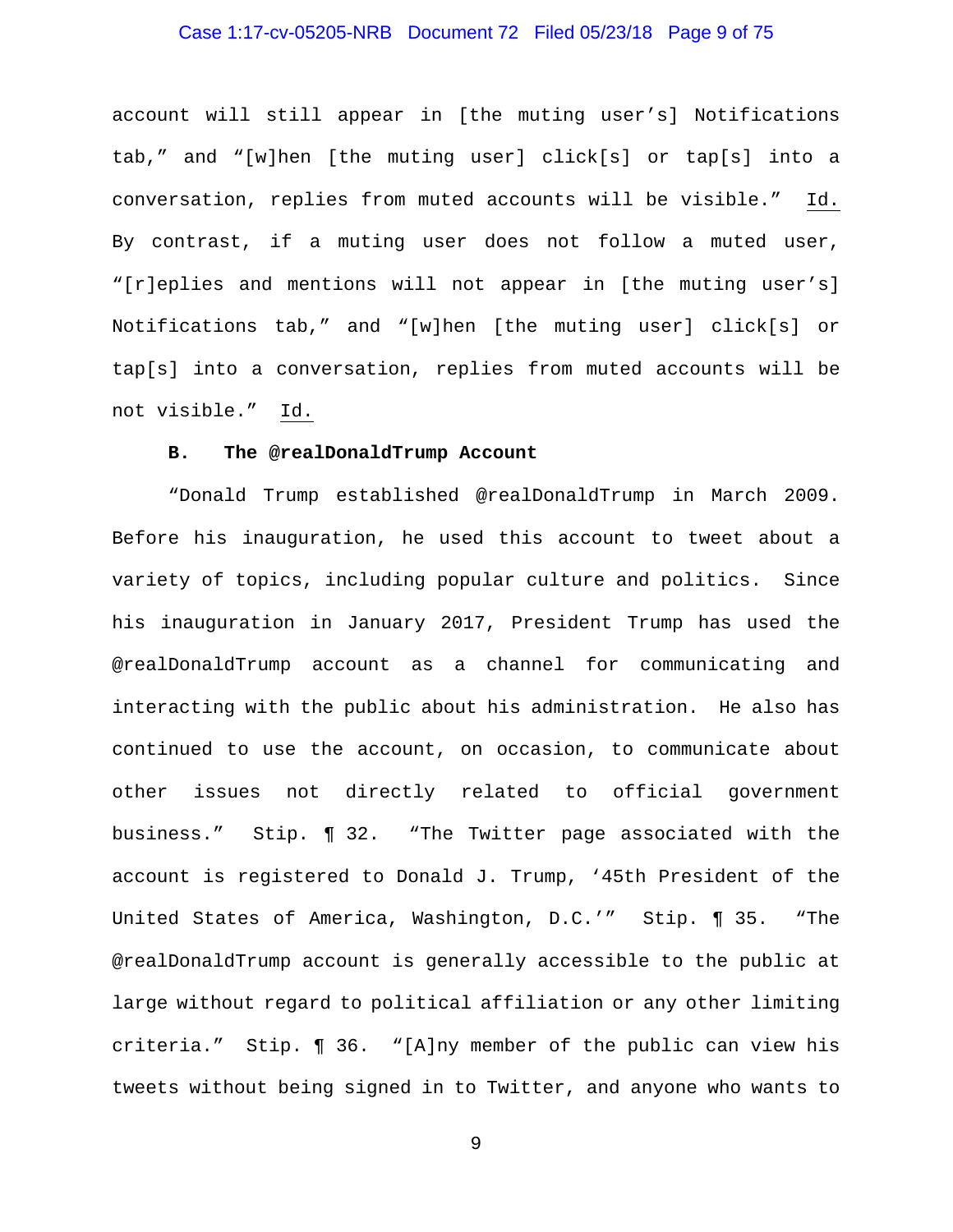account will still appear in [the muting user's] Notifications tab," and "[w]hen [the muting user] click[s] or tap[s] into a conversation, replies from muted accounts will be visible." Id. By contrast, if a muting user does not follow a muted user, "[r]eplies and mentions will not appear in [the muting user's] Notifications tab," and "[w]hen [the muting user] click[s] or tap[s] into a conversation, replies from muted accounts will be not visible." Id.

### B. The @realDonaldTrump Account

"Donald Trump established @realDonaldTrump in March 2009. Before his inauguration, he used this account to tweet about a variety of topics, including popular culture and politics. Since his inauguration in January 2017, President Trump has used the @realDonaldTrump account as a channel for communicating and interacting with the public about his administration. He also has continued to use the account, on occasion, to communicate about other issues not directly related to official government business." Stip. ¶ 32. "The Twitter page associated with the account is registered to Donald J. Trump, '45th President of the United States of America, Washington, D.C.'" Stip. ¶ 35. "The @realDonaldTrump account is generally accessible to the public at large without regard to political affiliation or any other limiting criteria." Stip. ¶ 36. "[A]ny member of the public can view his tweets without being signed in to Twitter, and anyone who wants to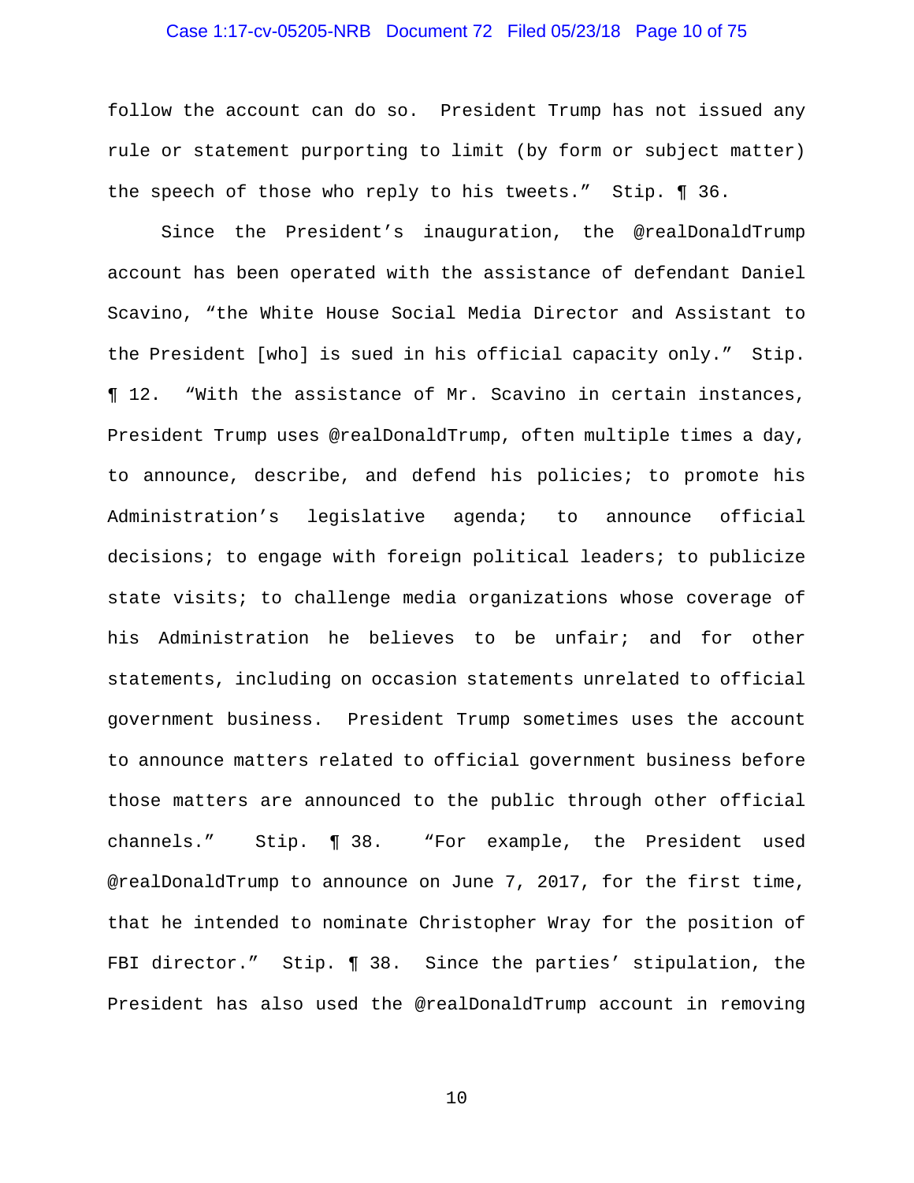follow the account can do so. President Trump has not issued any rule or statement purporting to limit (by form or subject matter) the speech of those who reply to his tweets." Stip. ¶ 36.

Since the President's inauguration, the @realDonaldTrump account has been operated with the assistance of defendant Daniel Scavino, "the White House Social Media Director and Assistant to the President [who] is sued in his official capacity only." Stip. ¶ 12. "With the assistance of Mr. Scavino in certain instances, President Trump uses @realDonaldTrump, often multiple times a day, to announce, describe, and defend his policies; to promote his Administration's legislative agenda; to announce official decisions; to engage with foreign political leaders; to publicize state visits; to challenge media organizations whose coverage of his Administration he believes to be unfair; and for other statements, including on occasion statements unrelated to official government business. President Trump sometimes uses the account to announce matters related to official government business before those matters are announced to the public through other official channels." Stip. ¶ 38. "For example, the President used @realDonaldTrump to announce on June 7, 2017, for the first time, that he intended to nominate Christopher Wray for the position of FBI director." Stip. ¶ 38. Since the parties' stipulation, the President has also used the @realDonaldTrump account in removing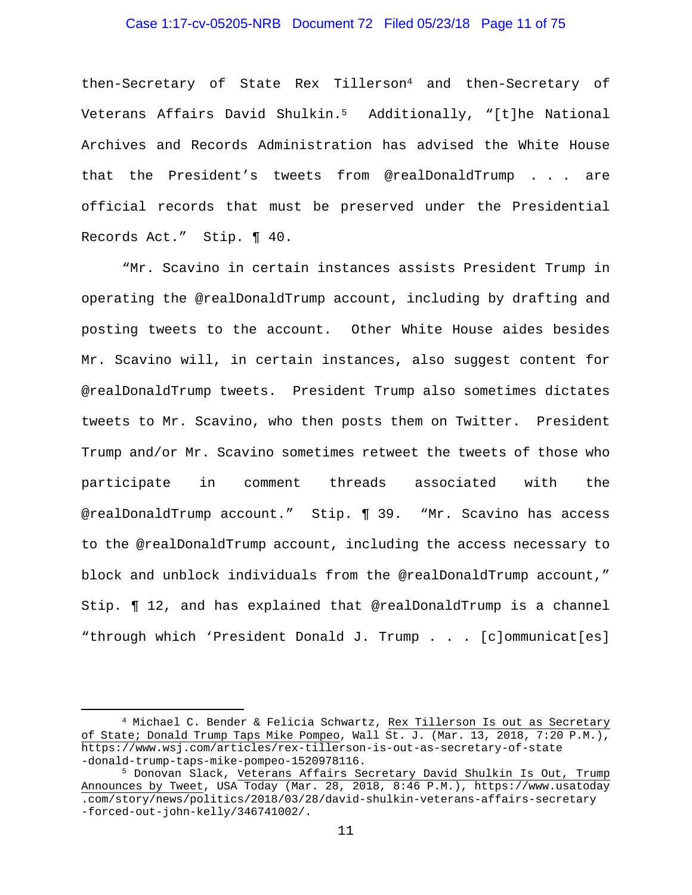then-Secretary of State Rex Tillerson[4] and then-Secretary of Veterans Affairs David Shulkin.[5] Additionally, "[t]he National Archives and Records Administration has advised the White House that the President's tweets from @realDonaldTrump . . . are official records that must be preserved under the Presidential Records Act." Stip. ¶ 40.

"Mr. Scavino in certain instances assists President Trump in operating the @realDonaldTrump account, including by drafting and posting tweets to the account. Other White House aides besides Mr. Scavino will, in certain instances, also suggest content for @realDonaldTrump tweets. President Trump also sometimes dictates tweets to Mr. Scavino, who then posts them on Twitter. President Trump and/or Mr. Scavino sometimes retweet the tweets of those who participate in comment threads associated with the @realDonaldTrump account." Stip. ¶ 39. "Mr. Scavino has access to the @realDonaldTrump account, including the access necessary to block and unblock individuals from the @realDonaldTrump account," Stip. ¶ 12, and has explained that @realDonaldTrump is a channel "through which 'President Donald J. Trump . . . [c]ommunicat[es]

---

[4] Michael C. Bender & Felicia Schwartz, <u>Rex Tillerson Is out as Secretary of State; Donald Trump Taps Mike Pompeo</u>, Wall St. J. (Mar. 13, 2018, 7:20 P.M.), https://www.wsj.com/articles/rex-tillerson-is-out-as-secretary-of-state-donald-trump-taps-mike-pompeo-1520978116.

[5] Donovan Slack, <u>Veterans Affairs Secretary David Shulkin Is Out, Trump Announces by Tweet</u>, USA Today (Mar. 28, 2018, 8:46 P.M.), https://www.usatoday.com/story/news/politics/2018/03/28/david-shulkin-veterans-affairs-secretary-forced-out-john-kelly/346741002/.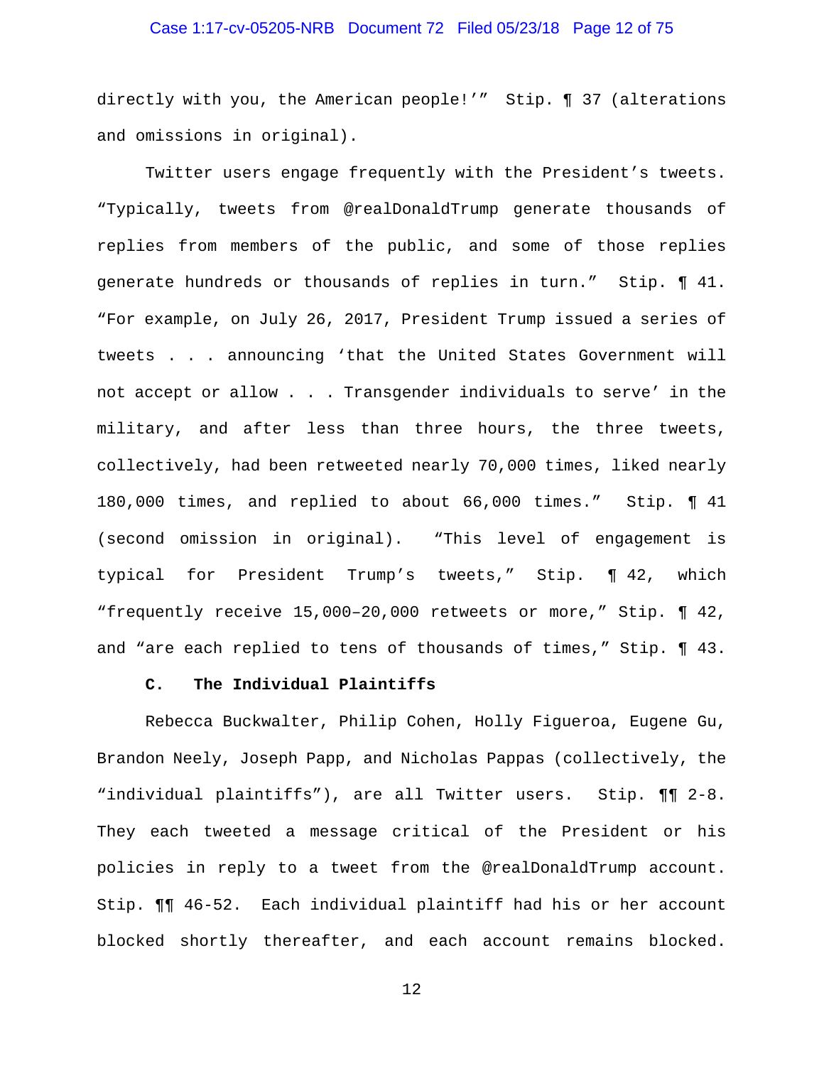directly with you, the American people!'" Stip. ¶ 37 (alterations and omissions in original).

Twitter users engage frequently with the President's tweets. "Typically, tweets from @realDonaldTrump generate thousands of replies from members of the public, and some of those replies generate hundreds or thousands of replies in turn." Stip. ¶ 41. "For example, on July 26, 2017, President Trump issued a series of tweets . . . announcing 'that the United States Government will not accept or allow . . . Transgender individuals to serve' in the military, and after less than three hours, the three tweets, collectively, had been retweeted nearly 70,000 times, liked nearly 180,000 times, and replied to about 66,000 times." Stip. ¶ 41 (second omission in original). "This level of engagement is typical for President Trump's tweets," Stip. ¶ 42, which "frequently receive 15,000–20,000 retweets or more," Stip. ¶ 42, and "are each replied to tens of thousands of times," Stip. ¶ 43.

### C. The Individual Plaintiffs

Rebecca Buckwalter, Philip Cohen, Holly Figueroa, Eugene Gu, Brandon Neely, Joseph Papp, and Nicholas Pappas (collectively, the "individual plaintiffs"), are all Twitter users. Stip. ¶¶ 2-8. They each tweeted a message critical of the President or his policies in reply to a tweet from the @realDonaldTrump account. Stip. ¶¶ 46-52. Each individual plaintiff had his or her account blocked shortly thereafter, and each account remains blocked.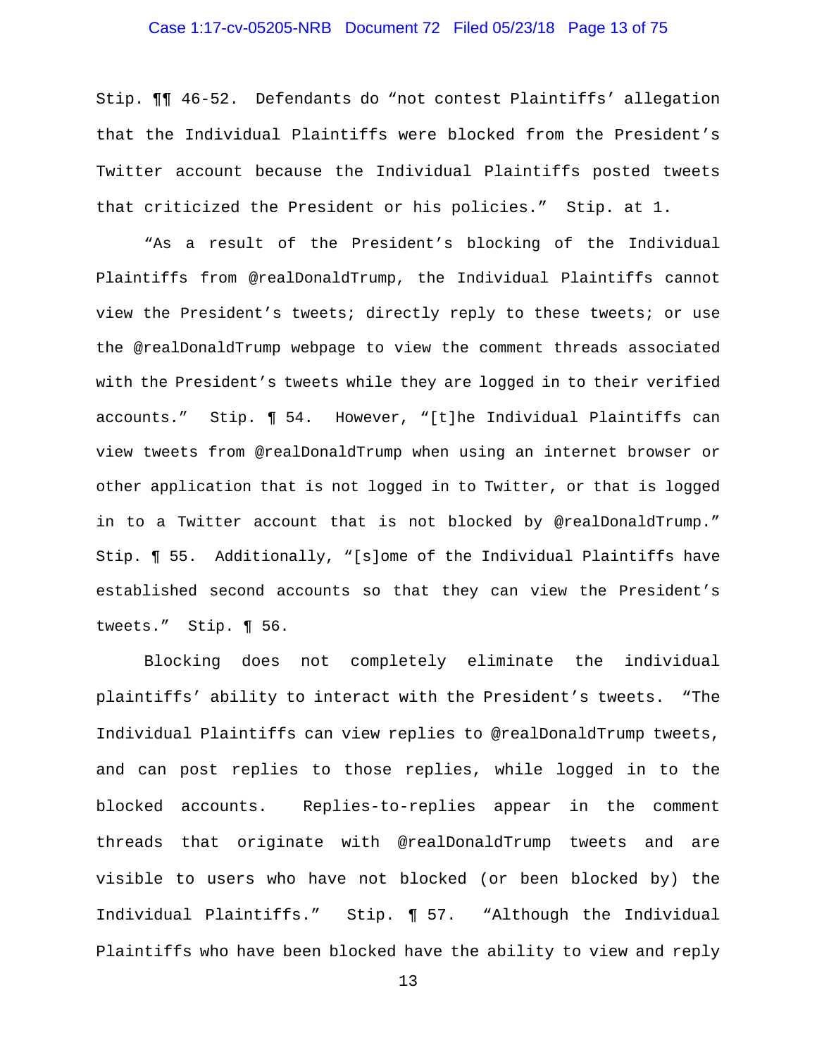Stip. ¶¶ 46-52. Defendants do "not contest Plaintiffs' allegation that the Individual Plaintiffs were blocked from the President's Twitter account because the Individual Plaintiffs posted tweets that criticized the President or his policies." Stip. at 1.

"As a result of the President's blocking of the Individual Plaintiffs from @realDonaldTrump, the Individual Plaintiffs cannot view the President's tweets; directly reply to these tweets; or use the @realDonaldTrump webpage to view the comment threads associated with the President's tweets while they are logged in to their verified accounts." Stip. ¶ 54. However, "[t]he Individual Plaintiffs can view tweets from @realDonaldTrump when using an internet browser or other application that is not logged in to Twitter, or that is logged in to a Twitter account that is not blocked by @realDonaldTrump." Stip. ¶ 55. Additionally, "[s]ome of the Individual Plaintiffs have established second accounts so that they can view the President's tweets." Stip. ¶ 56.

Blocking does not completely eliminate the individual plaintiffs' ability to interact with the President's tweets. "The Individual Plaintiffs can view replies to @realDonaldTrump tweets, and can post replies to those replies, while logged in to the blocked accounts. Replies-to-replies appear in the comment threads that originate with @realDonaldTrump tweets and are visible to users who have not blocked (or been blocked by) the Individual Plaintiffs." Stip. ¶ 57. "Although the Individual Plaintiffs who have been blocked have the ability to view and reply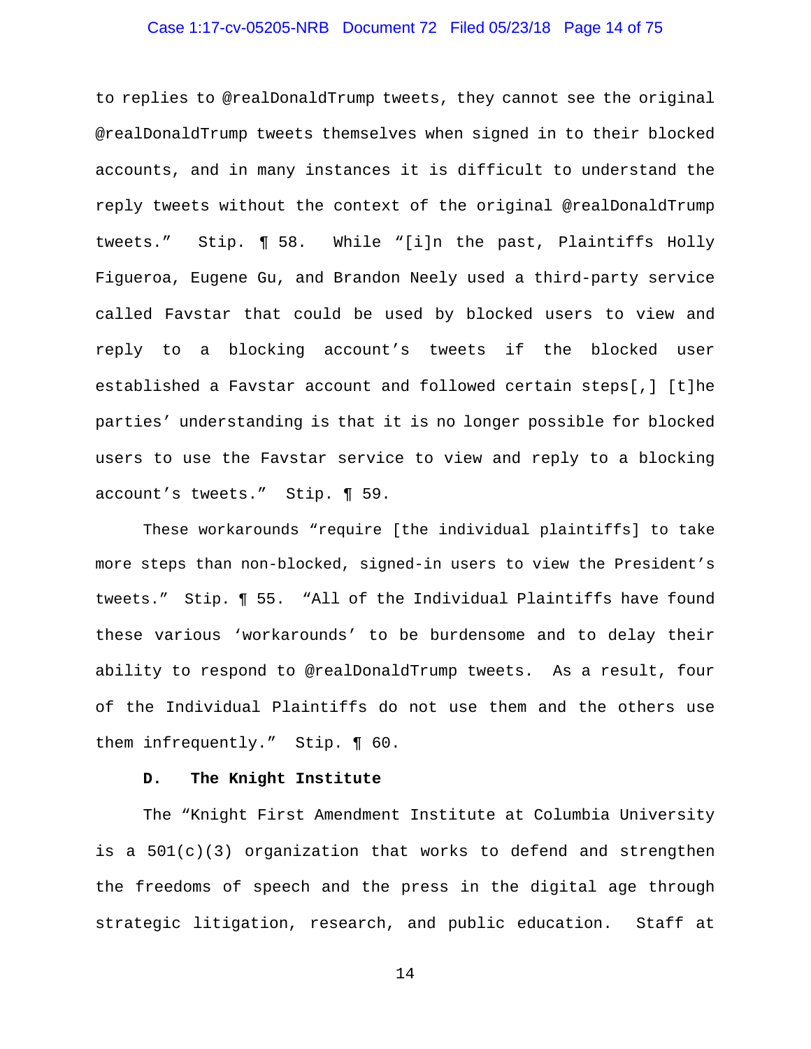to replies to @realDonaldTrump tweets, they cannot see the original @realDonaldTrump tweets themselves when signed in to their blocked accounts, and in many instances it is difficult to understand the reply tweets without the context of the original @realDonaldTrump tweets." Stip. ¶ 58. While "[i]n the past, Plaintiffs Holly Figueroa, Eugene Gu, and Brandon Neely used a third-party service called Favstar that could be used by blocked users to view and reply to a blocking account's tweets if the blocked user established a Favstar account and followed certain steps[,] [t]he parties' understanding is that it is no longer possible for blocked users to use the Favstar service to view and reply to a blocking account's tweets." Stip. ¶ 59.

These workarounds "require [the individual plaintiffs] to take more steps than non-blocked, signed-in users to view the President's tweets." Stip. ¶ 55. "All of the Individual Plaintiffs have found these various 'workarounds' to be burdensome and to delay their ability to respond to @realDonaldTrump tweets. As a result, four of the Individual Plaintiffs do not use them and the others use them infrequently." Stip. ¶ 60.

**D. The Knight Institute**

The "Knight First Amendment Institute at Columbia University is a 501(c)(3) organization that works to defend and strengthen the freedoms of speech and the press in the digital age through strategic litigation, research, and public education. Staff at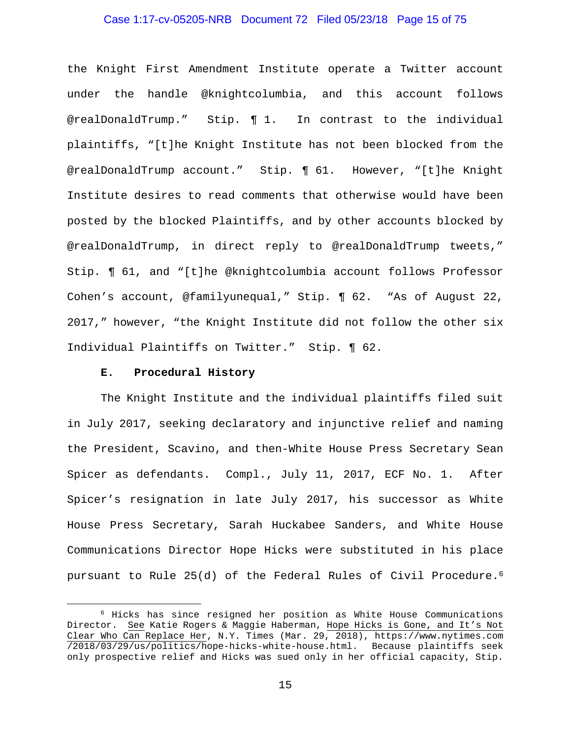the Knight First Amendment Institute operate a Twitter account under the handle @knightcolumbia, and this account follows @realDonaldTrump." Stip. ¶ 1. In contrast to the individual plaintiffs, "[t]he Knight Institute has not been blocked from the @realDonaldTrump account." Stip. ¶ 61. However, "[t]he Knight Institute desires to read comments that otherwise would have been posted by the blocked Plaintiffs, and by other accounts blocked by @realDonaldTrump, in direct reply to @realDonaldTrump tweets," Stip. ¶ 61, and "[t]he @knightcolumbia account follows Professor Cohen's account, @familyunequal," Stip. ¶ 62. "As of August 22, 2017," however, "the Knight Institute did not follow the other six Individual Plaintiffs on Twitter." Stip. ¶ 62.

### E. Procedural History

The Knight Institute and the individual plaintiffs filed suit in July 2017, seeking declaratory and injunctive relief and naming the President, Scavino, and then-White House Press Secretary Sean Spicer as defendants. Compl., July 11, 2017, ECF No. 1. After Spicer's resignation in late July 2017, his successor as White House Press Secretary, Sarah Huckabee Sanders, and White House Communications Director Hope Hicks were substituted in his place pursuant to Rule 25(d) of the Federal Rules of Civil Procedure.[6]

---

[6] Hicks has since resigned her position as White House Communications Director. See Katie Rogers & Maggie Haberman, Hope Hicks is Gone, and It's Not Clear Who Can Replace Her, N.Y. Times (Mar. 29, 2018), https://www.nytimes.com/2018/03/29/us/politics/hope-hicks-white-house.html. Because plaintiffs seek only prospective relief and Hicks was sued only in her official capacity, Stip.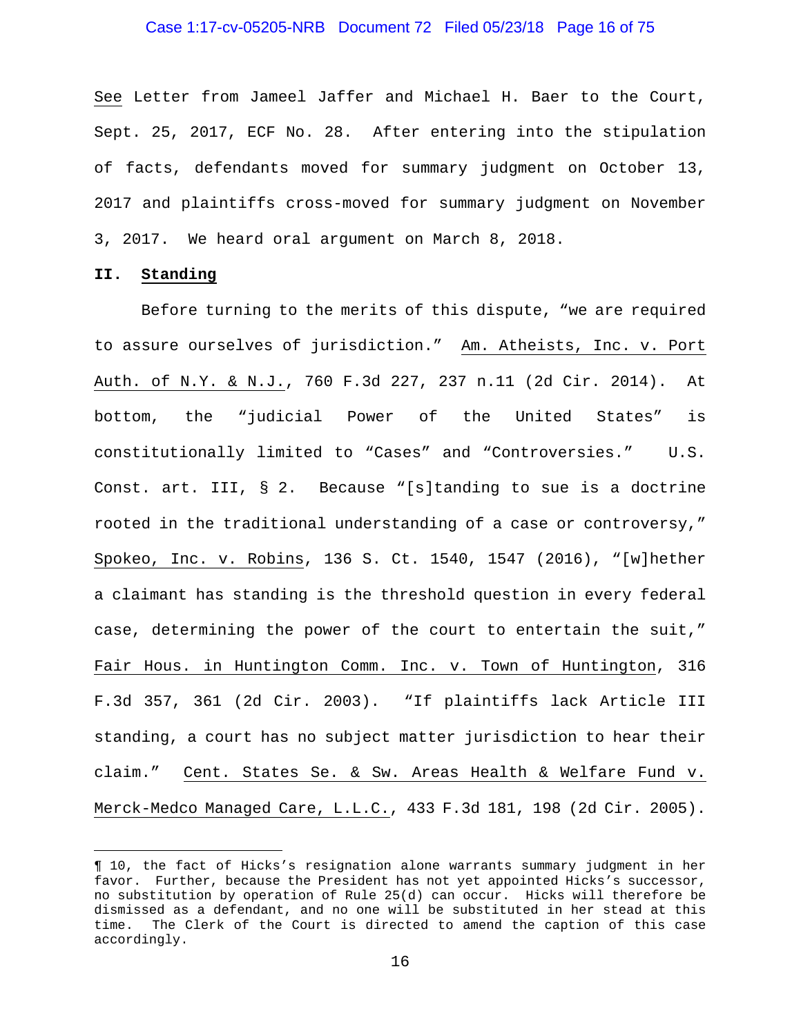See Letter from Jameel Jaffer and Michael H. Baer to the Court, Sept. 25, 2017, ECF No. 28. After entering into the stipulation of facts, defendants moved for summary judgment on October 13, 2017 and plaintiffs cross-moved for summary judgment on November 3, 2017. We heard oral argument on March 8, 2018.

## II. Standing

Before turning to the merits of this dispute, "we are required to assure ourselves of jurisdiction." Am. Atheists, Inc. v. Port Auth. of N.Y. & N.J., 760 F.3d 227, 237 n.11 (2d Cir. 2014). At bottom, the "judicial Power of the United States" is constitutionally limited to "Cases" and "Controversies." U.S. Const. art. III, § 2. Because "[s]tanding to sue is a doctrine rooted in the traditional understanding of a case or controversy," Spokeo, Inc. v. Robins, 136 S. Ct. 1540, 1547 (2016), "[w]hether a claimant has standing is the threshold question in every federal case, determining the power of the court to entertain the suit," Fair Hous. in Huntington Comm. Inc. v. Town of Huntington, 316 F.3d 357, 361 (2d Cir. 2003). "If plaintiffs lack Article III standing, a court has no subject matter jurisdiction to hear their claim." Cent. States Se. & Sw. Areas Health & Welfare Fund v. Merck-Medco Managed Care, L.L.C., 433 F.3d 181, 198 (2d Cir. 2005).

---

¶ 10, the fact of Hicks's resignation alone warrants summary judgment in her favor. Further, because the President has not yet appointed Hicks's successor, no substitution by operation of Rule 25(d) can occur. Hicks will therefore be dismissed as a defendant, and no one will be substituted in her stead at this time. The Clerk of the Court is directed to amend the caption of this case accordingly.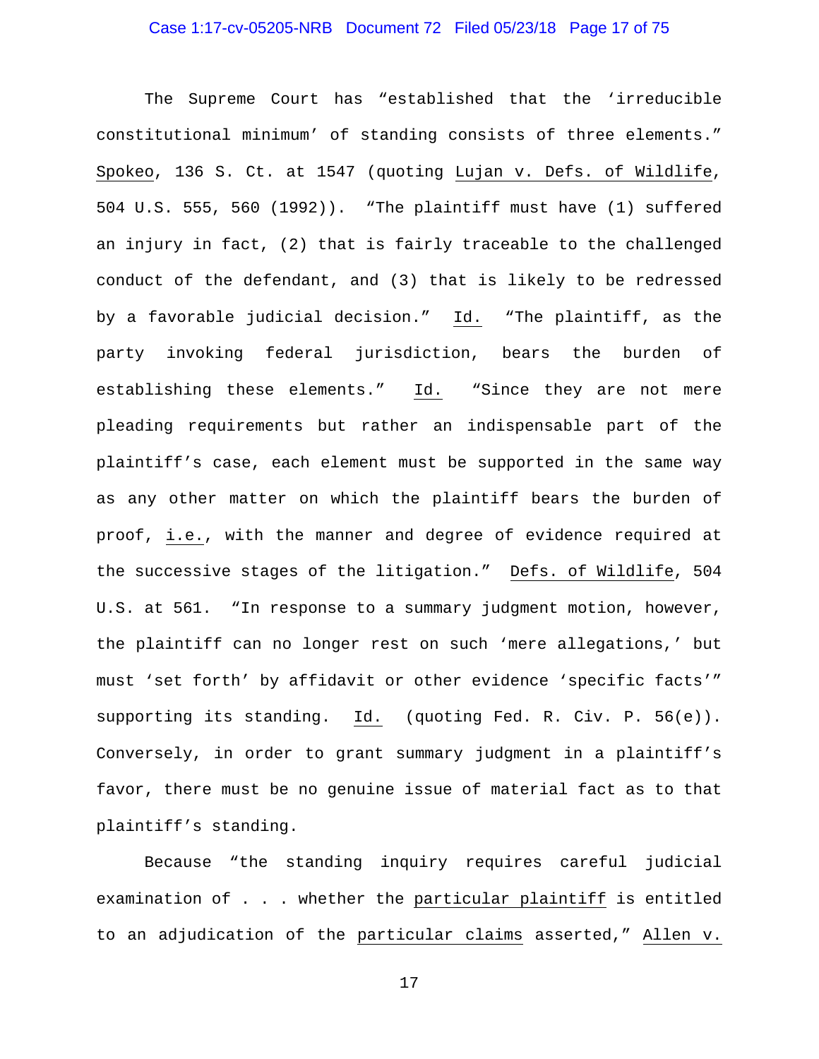The Supreme Court has "established that the 'irreducible constitutional minimum' of standing consists of three elements." Spokeo, 136 S. Ct. at 1547 (quoting Lujan v. Defs. of Wildlife, 504 U.S. 555, 560 (1992)). "The plaintiff must have (1) suffered an injury in fact, (2) that is fairly traceable to the challenged conduct of the defendant, and (3) that is likely to be redressed by a favorable judicial decision." Id. "The plaintiff, as the party invoking federal jurisdiction, bears the burden of establishing these elements." Id. "Since they are not mere pleading requirements but rather an indispensable part of the plaintiff's case, each element must be supported in the same way as any other matter on which the plaintiff bears the burden of proof, i.e., with the manner and degree of evidence required at the successive stages of the litigation." Defs. of Wildlife, 504 U.S. at 561. "In response to a summary judgment motion, however, the plaintiff can no longer rest on such 'mere allegations,' but must 'set forth' by affidavit or other evidence 'specific facts'" supporting its standing. Id. (quoting Fed. R. Civ. P. 56(e)). Conversely, in order to grant summary judgment in a plaintiff's favor, there must be no genuine issue of material fact as to that plaintiff's standing.

Because "the standing inquiry requires careful judicial examination of . . . whether the particular plaintiff is entitled to an adjudication of the particular claims asserted," Allen v.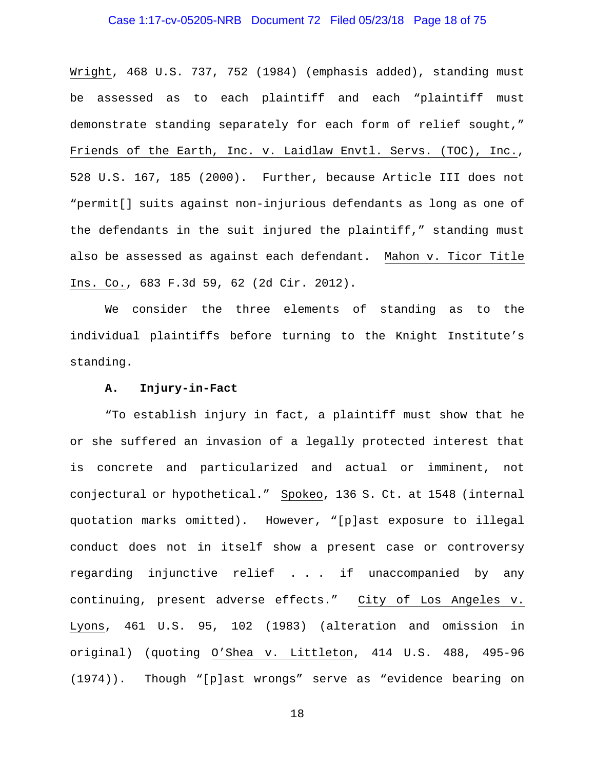Wright, 468 U.S. 737, 752 (1984) (emphasis added), standing must be assessed as to each plaintiff and each "plaintiff must demonstrate standing separately for each form of relief sought," Friends of the Earth, Inc. v. Laidlaw Envtl. Servs. (TOC), Inc., 528 U.S. 167, 185 (2000). Further, because Article III does not "permit[] suits against non-injurious defendants as long as one of the defendants in the suit injured the plaintiff," standing must also be assessed as against each defendant. Mahon v. Ticor Title Ins. Co., 683 F.3d 59, 62 (2d Cir. 2012).

We consider the three elements of standing as to the individual plaintiffs before turning to the Knight Institute's standing.

**A. Injury-in-Fact**

"To establish injury in fact, a plaintiff must show that he or she suffered an invasion of a legally protected interest that is concrete and particularized and actual or imminent, not conjectural or hypothetical." Spokeo, 136 S. Ct. at 1548 (internal quotation marks omitted). However, "[p]ast exposure to illegal conduct does not in itself show a present case or controversy regarding injunctive relief . . . if unaccompanied by any continuing, present adverse effects." City of Los Angeles v. Lyons, 461 U.S. 95, 102 (1983) (alteration and omission in original) (quoting O'Shea v. Littleton, 414 U.S. 488, 495-96 (1974)). Though "[p]ast wrongs" serve as "evidence bearing on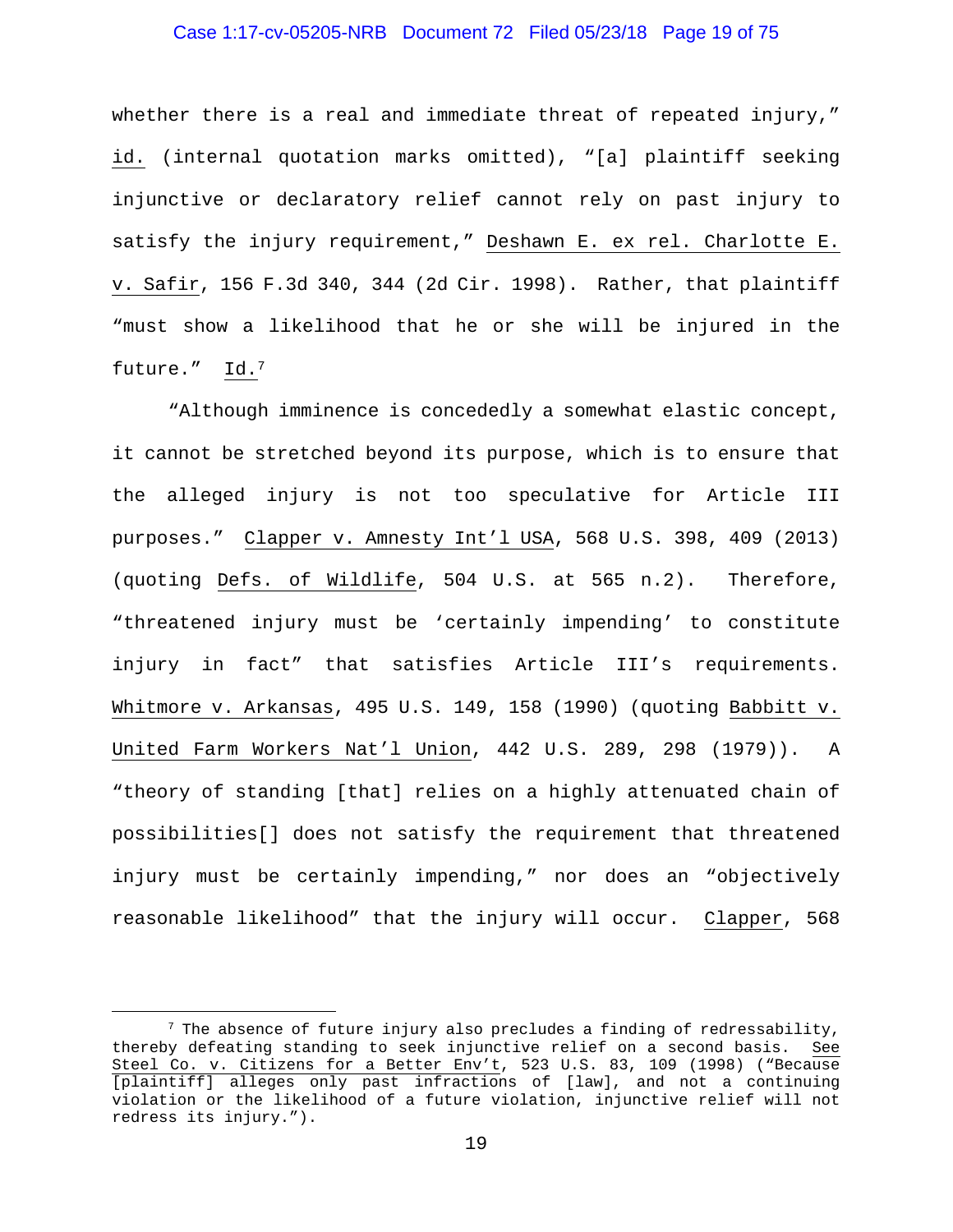whether there is a real and immediate threat of repeated injury," id. (internal quotation marks omitted), "[a] plaintiff seeking injunctive or declaratory relief cannot rely on past injury to satisfy the injury requirement," Deshawn E. ex rel. Charlotte E. v. Safir, 156 F.3d 340, 344 (2d Cir. 1998). Rather, that plaintiff "must show a likelihood that he or she will be injured in the future." Id.[7]

"Although imminence is concededly a somewhat elastic concept, it cannot be stretched beyond its purpose, which is to ensure that the alleged injury is not too speculative for Article III purposes." Clapper v. Amnesty Int'l USA, 568 U.S. 398, 409 (2013) (quoting Defs. of Wildlife, 504 U.S. at 565 n.2). Therefore, "threatened injury must be 'certainly impending' to constitute injury in fact" that satisfies Article III's requirements. Whitmore v. Arkansas, 495 U.S. 149, 158 (1990) (quoting Babbitt v. United Farm Workers Nat'l Union, 442 U.S. 289, 298 (1979)). A "theory of standing [that] relies on a highly attenuated chain of possibilities[] does not satisfy the requirement that threatened injury must be certainly impending," nor does an "objectively reasonable likelihood" that the injury will occur. Clapper, 568

---

[7] The absence of future injury also precludes a finding of redressability, thereby defeating standing to seek injunctive relief on a second basis. See Steel Co. v. Citizens for a Better Env't, 523 U.S. 83, 109 (1998) ("Because [plaintiff] alleges only past infractions of [law], and not a continuing violation or the likelihood of a future violation, injunctive relief will not redress its injury.").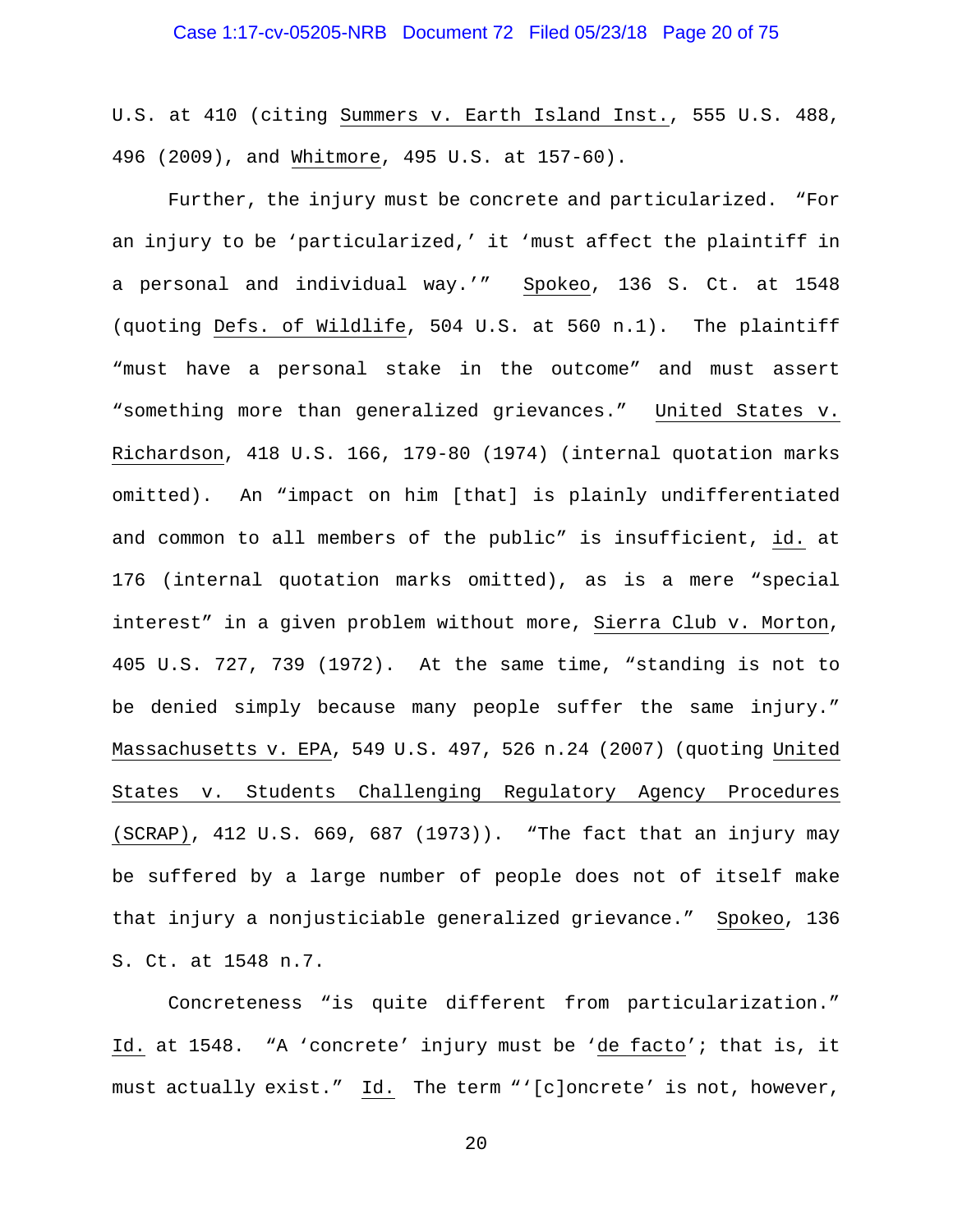U.S. at 410 (citing _Summers v. Earth Island Inst._, 555 U.S. 488, 496 (2009), and _Whitmore_, 495 U.S. at 157-60).

Further, the injury must be concrete and particularized. "For an injury to be 'particularized,' it 'must affect the plaintiff in a personal and individual way.'" _Spokeo_, 136 S. Ct. at 1548 (quoting _Defs. of Wildlife_, 504 U.S. at 560 n.1). The plaintiff "must have a personal stake in the outcome" and must assert "something more than generalized grievances." _United States v. Richardson_, 418 U.S. 166, 179-80 (1974) (internal quotation marks omitted). An "impact on him [that] is plainly undifferentiated and common to all members of the public" is insufficient, _id._ at 176 (internal quotation marks omitted), as is a mere "special interest" in a given problem without more, _Sierra Club v. Morton_, 405 U.S. 727, 739 (1972). At the same time, "standing is not to be denied simply because many people suffer the same injury." _Massachusetts v. EPA_, 549 U.S. 497, 526 n.24 (2007) (quoting _United States v. Students Challenging Regulatory Agency Procedures (SCRAP)_, 412 U.S. 669, 687 (1973)). "The fact that an injury may be suffered by a large number of people does not of itself make that injury a nonjusticiable generalized grievance." _Spokeo_, 136 S. Ct. at 1548 n.7.

Concreteness "is quite different from particularization." _Id._ at 1548. "A 'concrete' injury must be '_de facto_'; that is, it must actually exist." _Id._ The term "'[c]oncrete' is not, however,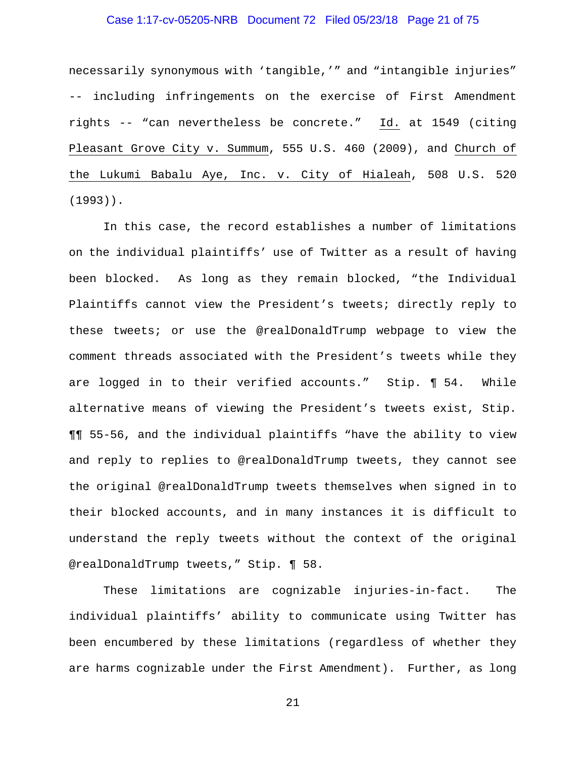necessarily synonymous with 'tangible,'" and "intangible injuries" -- including infringements on the exercise of First Amendment rights -- "can nevertheless be concrete." Id. at 1549 (citing Pleasant Grove City v. Summum, 555 U.S. 460 (2009), and Church of the Lukumi Babalu Aye, Inc. v. City of Hialeah, 508 U.S. 520 (1993)).

In this case, the record establishes a number of limitations on the individual plaintiffs' use of Twitter as a result of having been blocked. As long as they remain blocked, "the Individual Plaintiffs cannot view the President's tweets; directly reply to these tweets; or use the @realDonaldTrump webpage to view the comment threads associated with the President's tweets while they are logged in to their verified accounts." Stip. ¶ 54. While alternative means of viewing the President's tweets exist, Stip. ¶¶ 55-56, and the individual plaintiffs "have the ability to view and reply to replies to @realDonaldTrump tweets, they cannot see the original @realDonaldTrump tweets themselves when signed in to their blocked accounts, and in many instances it is difficult to understand the reply tweets without the context of the original @realDonaldTrump tweets," Stip. ¶ 58.

These limitations are cognizable injuries-in-fact. The individual plaintiffs' ability to communicate using Twitter has been encumbered by these limitations (regardless of whether they are harms cognizable under the First Amendment). Further, as long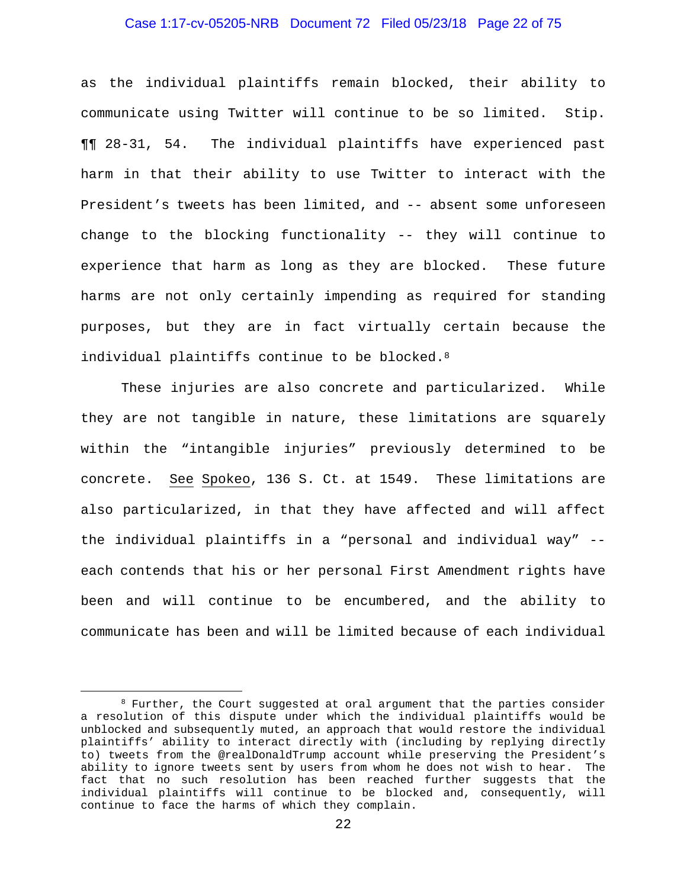as the individual plaintiffs remain blocked, their ability to communicate using Twitter will continue to be so limited. Stip. ¶¶ 28-31, 54. The individual plaintiffs have experienced past harm in that their ability to use Twitter to interact with the President's tweets has been limited, and -- absent some unforeseen change to the blocking functionality -- they will continue to experience that harm as long as they are blocked. These future harms are not only certainly impending as required for standing purposes, but they are in fact virtually certain because the individual plaintiffs continue to be blocked.[8]

These injuries are also concrete and particularized. While they are not tangible in nature, these limitations are squarely within the "intangible injuries" previously determined to be concrete. See Spokeo, 136 S. Ct. at 1549. These limitations are also particularized, in that they have affected and will affect the individual plaintiffs in a "personal and individual way" -- each contends that his or her personal First Amendment rights have been and will continue to be encumbered, and the ability to communicate has been and will be limited because of each individual

---

[8] Further, the Court suggested at oral argument that the parties consider a resolution of this dispute under which the individual plaintiffs would be unblocked and subsequently muted, an approach that would restore the individual plaintiffs' ability to interact directly with (including by replying directly to) tweets from the @realDonaldTrump account while preserving the President's ability to ignore tweets sent by users from whom he does not wish to hear. The fact that no such resolution has been reached further suggests that the individual plaintiffs will continue to be blocked and, consequently, will continue to face the harms of which they complain.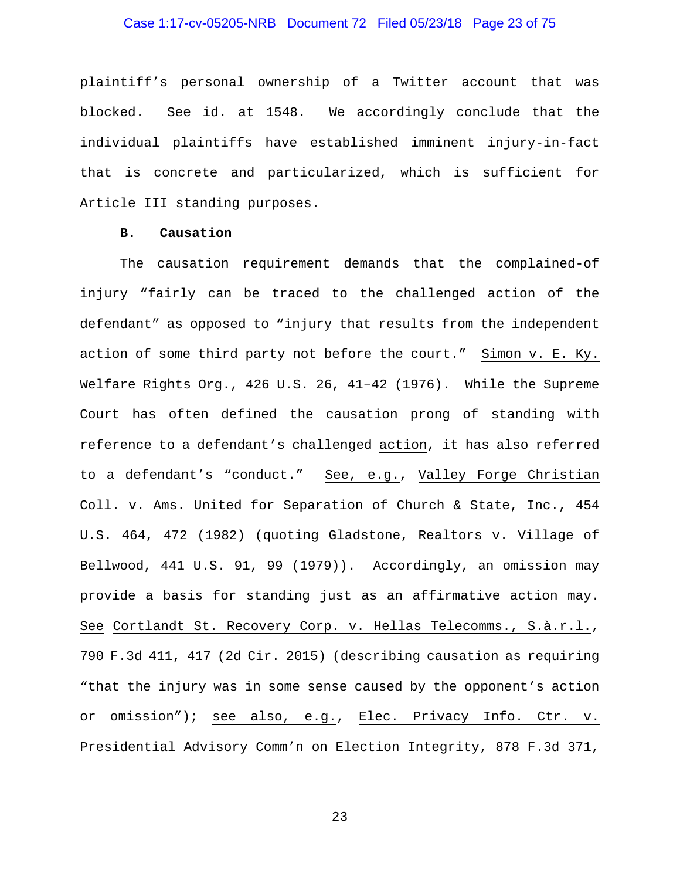plaintiff's personal ownership of a Twitter account that was blocked. See id. at 1548. We accordingly conclude that the individual plaintiffs have established imminent injury-in-fact that is concrete and particularized, which is sufficient for Article III standing purposes.

**B. Causation**

The causation requirement demands that the complained-of injury "fairly can be traced to the challenged action of the defendant" as opposed to "injury that results from the independent action of some third party not before the court." Simon v. E. Ky. Welfare Rights Org., 426 U.S. 26, 41–42 (1976). While the Supreme Court has often defined the causation prong of standing with reference to a defendant's challenged action, it has also referred to a defendant's "conduct." See, e.g., Valley Forge Christian Coll. v. Ams. United for Separation of Church & State, Inc., 454 U.S. 464, 472 (1982) (quoting Gladstone, Realtors v. Village of Bellwood, 441 U.S. 91, 99 (1979)). Accordingly, an omission may provide a basis for standing just as an affirmative action may. See Cortlandt St. Recovery Corp. v. Hellas Telecomms., S.à.r.l., 790 F.3d 411, 417 (2d Cir. 2015) (describing causation as requiring "that the injury was in some sense caused by the opponent's action or omission"); see also, e.g., Elec. Privacy Info. Ctr. v. Presidential Advisory Comm'n on Election Integrity, 878 F.3d 371,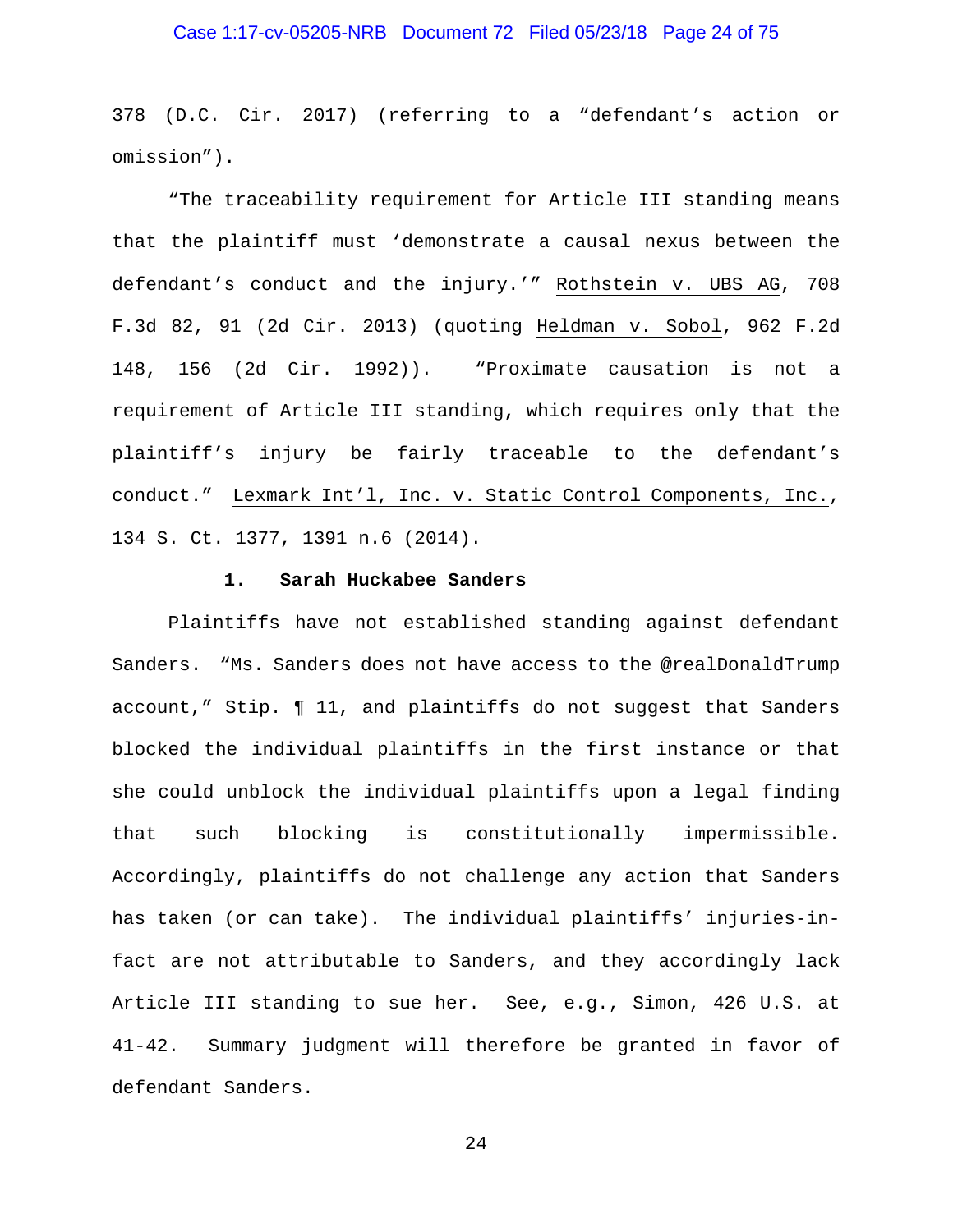378 (D.C. Cir. 2017) (referring to a "defendant's action or omission").

"The traceability requirement for Article III standing means that the plaintiff must 'demonstrate a causal nexus between the defendant's conduct and the injury.'" Rothstein v. UBS AG, 708 F.3d 82, 91 (2d Cir. 2013) (quoting Heldman v. Sobol, 962 F.2d 148, 156 (2d Cir. 1992)). "Proximate causation is not a requirement of Article III standing, which requires only that the plaintiff's injury be fairly traceable to the defendant's conduct." Lexmark Int'l, Inc. v. Static Control Components, Inc., 134 S. Ct. 1377, 1391 n.6 (2014).

### 1. Sarah Huckabee Sanders

Plaintiffs have not established standing against defendant Sanders. "Ms. Sanders does not have access to the @realDonaldTrump account," Stip. ¶ 11, and plaintiffs do not suggest that Sanders blocked the individual plaintiffs in the first instance or that she could unblock the individual plaintiffs upon a legal finding that such blocking is constitutionally impermissible. Accordingly, plaintiffs do not challenge any action that Sanders has taken (or can take). The individual plaintiffs' injuries-in-fact are not attributable to Sanders, and they accordingly lack Article III standing to sue her. See, e.g., Simon, 426 U.S. at 41-42. Summary judgment will therefore be granted in favor of defendant Sanders.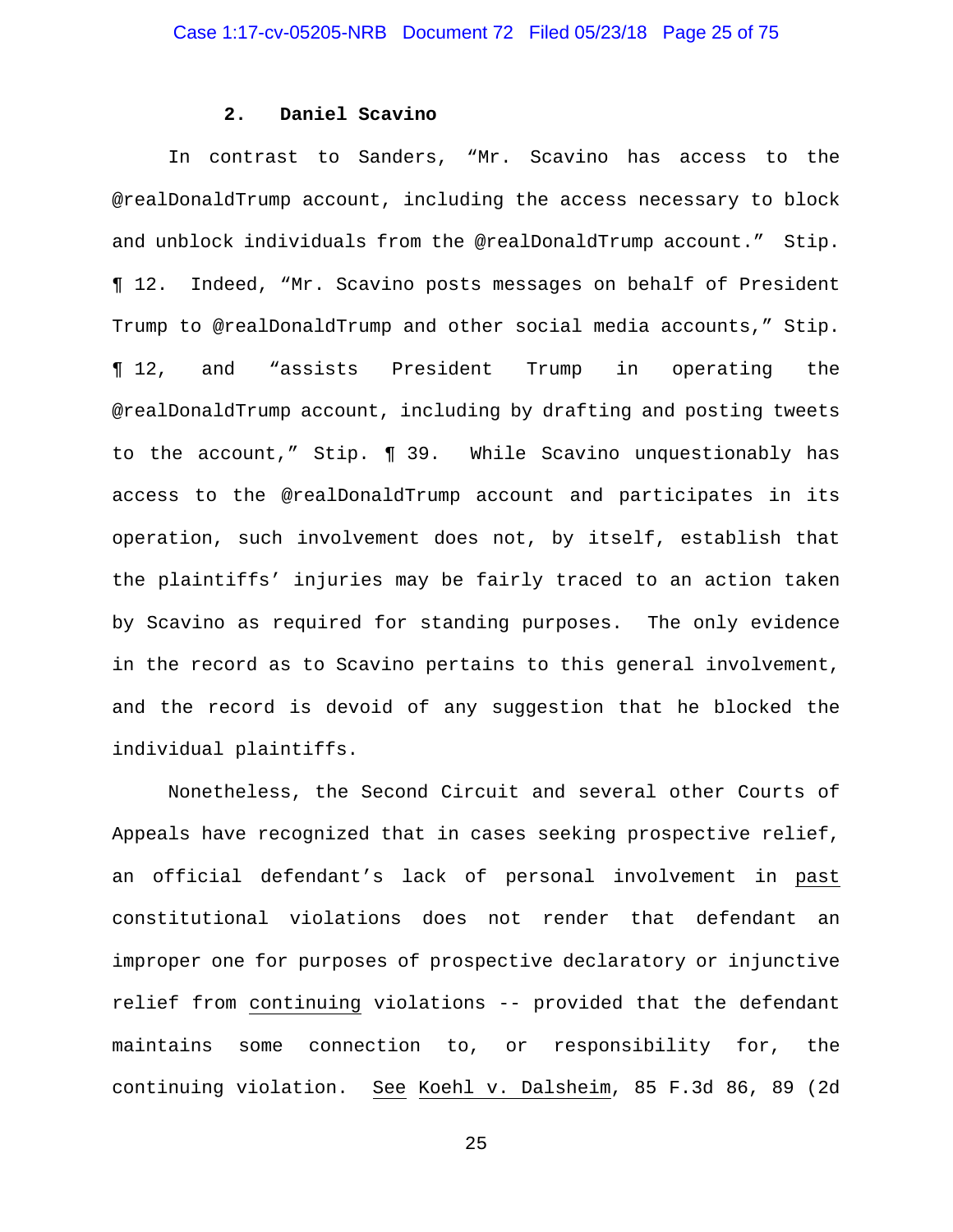### 2. Daniel Scavino

In contrast to Sanders, "Mr. Scavino has access to the @realDonaldTrump account, including the access necessary to block and unblock individuals from the @realDonaldTrump account." Stip. ¶ 12. Indeed, "Mr. Scavino posts messages on behalf of President Trump to @realDonaldTrump and other social media accounts," Stip. ¶ 12, and "assists President Trump in operating the @realDonaldTrump account, including by drafting and posting tweets to the account," Stip. ¶ 39. While Scavino unquestionably has access to the @realDonaldTrump account and participates in its operation, such involvement does not, by itself, establish that the plaintiffs' injuries may be fairly traced to an action taken by Scavino as required for standing purposes. The only evidence in the record as to Scavino pertains to this general involvement, and the record is devoid of any suggestion that he blocked the individual plaintiffs.

Nonetheless, the Second Circuit and several other Courts of Appeals have recognized that in cases seeking prospective relief, an official defendant's lack of personal involvement in past constitutional violations does not render that defendant an improper one for purposes of prospective declaratory or injunctive relief from continuing violations -- provided that the defendant maintains some connection to, or responsibility for, the continuing violation. See Koehl v. Dalsheim, 85 F.3d 86, 89 (2d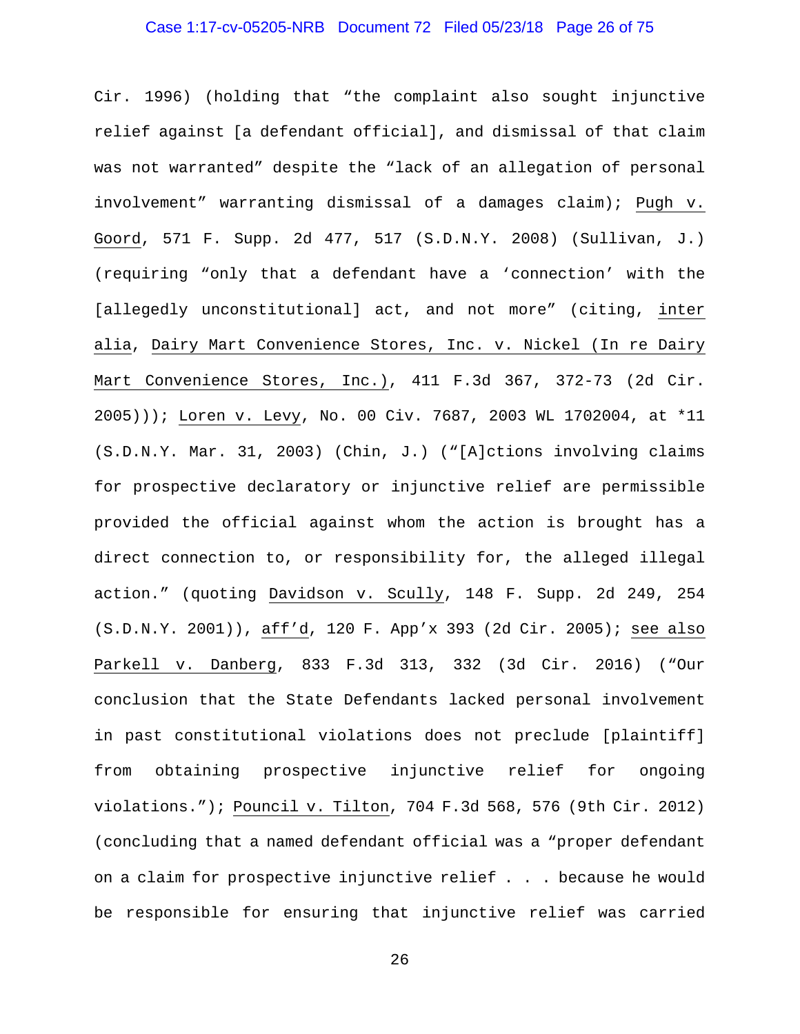Cir. 1996) (holding that "the complaint also sought injunctive relief against [a defendant official], and dismissal of that claim was not warranted" despite the "lack of an allegation of personal involvement" warranting dismissal of a damages claim); Pugh v. Goord, 571 F. Supp. 2d 477, 517 (S.D.N.Y. 2008) (Sullivan, J.) (requiring "only that a defendant have a 'connection' with the [allegedly unconstitutional] act, and not more" (citing, inter alia, Dairy Mart Convenience Stores, Inc. v. Nickel (In re Dairy Mart Convenience Stores, Inc.), 411 F.3d 367, 372-73 (2d Cir. 2005))); Loren v. Levy, No. 00 Civ. 7687, 2003 WL 1702004, at *11 (S.D.N.Y. Mar. 31, 2003) (Chin, J.) ("[A]ctions involving claims for prospective declaratory or injunctive relief are permissible provided the official against whom the action is brought has a direct connection to, or responsibility for, the alleged illegal action." (quoting Davidson v. Scully, 148 F. Supp. 2d 249, 254 (S.D.N.Y. 2001)), aff'd, 120 F. App'x 393 (2d Cir. 2005); see also Parkell v. Danberg, 833 F.3d 313, 332 (3d Cir. 2016) ("Our conclusion that the State Defendants lacked personal involvement in past constitutional violations does not preclude [plaintiff] from obtaining prospective injunctive relief for ongoing violations."); Pouncil v. Tilton, 704 F.3d 568, 576 (9th Cir. 2012) (concluding that a named defendant official was a "proper defendant on a claim for prospective injunctive relief . . . because he would be responsible for ensuring that injunctive relief was carried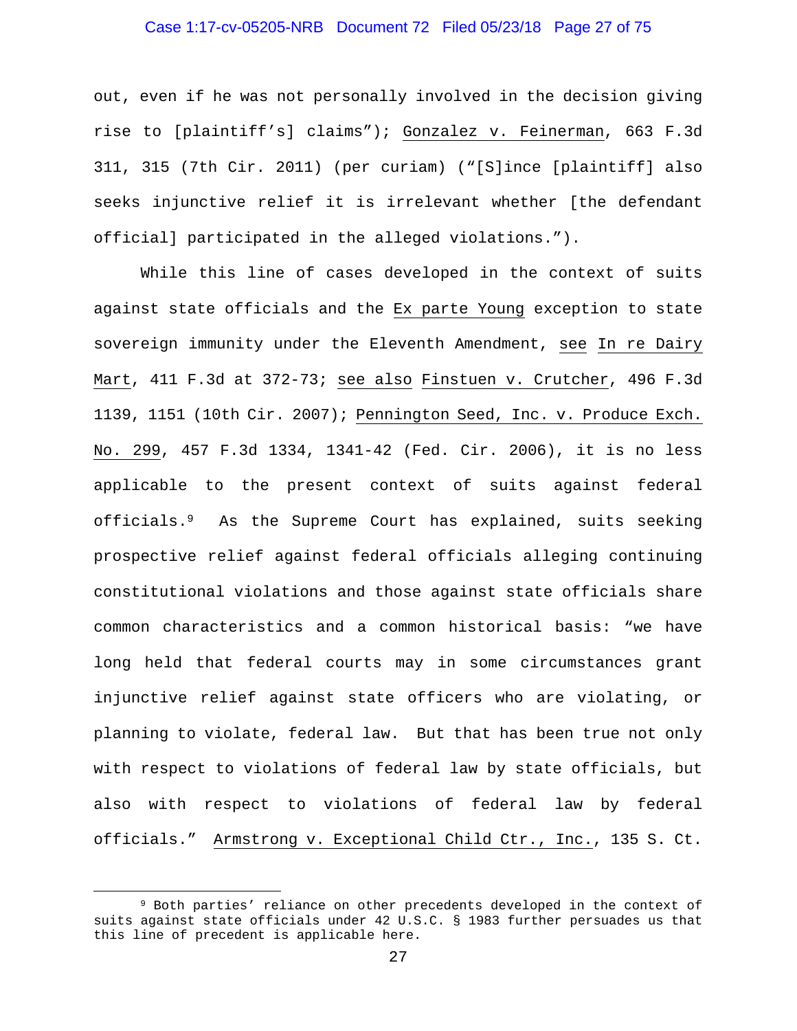out, even if he was not personally involved in the decision giving rise to [plaintiff's] claims"); Gonzalez v. Feinerman, 663 F.3d 311, 315 (7th Cir. 2011) (per curiam) ("[S]ince [plaintiff] also seeks injunctive relief it is irrelevant whether [the defendant official] participated in the alleged violations.").

While this line of cases developed in the context of suits against state officials and the Ex parte Young exception to state sovereign immunity under the Eleventh Amendment, see In re Dairy Mart, 411 F.3d at 372-73; see also Finstuen v. Crutcher, 496 F.3d 1139, 1151 (10th Cir. 2007); Pennington Seed, Inc. v. Produce Exch. No. 299, 457 F.3d 1334, 1341-42 (Fed. Cir. 2006), it is no less applicable to the present context of suits against federal officials.[9] As the Supreme Court has explained, suits seeking prospective relief against federal officials alleging continuing constitutional violations and those against state officials share common characteristics and a common historical basis: "we have long held that federal courts may in some circumstances grant injunctive relief against state officers who are violating, or planning to violate, federal law. But that has been true not only with respect to violations of federal law by state officials, but also with respect to violations of federal law by federal officials." Armstrong v. Exceptional Child Ctr., Inc., 135 S. Ct.

[9] Both parties' reliance on other precedents developed in the context of suits against state officials under 42 U.S.C. § 1983 further persuades us that this line of precedent is applicable here.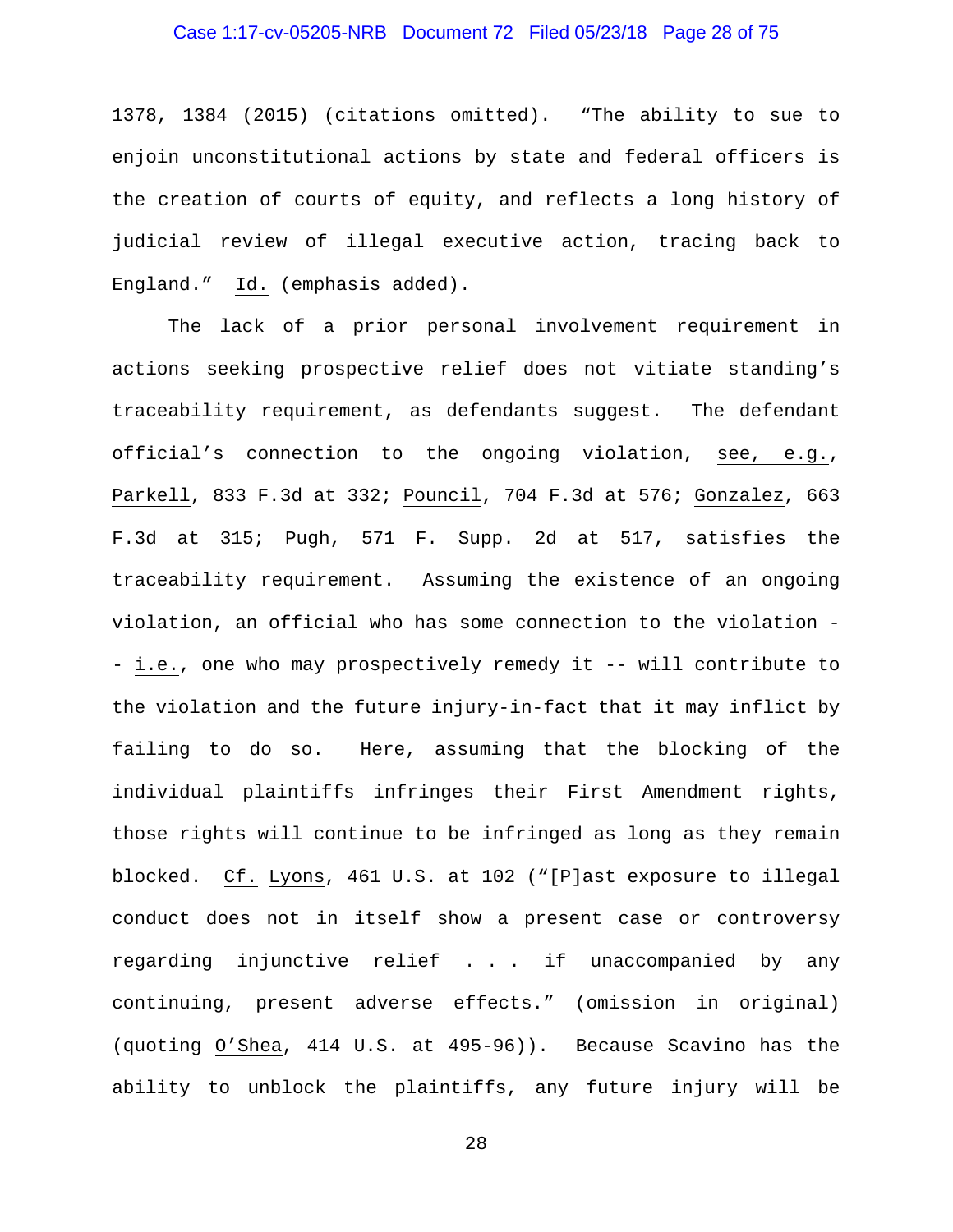1378, 1384 (2015) (citations omitted). "The ability to sue to enjoin unconstitutional actions <u>by state and federal officers</u> is the creation of courts of equity, and reflects a long history of judicial review of illegal executive action, tracing back to England." <u>Id.</u> (emphasis added).

The lack of a prior personal involvement requirement in actions seeking prospective relief does not vitiate standing's traceability requirement, as defendants suggest. The defendant official's connection to the ongoing violation, <u>see, e.g.</u>, <u>Parkell</u>, 833 F.3d at 332; <u>Pouncil</u>, 704 F.3d at 576; <u>Gonzalez</u>, 663 F.3d at 315; <u>Pugh</u>, 571 F. Supp. 2d at 517, satisfies the traceability requirement. Assuming the existence of an ongoing violation, an official who has some connection to the violation -- <u>i.e.</u>, one who may prospectively remedy it -- will contribute to the violation and the future injury-in-fact that it may inflict by failing to do so. Here, assuming that the blocking of the individual plaintiffs infringes their First Amendment rights, those rights will continue to be infringed as long as they remain blocked. <u>Cf.</u> <u>Lyons</u>, 461 U.S. at 102 ("[P]ast exposure to illegal conduct does not in itself show a present case or controversy regarding injunctive relief . . . if unaccompanied by any continuing, present adverse effects." (omission in original) (quoting <u>O'Shea</u>, 414 U.S. at 495-96)). Because Scavino has the ability to unblock the plaintiffs, any future injury will be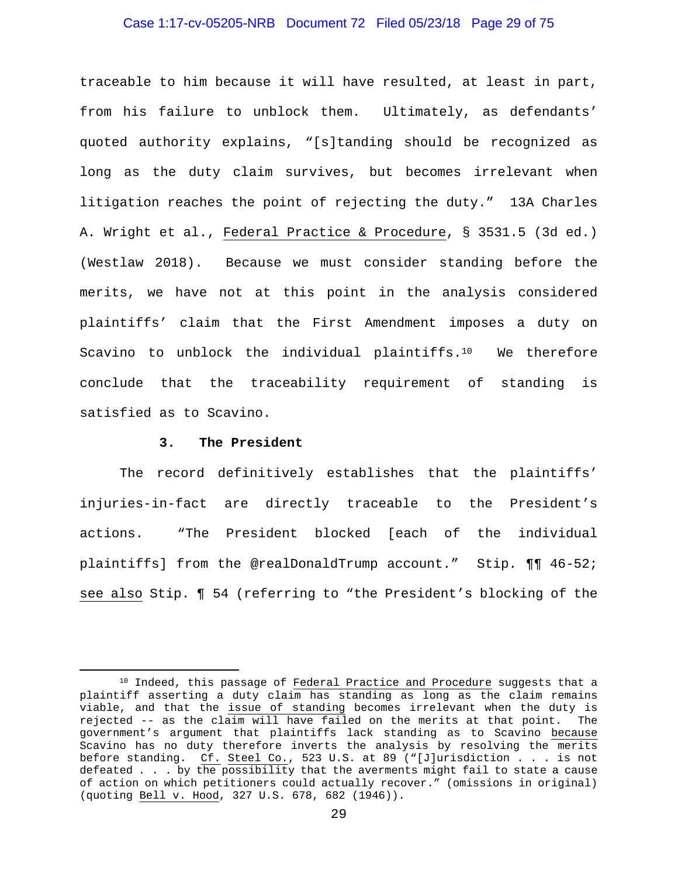traceable to him because it will have resulted, at least in part, from his failure to unblock them. Ultimately, as defendants' quoted authority explains, "[s]tanding should be recognized as long as the duty claim survives, but becomes irrelevant when litigation reaches the point of rejecting the duty." 13A Charles A. Wright et al., Federal Practice & Procedure, § 3531.5 (3d ed.) (Westlaw 2018). Because we must consider standing before the merits, we have not at this point in the analysis considered plaintiffs' claim that the First Amendment imposes a duty on Scavino to unblock the individual plaintiffs.[10] We therefore conclude that the traceability requirement of standing is satisfied as to Scavino.

### 3. The President

The record definitively establishes that the plaintiffs' injuries-in-fact are directly traceable to the President's actions. "The President blocked [each of the individual plaintiffs] from the @realDonaldTrump account." Stip. ¶¶ 46-52; see also Stip. ¶ 54 (referring to "the President's blocking of the

---

[10] Indeed, this passage of Federal Practice and Procedure suggests that a plaintiff asserting a duty claim has standing as long as the claim remains viable, and that the issue of standing becomes irrelevant when the duty is rejected -- as the claim will have failed on the merits at that point. The government's argument that plaintiffs lack standing as to Scavino because Scavino has no duty therefore inverts the analysis by resolving the merits before standing. Cf. Steel Co., 523 U.S. at 89 ("[J]urisdiction . . . is not defeated . . . by the possibility that the averments might fail to state a cause of action on which petitioners could actually recover." (omissions in original) (quoting Bell v. Hood, 327 U.S. 678, 682 (1946)).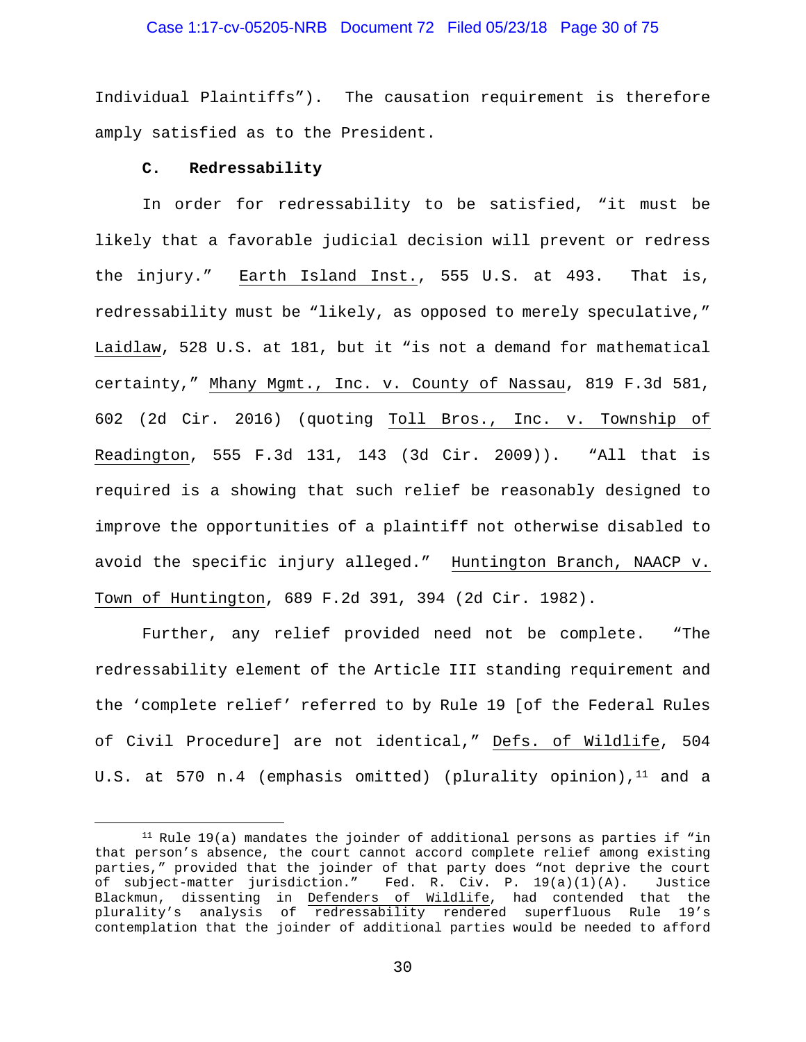Individual Plaintiffs"). The causation requirement is therefore amply satisfied as to the President.

### C. Redressability

In order for redressability to be satisfied, "it must be likely that a favorable judicial decision will prevent or redress the injury." Earth Island Inst., 555 U.S. at 493. That is, redressability must be "likely, as opposed to merely speculative," Laidlaw, 528 U.S. at 181, but it "is not a demand for mathematical certainty," Mhany Mgmt., Inc. v. County of Nassau, 819 F.3d 581, 602 (2d Cir. 2016) (quoting Toll Bros., Inc. v. Township of Readington, 555 F.3d 131, 143 (3d Cir. 2009)). "All that is required is a showing that such relief be reasonably designed to improve the opportunities of a plaintiff not otherwise disabled to avoid the specific injury alleged." Huntington Branch, NAACP v. Town of Huntington, 689 F.2d 391, 394 (2d Cir. 1982).

Further, any relief provided need not be complete. "The redressability element of the Article III standing requirement and the 'complete relief' referred to by Rule 19 [of the Federal Rules of Civil Procedure] are not identical," Defs. of Wildlife, 504 U.S. at 570 n.4 (emphasis omitted) (plurality opinion),[11] and a

[11] Rule 19(a) mandates the joinder of additional persons as parties if "in that person's absence, the court cannot accord complete relief among existing parties," provided that the joinder of that party does "not deprive the court of subject-matter jurisdiction." Fed. R. Civ. P. 19(a)(1)(A). Justice Blackmun, dissenting in Defenders of Wildlife, had contended that the plurality's analysis of redressability rendered superfluous Rule 19's contemplation that the joinder of additional parties would be needed to afford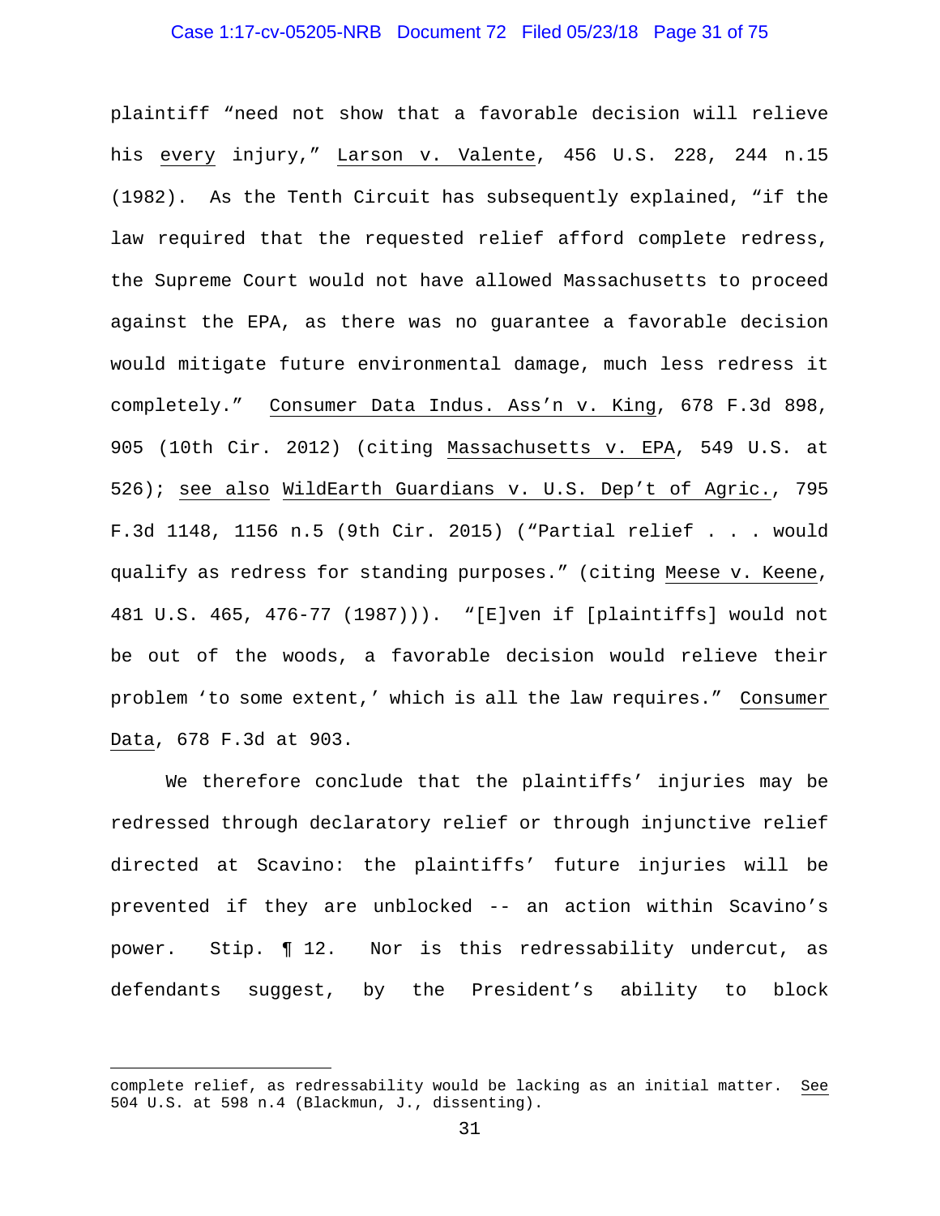plaintiff "need not show that a favorable decision will relieve his <u>every</u> injury," <u>Larson v. Valente</u>, 456 U.S. 228, 244 n.15 (1982). As the Tenth Circuit has subsequently explained, "if the law required that the requested relief afford complete redress, the Supreme Court would not have allowed Massachusetts to proceed against the EPA, as there was no guarantee a favorable decision would mitigate future environmental damage, much less redress it completely." <u>Consumer Data Indus. Ass'n v. King</u>, 678 F.3d 898, 905 (10th Cir. 2012) (citing <u>Massachusetts v. EPA</u>, 549 U.S. at 526); <u>see also</u> <u>WildEarth Guardians v. U.S. Dep't of Agric.</u>, 795 F.3d 1148, 1156 n.5 (9th Cir. 2015) ("Partial relief . . . would qualify as redress for standing purposes." (citing <u>Meese v. Keene</u>, 481 U.S. 465, 476-77 (1987))). "[E]ven if [plaintiffs] would not be out of the woods, a favorable decision would relieve their problem 'to some extent,' which is all the law requires." <u>Consumer Data</u>, 678 F.3d at 903.

We therefore conclude that the plaintiffs' injuries may be redressed through declaratory relief or through injunctive relief directed at Scavino: the plaintiffs' future injuries will be prevented if they are unblocked -- an action within Scavino's power. Stip. ¶ 12. Nor is this redressability undercut, as defendants suggest, by the President's ability to block

---

complete relief, as redressability would be lacking as an initial matter. <u>See</u> 504 U.S. at 598 n.4 (Blackmun, J., dissenting).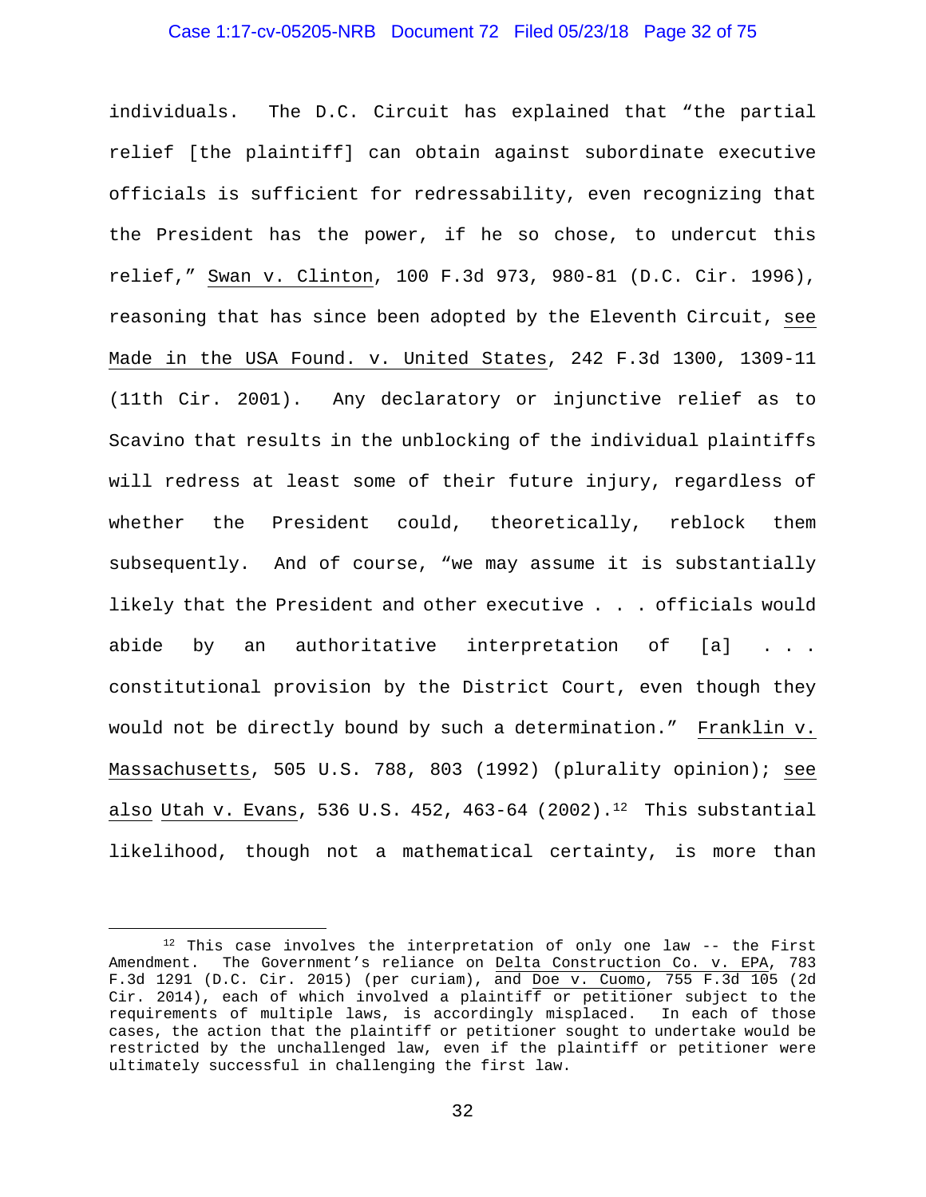individuals. The D.C. Circuit has explained that "the partial relief [the plaintiff] can obtain against subordinate executive officials is sufficient for redressability, even recognizing that the President has the power, if he so chose, to undercut this relief," Swan v. Clinton, 100 F.3d 973, 980-81 (D.C. Cir. 1996), reasoning that has since been adopted by the Eleventh Circuit, see Made in the USA Found. v. United States, 242 F.3d 1300, 1309-11 (11th Cir. 2001). Any declaratory or injunctive relief as to Scavino that results in the unblocking of the individual plaintiffs will redress at least some of their future injury, regardless of whether the President could, theoretically, reblock them subsequently. And of course, "we may assume it is substantially likely that the President and other executive . . . officials would abide by an authoritative interpretation of [a] . . . constitutional provision by the District Court, even though they would not be directly bound by such a determination." Franklin v. Massachusetts, 505 U.S. 788, 803 (1992) (plurality opinion); see also Utah v. Evans, 536 U.S. 452, 463-64 (2002).[12] This substantial likelihood, though not a mathematical certainty, is more than

---

[12] This case involves the interpretation of only one law -- the First Amendment. The Government's reliance on Delta Construction Co. v. EPA, 783 F.3d 1291 (D.C. Cir. 2015) (per curiam), and Doe v. Cuomo, 755 F.3d 105 (2d Cir. 2014), each of which involved a plaintiff or petitioner subject to the requirements of multiple laws, is accordingly misplaced. In each of those cases, the action that the plaintiff or petitioner sought to undertake would be restricted by the unchallenged law, even if the plaintiff or petitioner were ultimately successful in challenging the first law.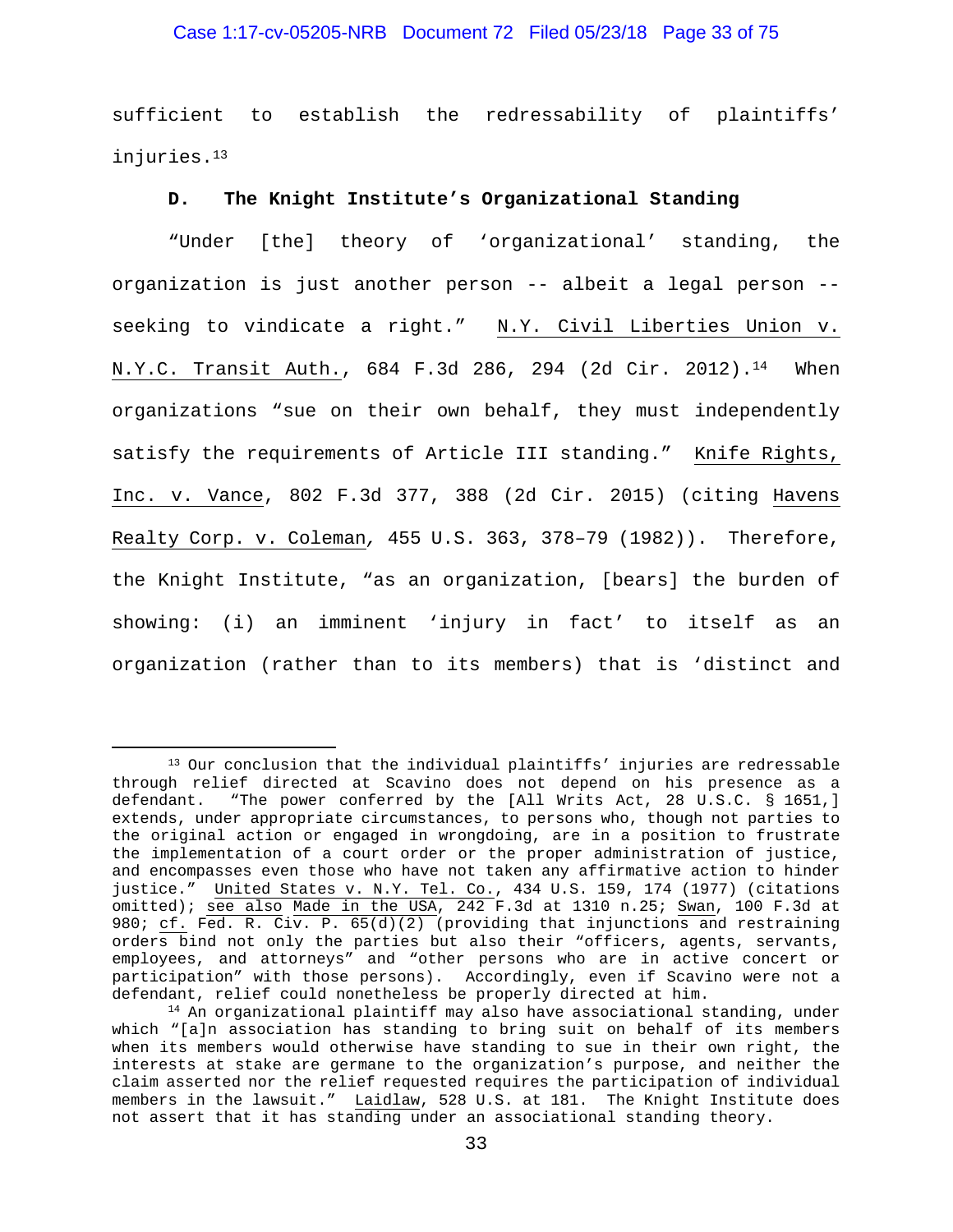sufficient to establish the redressability of plaintiffs' injuries.[13]

### D. The Knight Institute's Organizational Standing

"Under [the] theory of 'organizational' standing, the organization is just another person -- albeit a legal person -- seeking to vindicate a right." N.Y. Civil Liberties Union v. N.Y.C. Transit Auth., 684 F.3d 286, 294 (2d Cir. 2012).[14] When organizations "sue on their own behalf, they must independently satisfy the requirements of Article III standing." Knife Rights, Inc. v. Vance, 802 F.3d 377, 388 (2d Cir. 2015) (citing Havens Realty Corp. v. Coleman, 455 U.S. 363, 378–79 (1982)). Therefore, the Knight Institute, "as an organization, [bears] the burden of showing: (i) an imminent 'injury in fact' to itself as an organization (rather than to its members) that is 'distinct and

---

[13] Our conclusion that the individual plaintiffs' injuries are redressable through relief directed at Scavino does not depend on his presence as a defendant. "The power conferred by the [All Writs Act, 28 U.S.C. § 1651,] extends, under appropriate circumstances, to persons who, though not parties to the original action or engaged in wrongdoing, are in a position to frustrate the implementation of a court order or the proper administration of justice, and encompasses even those who have not taken any affirmative action to hinder justice." United States v. N.Y. Tel. Co., 434 U.S. 159, 174 (1977) (citations omitted); see also Made in the USA, 242 F.3d at 1310 n.25; Swan, 100 F.3d at 980; cf. Fed. R. Civ. P. 65(d)(2) (providing that injunctions and restraining orders bind not only the parties but also their "officers, agents, servants, employees, and attorneys" and "other persons who are in active concert or participation" with those persons). Accordingly, even if Scavino were not a defendant, relief could nonetheless be properly directed at him.

[14] An organizational plaintiff may also have associational standing, under which "[a]n association has standing to bring suit on behalf of its members when its members would otherwise have standing to sue in their own right, the interests at stake are germane to the organization's purpose, and neither the claim asserted nor the relief requested requires the participation of individual members in the lawsuit." Laidlaw, 528 U.S. at 181. The Knight Institute does not assert that it has standing under an associational standing theory.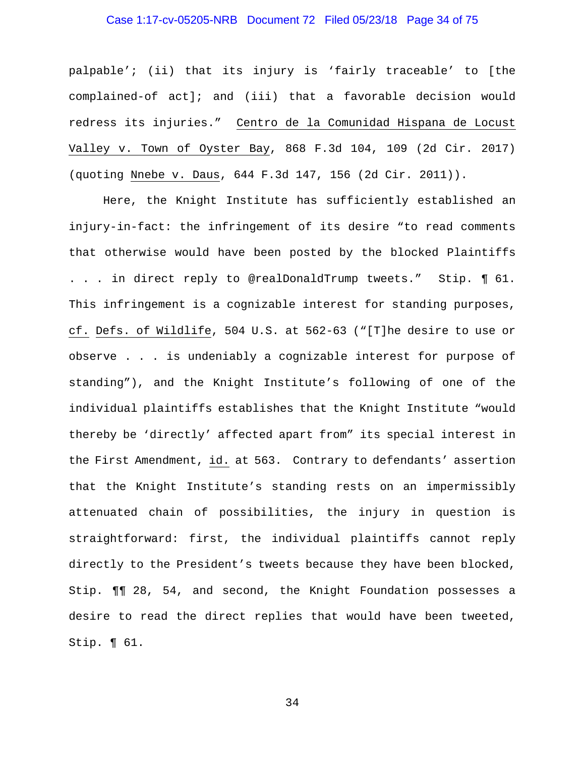palpable'; (ii) that its injury is 'fairly traceable' to [the complained-of act]; and (iii) that a favorable decision would redress its injuries." Centro de la Comunidad Hispana de Locust Valley v. Town of Oyster Bay, 868 F.3d 104, 109 (2d Cir. 2017) (quoting Nnebe v. Daus, 644 F.3d 147, 156 (2d Cir. 2011)).

Here, the Knight Institute has sufficiently established an injury-in-fact: the infringement of its desire "to read comments that otherwise would have been posted by the blocked Plaintiffs . . . in direct reply to @realDonaldTrump tweets." Stip. ¶ 61. This infringement is a cognizable interest for standing purposes, cf. Defs. of Wildlife, 504 U.S. at 562-63 ("[T]he desire to use or observe . . . is undeniably a cognizable interest for purpose of standing"), and the Knight Institute's following of one of the individual plaintiffs establishes that the Knight Institute "would thereby be 'directly' affected apart from" its special interest in the First Amendment, id. at 563. Contrary to defendants' assertion that the Knight Institute's standing rests on an impermissibly attenuated chain of possibilities, the injury in question is straightforward: first, the individual plaintiffs cannot reply directly to the President's tweets because they have been blocked, Stip. ¶¶ 28, 54, and second, the Knight Foundation possesses a desire to read the direct replies that would have been tweeted, Stip. ¶ 61.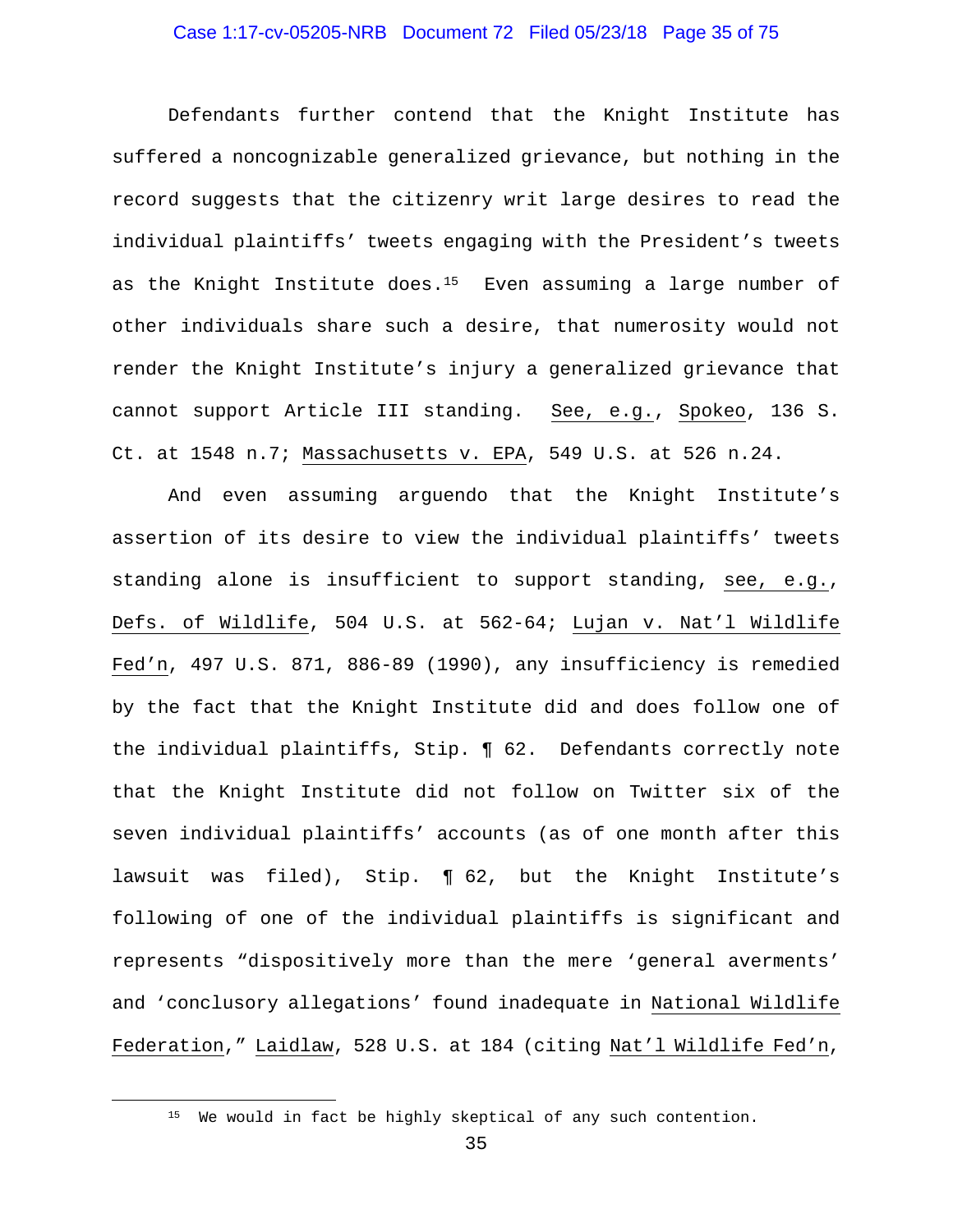Defendants further contend that the Knight Institute has suffered a noncognizable generalized grievance, but nothing in the record suggests that the citizenry writ large desires to read the individual plaintiffs' tweets engaging with the President's tweets as the Knight Institute does.[15] Even assuming a large number of other individuals share such a desire, that numerosity would not render the Knight Institute's injury a generalized grievance that cannot support Article III standing. See, e.g., Spokeo, 136 S. Ct. at 1548 n.7; Massachusetts v. EPA, 549 U.S. at 526 n.24.

And even assuming arguendo that the Knight Institute's assertion of its desire to view the individual plaintiffs' tweets standing alone is insufficient to support standing, see, e.g., Defs. of Wildlife, 504 U.S. at 562-64; Lujan v. Nat'l Wildlife Fed'n, 497 U.S. 871, 886-89 (1990), any insufficiency is remedied by the fact that the Knight Institute did and does follow one of the individual plaintiffs, Stip. ¶ 62. Defendants correctly note that the Knight Institute did not follow on Twitter six of the seven individual plaintiffs' accounts (as of one month after this lawsuit was filed), Stip. ¶ 62, but the Knight Institute's following of one of the individual plaintiffs is significant and represents "dispositively more than the mere 'general averments' and 'conclusory allegations' found inadequate in National Wildlife Federation," Laidlaw, 528 U.S. at 184 (citing Nat'l Wildlife Fed'n,

---

[15] We would in fact be highly skeptical of any such contention.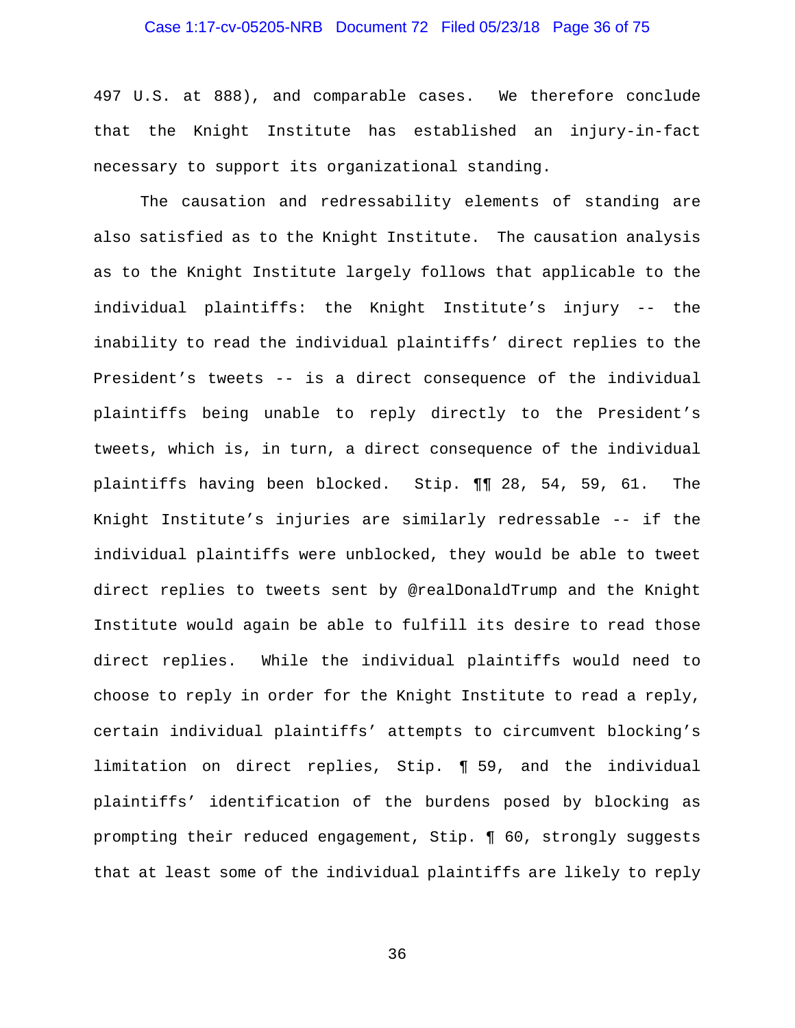497 U.S. at 888), and comparable cases. We therefore conclude that the Knight Institute has established an injury-in-fact necessary to support its organizational standing.

The causation and redressability elements of standing are also satisfied as to the Knight Institute. The causation analysis as to the Knight Institute largely follows that applicable to the individual plaintiffs: the Knight Institute's injury -- the inability to read the individual plaintiffs' direct replies to the President's tweets -- is a direct consequence of the individual plaintiffs being unable to reply directly to the President's tweets, which is, in turn, a direct consequence of the individual plaintiffs having been blocked. Stip. ¶¶ 28, 54, 59, 61. The Knight Institute's injuries are similarly redressable -- if the individual plaintiffs were unblocked, they would be able to tweet direct replies to tweets sent by @realDonaldTrump and the Knight Institute would again be able to fulfill its desire to read those direct replies. While the individual plaintiffs would need to choose to reply in order for the Knight Institute to read a reply, certain individual plaintiffs' attempts to circumvent blocking's limitation on direct replies, Stip. ¶ 59, and the individual plaintiffs' identification of the burdens posed by blocking as prompting their reduced engagement, Stip. ¶ 60, strongly suggests that at least some of the individual plaintiffs are likely to reply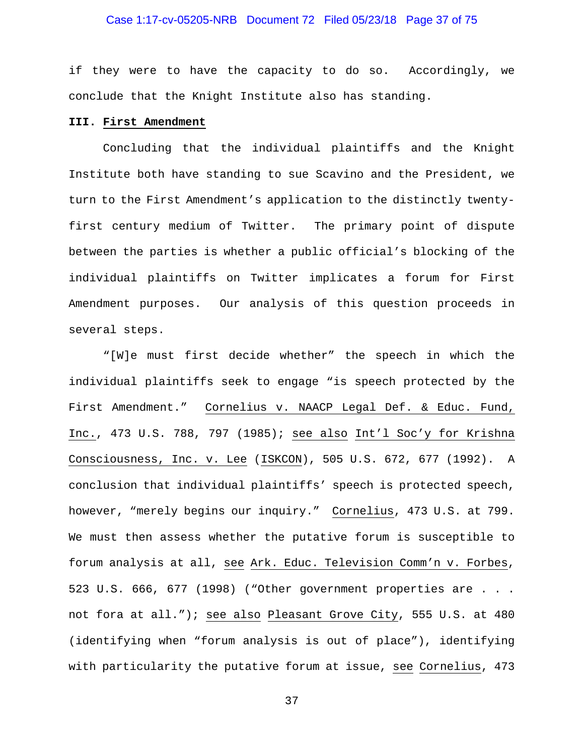if they were to have the capacity to do so. Accordingly, we conclude that the Knight Institute also has standing.

### III. First Amendment

Concluding that the individual plaintiffs and the Knight Institute both have standing to sue Scavino and the President, we turn to the First Amendment's application to the distinctly twenty-first century medium of Twitter. The primary point of dispute between the parties is whether a public official's blocking of the individual plaintiffs on Twitter implicates a forum for First Amendment purposes. Our analysis of this question proceeds in several steps.

"[W]e must first decide whether" the speech in which the individual plaintiffs seek to engage "is speech protected by the First Amendment." Cornelius v. NAACP Legal Def. & Educ. Fund, Inc., 473 U.S. 788, 797 (1985); see also Int'l Soc'y for Krishna Consciousness, Inc. v. Lee (ISKCON), 505 U.S. 672, 677 (1992). A conclusion that individual plaintiffs' speech is protected speech, however, "merely begins our inquiry." Cornelius, 473 U.S. at 799. We must then assess whether the putative forum is susceptible to forum analysis at all, see Ark. Educ. Television Comm'n v. Forbes, 523 U.S. 666, 677 (1998) ("Other government properties are . . . not fora at all."); see also Pleasant Grove City, 555 U.S. at 480 (identifying when "forum analysis is out of place"), identifying with particularity the putative forum at issue, see Cornelius, 473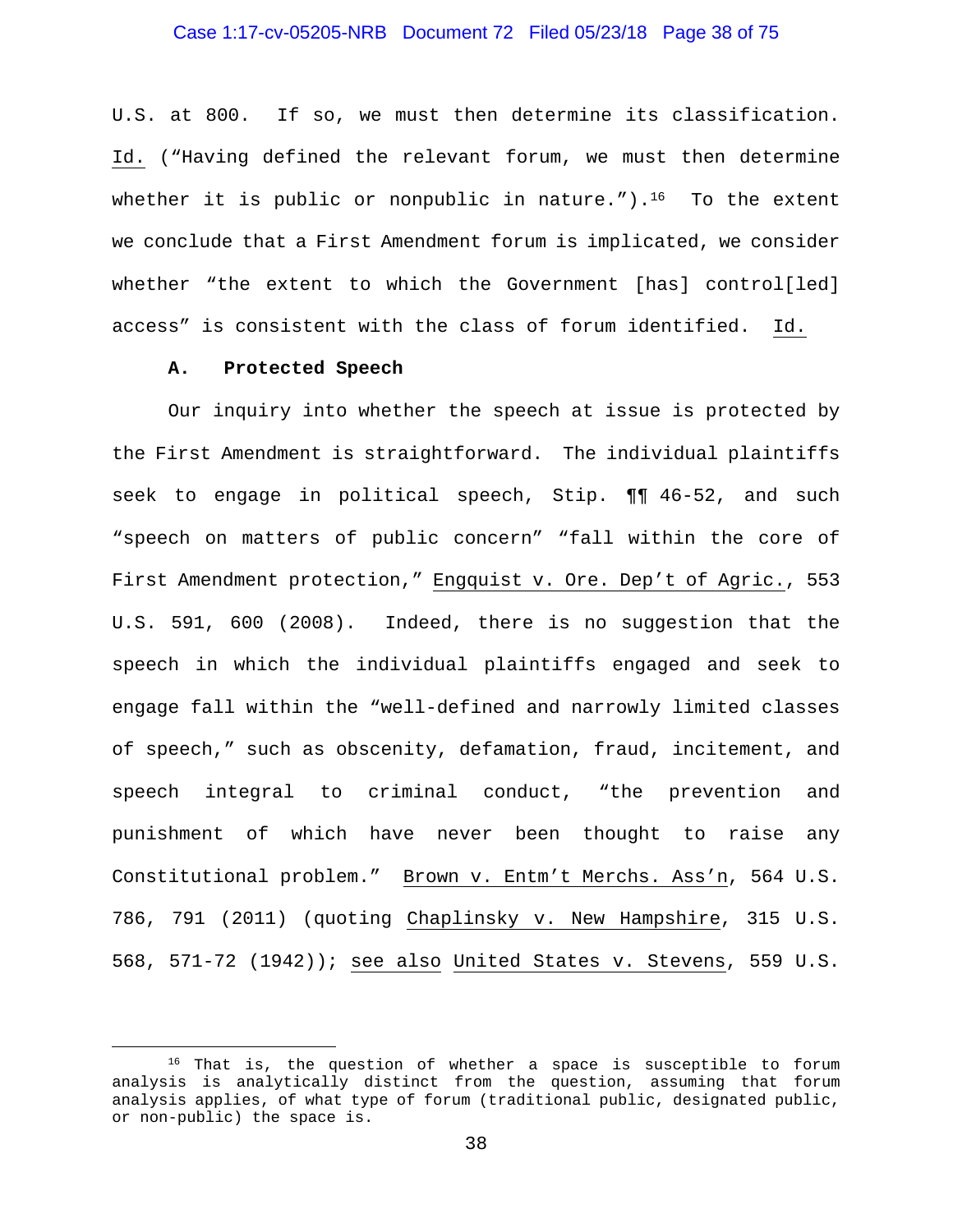U.S. at 800. If so, we must then determine its classification. Id. ("Having defined the relevant forum, we must then determine whether it is public or nonpublic in nature.").[16] To the extent we conclude that a First Amendment forum is implicated, we consider whether "the extent to which the Government [has] control[led] access" is consistent with the class of forum identified. Id.

### A. Protected Speech

Our inquiry into whether the speech at issue is protected by the First Amendment is straightforward. The individual plaintiffs seek to engage in political speech, Stip. ¶¶ 46-52, and such "speech on matters of public concern" "fall within the core of First Amendment protection," Engquist v. Ore. Dep't of Agric., 553 U.S. 591, 600 (2008). Indeed, there is no suggestion that the speech in which the individual plaintiffs engaged and seek to engage fall within the "well-defined and narrowly limited classes of speech," such as obscenity, defamation, fraud, incitement, and speech integral to criminal conduct, "the prevention and punishment of which have never been thought to raise any Constitutional problem." Brown v. Entm't Merchs. Ass'n, 564 U.S. 786, 791 (2011) (quoting Chaplinsky v. New Hampshire, 315 U.S. 568, 571-72 (1942)); see also United States v. Stevens, 559 U.S.

---

[16] That is, the question of whether a space is susceptible to forum analysis is analytically distinct from the question, assuming that forum analysis applies, of what type of forum (traditional public, designated public, or non-public) the space is.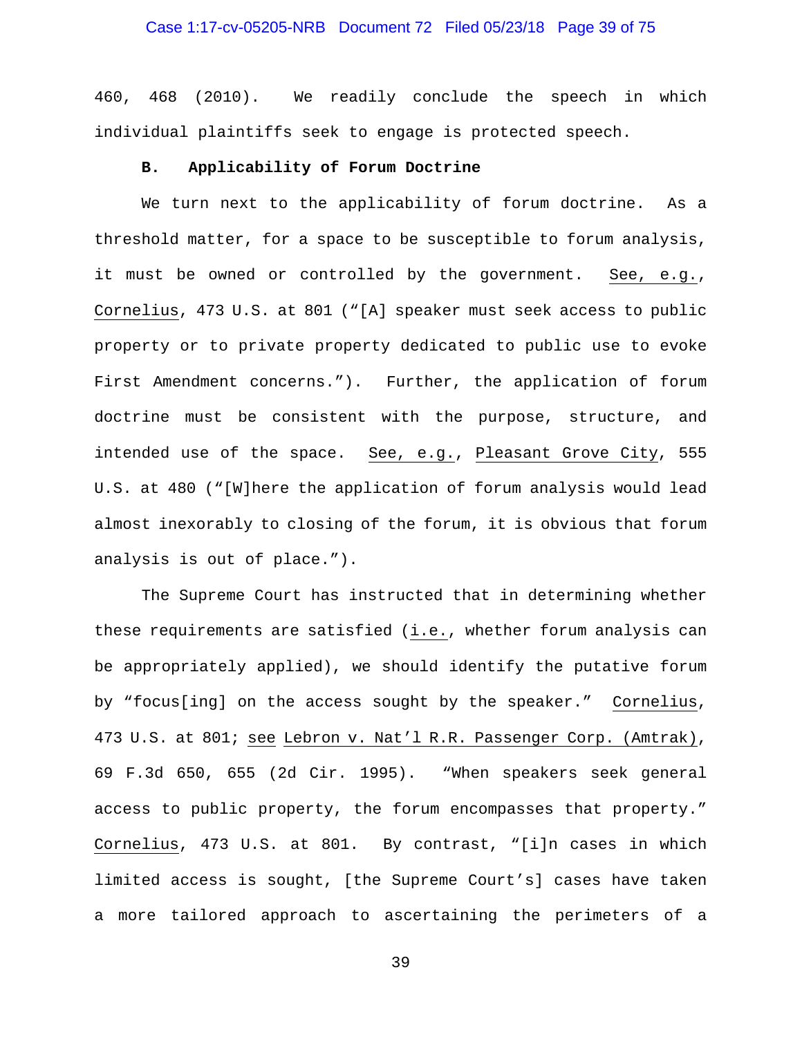460, 468 (2010). We readily conclude the speech in which individual plaintiffs seek to engage is protected speech.

### B. Applicability of Forum Doctrine

We turn next to the applicability of forum doctrine. As a threshold matter, for a space to be susceptible to forum analysis, it must be owned or controlled by the government. See, e.g., Cornelius, 473 U.S. at 801 ("[A] speaker must seek access to public property or to private property dedicated to public use to evoke First Amendment concerns."). Further, the application of forum doctrine must be consistent with the purpose, structure, and intended use of the space. See, e.g., Pleasant Grove City, 555 U.S. at 480 ("[W]here the application of forum analysis would lead almost inexorably to closing of the forum, it is obvious that forum analysis is out of place.").

The Supreme Court has instructed that in determining whether these requirements are satisfied (i.e., whether forum analysis can be appropriately applied), we should identify the putative forum by "focus[ing] on the access sought by the speaker." Cornelius, 473 U.S. at 801; see Lebron v. Nat'l R.R. Passenger Corp. (Amtrak), 69 F.3d 650, 655 (2d Cir. 1995). "When speakers seek general access to public property, the forum encompasses that property." Cornelius, 473 U.S. at 801. By contrast, "[i]n cases in which limited access is sought, [the Supreme Court's] cases have taken a more tailored approach to ascertaining the perimeters of a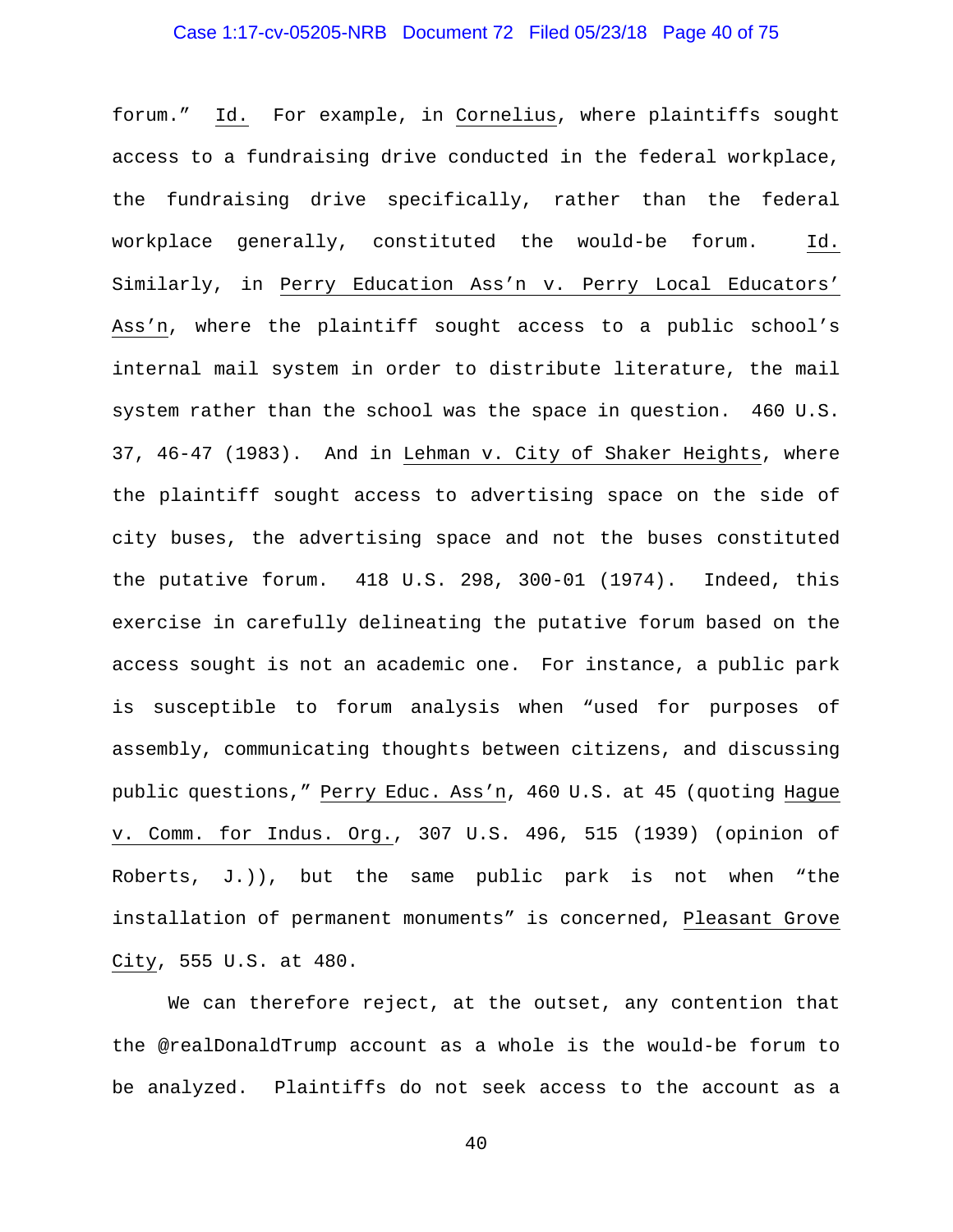forum." Id. For example, in Cornelius, where plaintiffs sought access to a fundraising drive conducted in the federal workplace, the fundraising drive specifically, rather than the federal workplace generally, constituted the would-be forum. Id. Similarly, in Perry Education Ass'n v. Perry Local Educators' Ass'n, where the plaintiff sought access to a public school's internal mail system in order to distribute literature, the mail system rather than the school was the space in question. 460 U.S. 37, 46-47 (1983). And in Lehman v. City of Shaker Heights, where the plaintiff sought access to advertising space on the side of city buses, the advertising space and not the buses constituted the putative forum. 418 U.S. 298, 300-01 (1974). Indeed, this exercise in carefully delineating the putative forum based on the access sought is not an academic one. For instance, a public park is susceptible to forum analysis when "used for purposes of assembly, communicating thoughts between citizens, and discussing public questions," Perry Educ. Ass'n, 460 U.S. at 45 (quoting Hague v. Comm. for Indus. Org., 307 U.S. 496, 515 (1939) (opinion of Roberts, J.)), but the same public park is not when "the installation of permanent monuments" is concerned, Pleasant Grove City, 555 U.S. at 480.

We can therefore reject, at the outset, any contention that the @realDonaldTrump account as a whole is the would-be forum to be analyzed. Plaintiffs do not seek access to the account as a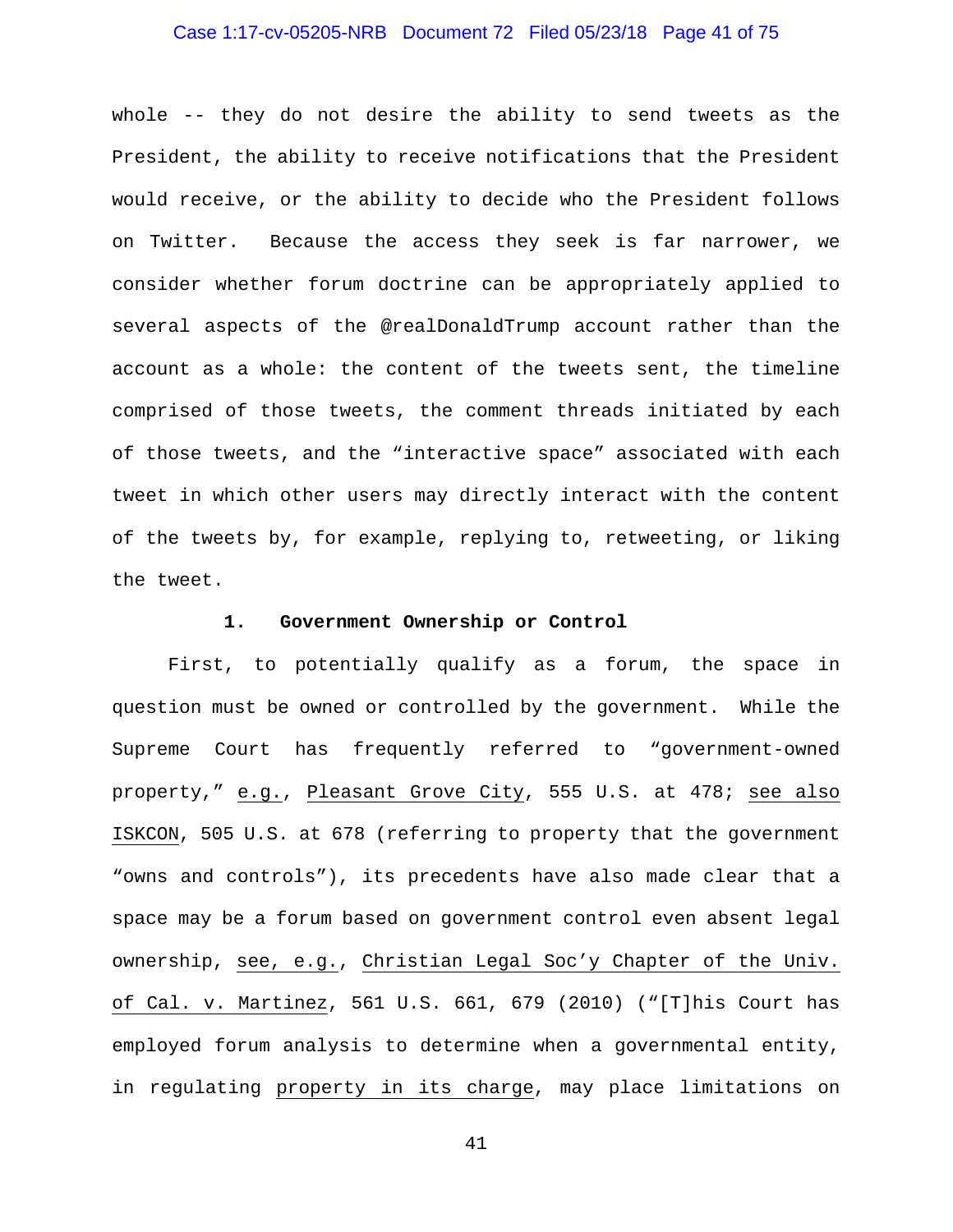whole -- they do not desire the ability to send tweets as the President, the ability to receive notifications that the President would receive, or the ability to decide who the President follows on Twitter. Because the access they seek is far narrower, we consider whether forum doctrine can be appropriately applied to several aspects of the @realDonaldTrump account rather than the account as a whole: the content of the tweets sent, the timeline comprised of those tweets, the comment threads initiated by each of those tweets, and the "interactive space" associated with each tweet in which other users may directly interact with the content of the tweets by, for example, replying to, retweeting, or liking the tweet.

### 1. Government Ownership or Control

First, to potentially qualify as a forum, the space in question must be owned or controlled by the government. While the Supreme Court has frequently referred to "government-owned property," e.g., Pleasant Grove City, 555 U.S. at 478; see also ISKCON, 505 U.S. at 678 (referring to property that the government "owns and controls"), its precedents have also made clear that a space may be a forum based on government control even absent legal ownership, see, e.g., Christian Legal Soc'y Chapter of the Univ. of Cal. v. Martinez, 561 U.S. 661, 679 (2010) ("[T]his Court has employed forum analysis to determine when a governmental entity, in regulating property in its charge, may place limitations on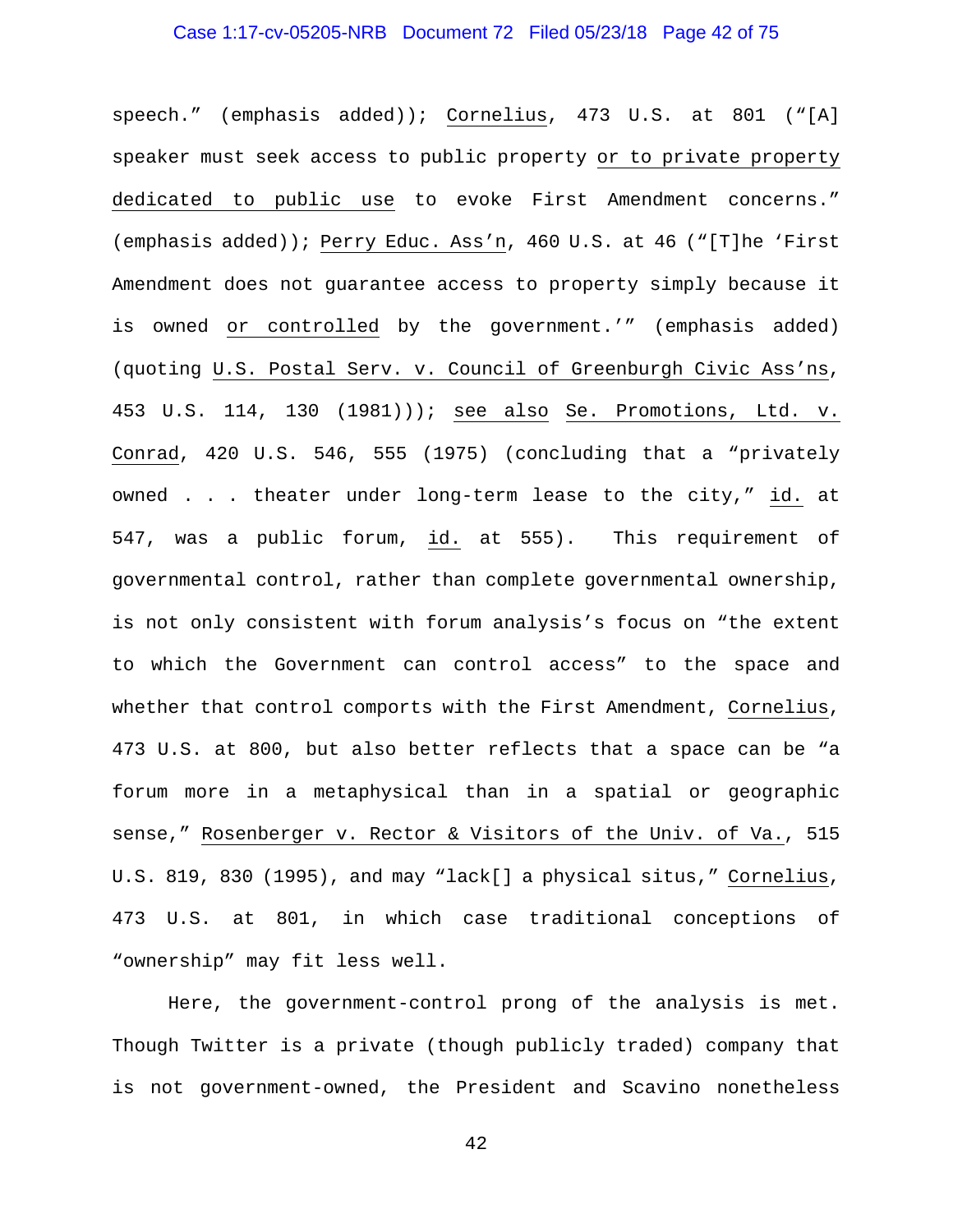speech." (emphasis added)); Cornelius, 473 U.S. at 801 ("[A] speaker must seek access to public property or to private property dedicated to public use to evoke First Amendment concerns." (emphasis added)); Perry Educ. Ass'n, 460 U.S. at 46 ("[T]he 'First Amendment does not guarantee access to property simply because it is owned or controlled by the government.'" (emphasis added) (quoting U.S. Postal Serv. v. Council of Greenburgh Civic Ass'ns, 453 U.S. 114, 130 (1981))); see also Se. Promotions, Ltd. v. Conrad, 420 U.S. 546, 555 (1975) (concluding that a "privately owned . . . theater under long-term lease to the city," id. at 547, was a public forum, id. at 555). This requirement of governmental control, rather than complete governmental ownership, is not only consistent with forum analysis's focus on "the extent to which the Government can control access" to the space and whether that control comports with the First Amendment, Cornelius, 473 U.S. at 800, but also better reflects that a space can be "a forum more in a metaphysical than in a spatial or geographic sense," Rosenberger v. Rector & Visitors of the Univ. of Va., 515 U.S. 819, 830 (1995), and may "lack[] a physical situs," Cornelius, 473 U.S. at 801, in which case traditional conceptions of "ownership" may fit less well.

Here, the government-control prong of the analysis is met. Though Twitter is a private (though publicly traded) company that is not government-owned, the President and Scavino nonetheless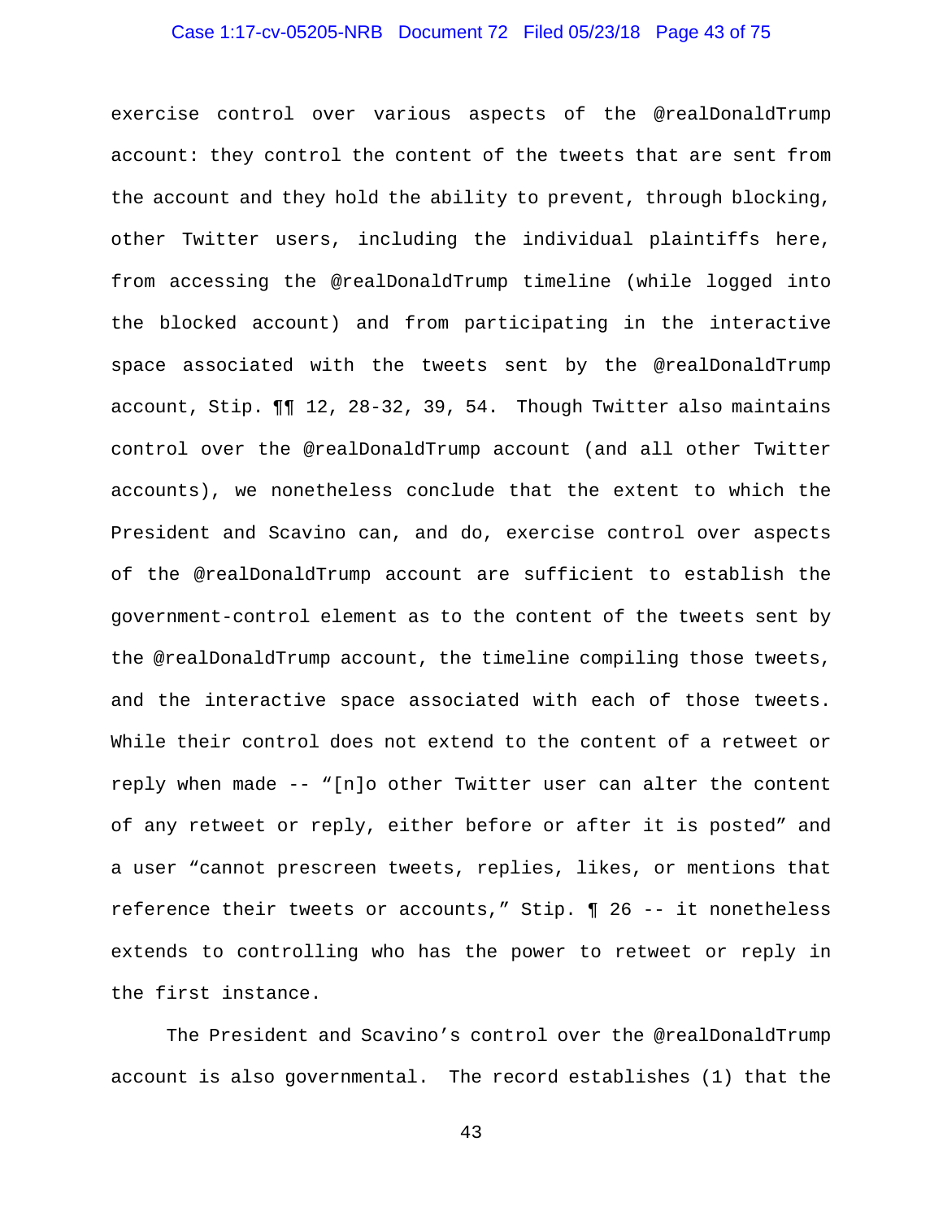exercise control over various aspects of the @realDonaldTrump account: they control the content of the tweets that are sent from the account and they hold the ability to prevent, through blocking, other Twitter users, including the individual plaintiffs here, from accessing the @realDonaldTrump timeline (while logged into the blocked account) and from participating in the interactive space associated with the tweets sent by the @realDonaldTrump account, Stip. ¶¶ 12, 28-32, 39, 54. Though Twitter also maintains control over the @realDonaldTrump account (and all other Twitter accounts), we nonetheless conclude that the extent to which the President and Scavino can, and do, exercise control over aspects of the @realDonaldTrump account are sufficient to establish the government-control element as to the content of the tweets sent by the @realDonaldTrump account, the timeline compiling those tweets, and the interactive space associated with each of those tweets. While their control does not extend to the content of a retweet or reply when made -- "[n]o other Twitter user can alter the content of any retweet or reply, either before or after it is posted" and a user "cannot prescreen tweets, replies, likes, or mentions that reference their tweets or accounts," Stip. ¶ 26 -- it nonetheless extends to controlling who has the power to retweet or reply in the first instance.

The President and Scavino's control over the @realDonaldTrump account is also governmental. The record establishes (1) that the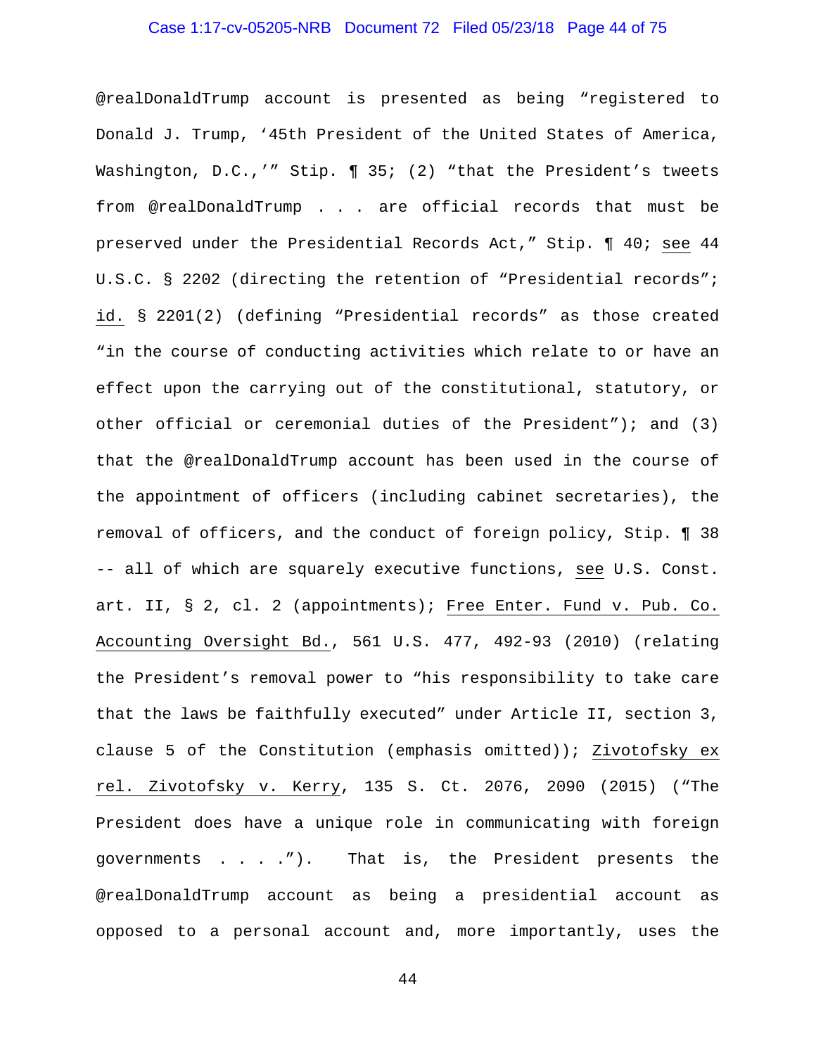@realDonaldTrump account is presented as being "registered to Donald J. Trump, '45th President of the United States of America, Washington, D.C.,'" Stip. ¶ 35; (2) "that the President's tweets from @realDonaldTrump . . . are official records that must be preserved under the Presidential Records Act," Stip. ¶ 40; see 44 U.S.C. § 2202 (directing the retention of "Presidential records"; id. § 2201(2) (defining "Presidential records" as those created "in the course of conducting activities which relate to or have an effect upon the carrying out of the constitutional, statutory, or other official or ceremonial duties of the President"); and (3) that the @realDonaldTrump account has been used in the course of the appointment of officers (including cabinet secretaries), the removal of officers, and the conduct of foreign policy, Stip. ¶ 38 -- all of which are squarely executive functions, see U.S. Const. art. II, § 2, cl. 2 (appointments); Free Enter. Fund v. Pub. Co. Accounting Oversight Bd., 561 U.S. 477, 492-93 (2010) (relating the President's removal power to "his responsibility to take care that the laws be faithfully executed" under Article II, section 3, clause 5 of the Constitution (emphasis omitted)); Zivotofsky ex rel. Zivotofsky v. Kerry, 135 S. Ct. 2076, 2090 (2015) ("The President does have a unique role in communicating with foreign governments . . . ."). That is, the President presents the @realDonaldTrump account as being a presidential account as opposed to a personal account and, more importantly, uses the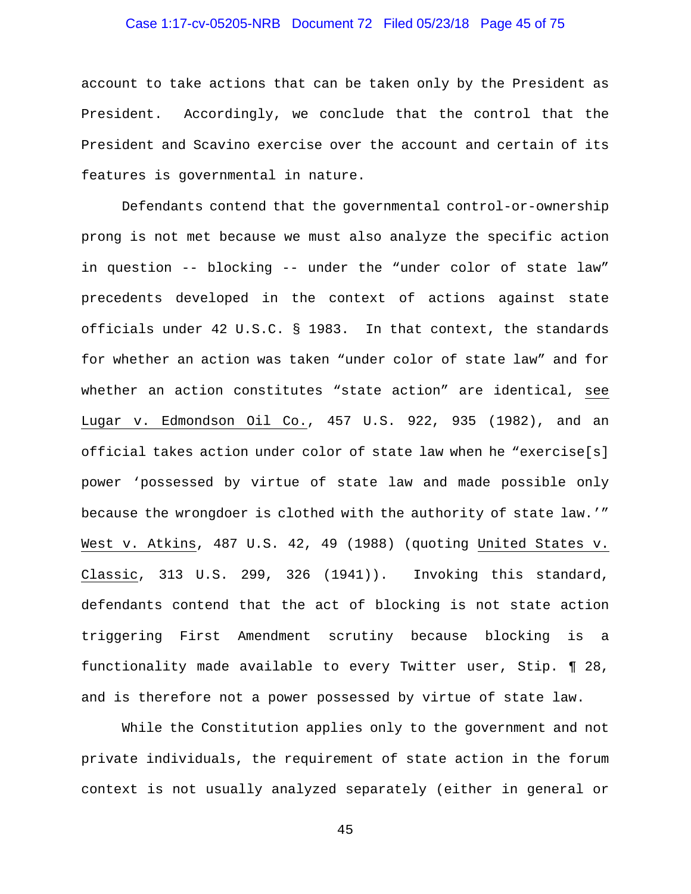account to take actions that can be taken only by the President as President. Accordingly, we conclude that the control that the President and Scavino exercise over the account and certain of its features is governmental in nature.

Defendants contend that the governmental control-or-ownership prong is not met because we must also analyze the specific action in question -- blocking -- under the "under color of state law" precedents developed in the context of actions against state officials under 42 U.S.C. § 1983. In that context, the standards for whether an action was taken "under color of state law" and for whether an action constitutes "state action" are identical, see Lugar v. Edmondson Oil Co., 457 U.S. 922, 935 (1982), and an official takes action under color of state law when he "exercise[s] power 'possessed by virtue of state law and made possible only because the wrongdoer is clothed with the authority of state law.'" West v. Atkins, 487 U.S. 42, 49 (1988) (quoting United States v. Classic, 313 U.S. 299, 326 (1941)). Invoking this standard, defendants contend that the act of blocking is not state action triggering First Amendment scrutiny because blocking is a functionality made available to every Twitter user, Stip. ¶ 28, and is therefore not a power possessed by virtue of state law.

While the Constitution applies only to the government and not private individuals, the requirement of state action in the forum context is not usually analyzed separately (either in general or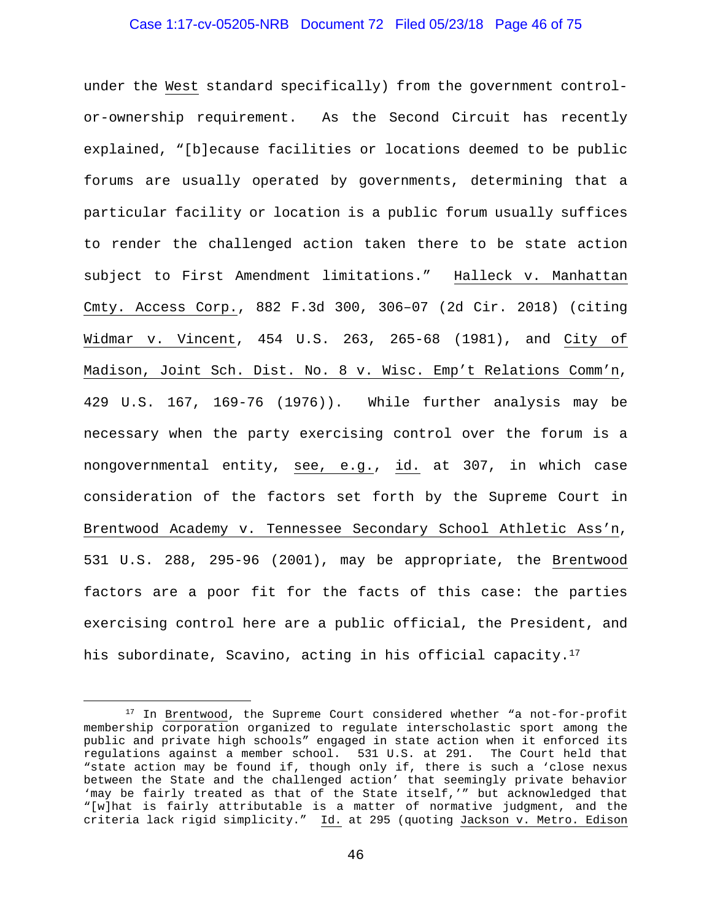under the West standard specifically) from the government control-or-ownership requirement. As the Second Circuit has recently explained, "[b]ecause facilities or locations deemed to be public forums are usually operated by governments, determining that a particular facility or location is a public forum usually suffices to render the challenged action taken there to be state action subject to First Amendment limitations." Halleck v. Manhattan Cmty. Access Corp., 882 F.3d 300, 306–07 (2d Cir. 2018) (citing Widmar v. Vincent, 454 U.S. 263, 265-68 (1981), and City of Madison, Joint Sch. Dist. No. 8 v. Wisc. Emp't Relations Comm'n, 429 U.S. 167, 169-76 (1976)). While further analysis may be necessary when the party exercising control over the forum is a nongovernmental entity, see, e.g., id. at 307, in which case consideration of the factors set forth by the Supreme Court in Brentwood Academy v. Tennessee Secondary School Athletic Ass'n, 531 U.S. 288, 295-96 (2001), may be appropriate, the Brentwood factors are a poor fit for the facts of this case: the parties exercising control here are a public official, the President, and his subordinate, Scavino, acting in his official capacity.[17]

---

[17] In Brentwood, the Supreme Court considered whether "a not-for-profit membership corporation organized to regulate interscholastic sport among the public and private high schools" engaged in state action when it enforced its regulations against a member school. 531 U.S. at 291. The Court held that "state action may be found if, though only if, there is such a 'close nexus between the State and the challenged action' that seemingly private behavior 'may be fairly treated as that of the State itself,'" but acknowledged that "[w]hat is fairly attributable is a matter of normative judgment, and the criteria lack rigid simplicity." Id. at 295 (quoting Jackson v. Metro. Edison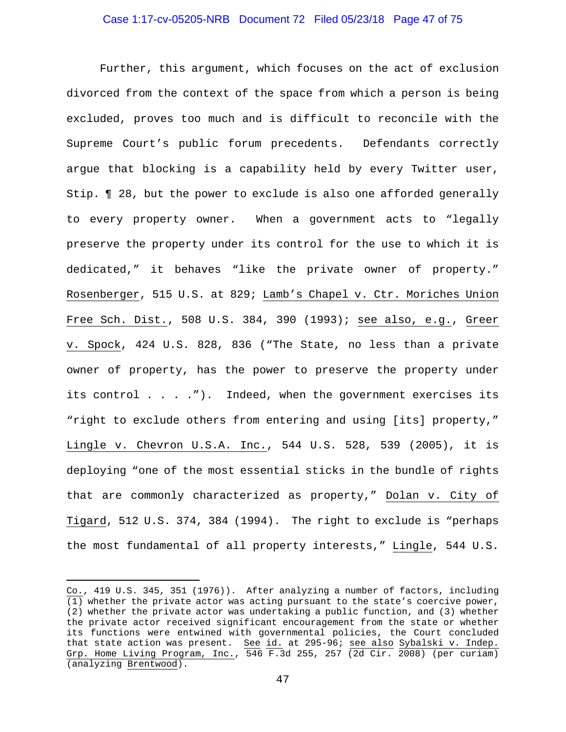Further, this argument, which focuses on the act of exclusion divorced from the context of the space from which a person is being excluded, proves too much and is difficult to reconcile with the Supreme Court's public forum precedents. Defendants correctly argue that blocking is a capability held by every Twitter user, Stip. ¶ 28, but the power to exclude is also one afforded generally to every property owner. When a government acts to "legally preserve the property under its control for the use to which it is dedicated," it behaves "like the private owner of property." Rosenberger, 515 U.S. at 829; Lamb's Chapel v. Ctr. Moriches Union Free Sch. Dist., 508 U.S. 384, 390 (1993); see also, e.g., Greer v. Spock, 424 U.S. 828, 836 ("The State, no less than a private owner of property, has the power to preserve the property under its control . . . ."). Indeed, when the government exercises its "right to exclude others from entering and using [its] property," Lingle v. Chevron U.S.A. Inc., 544 U.S. 528, 539 (2005), it is deploying "one of the most essential sticks in the bundle of rights that are commonly characterized as property," Dolan v. City of Tigard, 512 U.S. 374, 384 (1994). The right to exclude is "perhaps the most fundamental of all property interests," Lingle, 544 U.S.

---

Co., 419 U.S. 345, 351 (1976)). After analyzing a number of factors, including (1) whether the private actor was acting pursuant to the state's coercive power, (2) whether the private actor was undertaking a public function, and (3) whether the private actor received significant encouragement from the state or whether its functions were entwined with governmental policies, the Court concluded that state action was present. See id. at 295-96; see also Sybalski v. Indep. Grp. Home Living Program, Inc., 546 F.3d 255, 257 (2d Cir. 2008) (per curiam) (analyzing Brentwood).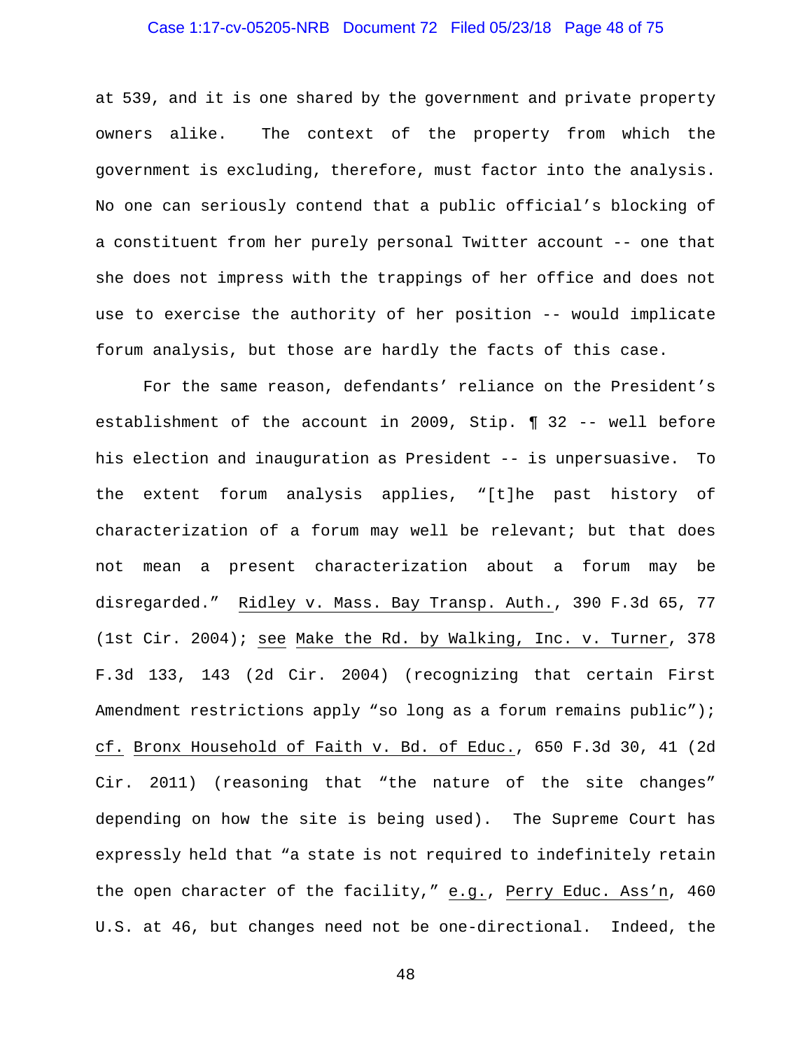at 539, and it is one shared by the government and private property owners alike. The context of the property from which the government is excluding, therefore, must factor into the analysis. No one can seriously contend that a public official's blocking of a constituent from her purely personal Twitter account -- one that she does not impress with the trappings of her office and does not use to exercise the authority of her position -- would implicate forum analysis, but those are hardly the facts of this case.

For the same reason, defendants' reliance on the President's establishment of the account in 2009, Stip. ¶ 32 -- well before his election and inauguration as President -- is unpersuasive. To the extent forum analysis applies, "[t]he past history of characterization of a forum may well be relevant; but that does not mean a present characterization about a forum may be disregarded." Ridley v. Mass. Bay Transp. Auth., 390 F.3d 65, 77 (1st Cir. 2004); see Make the Rd. by Walking, Inc. v. Turner, 378 F.3d 133, 143 (2d Cir. 2004) (recognizing that certain First Amendment restrictions apply "so long as a forum remains public"); cf. Bronx Household of Faith v. Bd. of Educ., 650 F.3d 30, 41 (2d Cir. 2011) (reasoning that "the nature of the site changes" depending on how the site is being used). The Supreme Court has expressly held that "a state is not required to indefinitely retain the open character of the facility," e.g., Perry Educ. Ass'n, 460 U.S. at 46, but changes need not be one-directional. Indeed, the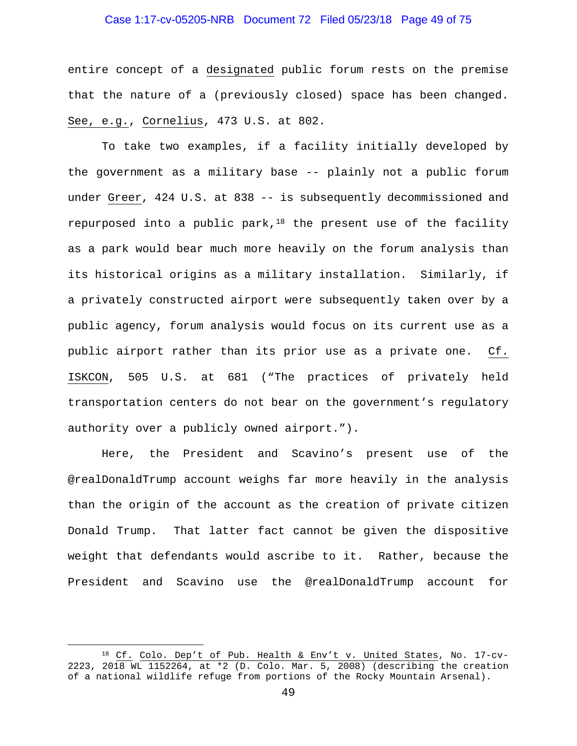entire concept of a designated public forum rests on the premise that the nature of a (previously closed) space has been changed. See, e.g., Cornelius, 473 U.S. at 802.

To take two examples, if a facility initially developed by the government as a military base -- plainly not a public forum under Greer, 424 U.S. at 838 -- is subsequently decommissioned and repurposed into a public park,[18] the present use of the facility as a park would bear much more heavily on the forum analysis than its historical origins as a military installation. Similarly, if a privately constructed airport were subsequently taken over by a public agency, forum analysis would focus on its current use as a public airport rather than its prior use as a private one. Cf. ISKCON, 505 U.S. at 681 ("The practices of privately held transportation centers do not bear on the government's regulatory authority over a publicly owned airport.").

Here, the President and Scavino's present use of the @realDonaldTrump account weighs far more heavily in the analysis than the origin of the account as the creation of private citizen Donald Trump. That latter fact cannot be given the dispositive weight that defendants would ascribe to it. Rather, because the President and Scavino use the @realDonaldTrump account for

---

[18] Cf. Colo. Dep't of Pub. Health & Env't v. United States, No. 17-cv-2223, 2018 WL 1152264, at *2 (D. Colo. Mar. 5, 2008) (describing the creation of a national wildlife refuge from portions of the Rocky Mountain Arsenal).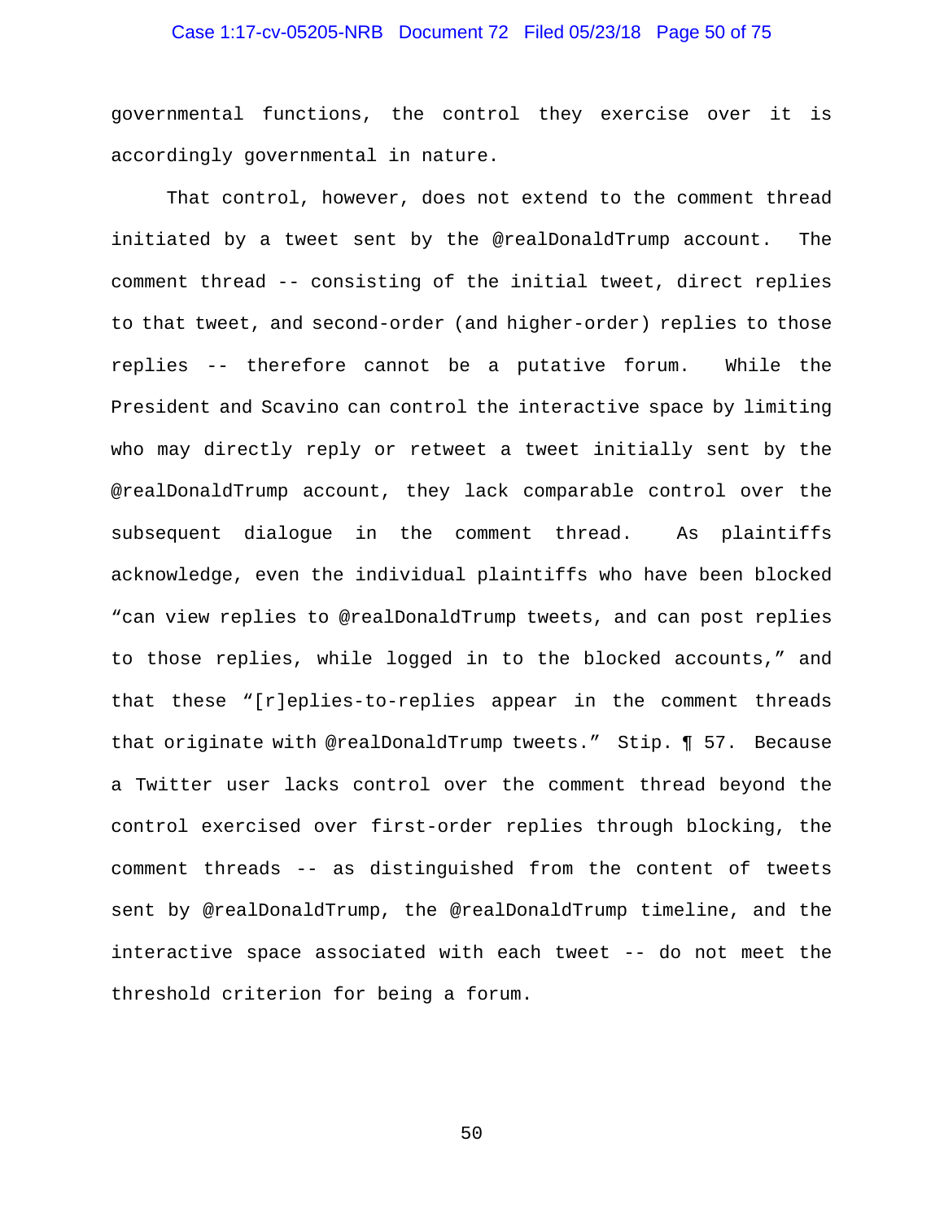governmental functions, the control they exercise over it is accordingly governmental in nature.

That control, however, does not extend to the comment thread initiated by a tweet sent by the @realDonaldTrump account. The comment thread -- consisting of the initial tweet, direct replies to that tweet, and second-order (and higher-order) replies to those replies -- therefore cannot be a putative forum. While the President and Scavino can control the interactive space by limiting who may directly reply or retweet a tweet initially sent by the @realDonaldTrump account, they lack comparable control over the subsequent dialogue in the comment thread. As plaintiffs acknowledge, even the individual plaintiffs who have been blocked "can view replies to @realDonaldTrump tweets, and can post replies to those replies, while logged in to the blocked accounts," and that these "[r]eplies-to-replies appear in the comment threads that originate with @realDonaldTrump tweets." Stip. ¶ 57. Because a Twitter user lacks control over the comment thread beyond the control exercised over first-order replies through blocking, the comment threads -- as distinguished from the content of tweets sent by @realDonaldTrump, the @realDonaldTrump timeline, and the interactive space associated with each tweet -- do not meet the threshold criterion for being a forum.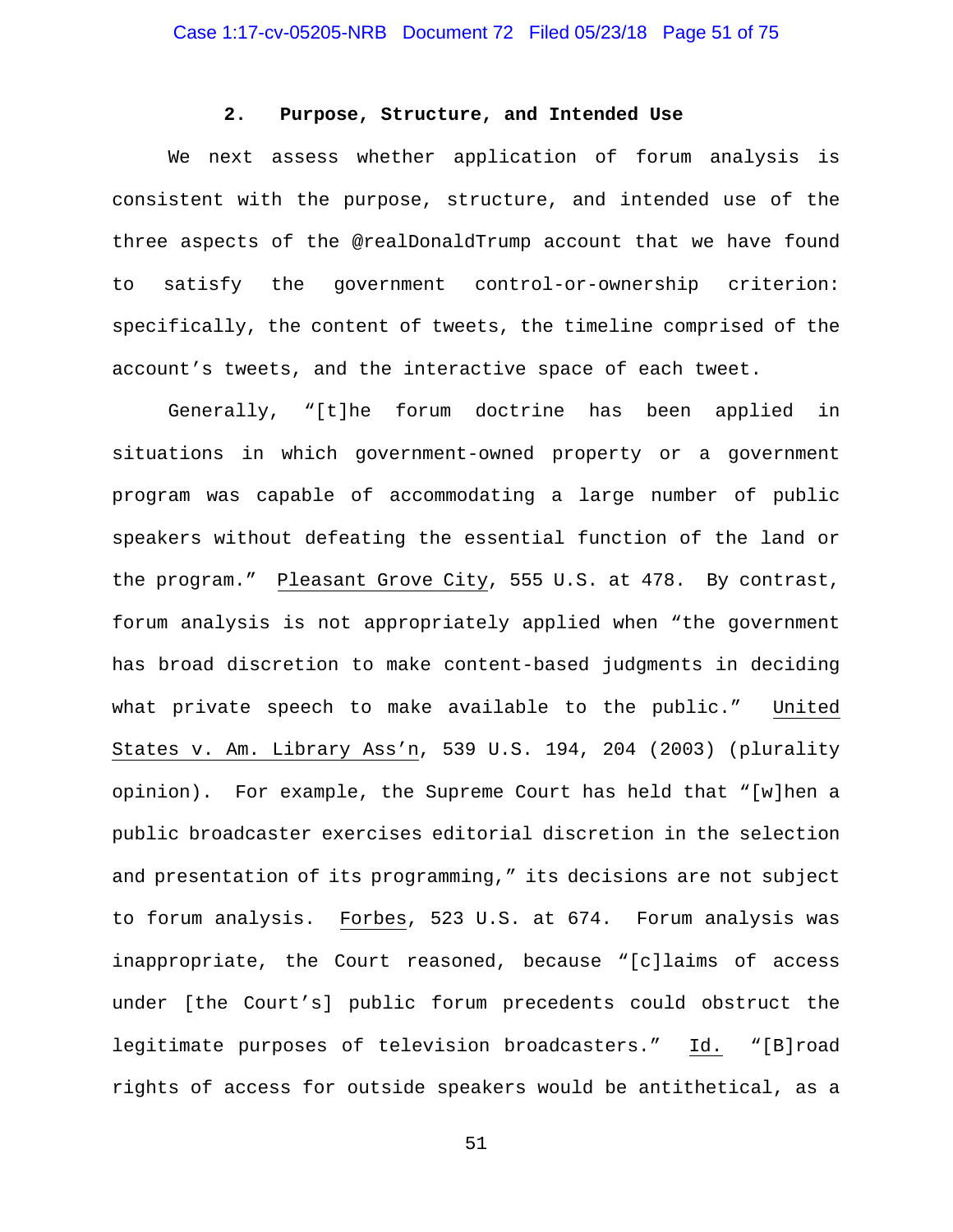### 2. Purpose, Structure, and Intended Use

We next assess whether application of forum analysis is consistent with the purpose, structure, and intended use of the three aspects of the @realDonaldTrump account that we have found to satisfy the government control-or-ownership criterion: specifically, the content of tweets, the timeline comprised of the account's tweets, and the interactive space of each tweet.

Generally, "[t]he forum doctrine has been applied in situations in which government-owned property or a government program was capable of accommodating a large number of public speakers without defeating the essential function of the land or the program." Pleasant Grove City, 555 U.S. at 478. By contrast, forum analysis is not appropriately applied when "the government has broad discretion to make content-based judgments in deciding what private speech to make available to the public." United States v. Am. Library Ass'n, 539 U.S. 194, 204 (2003) (plurality opinion). For example, the Supreme Court has held that "[w]hen a public broadcaster exercises editorial discretion in the selection and presentation of its programming," its decisions are not subject to forum analysis. Forbes, 523 U.S. at 674. Forum analysis was inappropriate, the Court reasoned, because "[c]laims of access under [the Court's] public forum precedents could obstruct the legitimate purposes of television broadcasters." Id. "[B]road rights of access for outside speakers would be antithetical, as a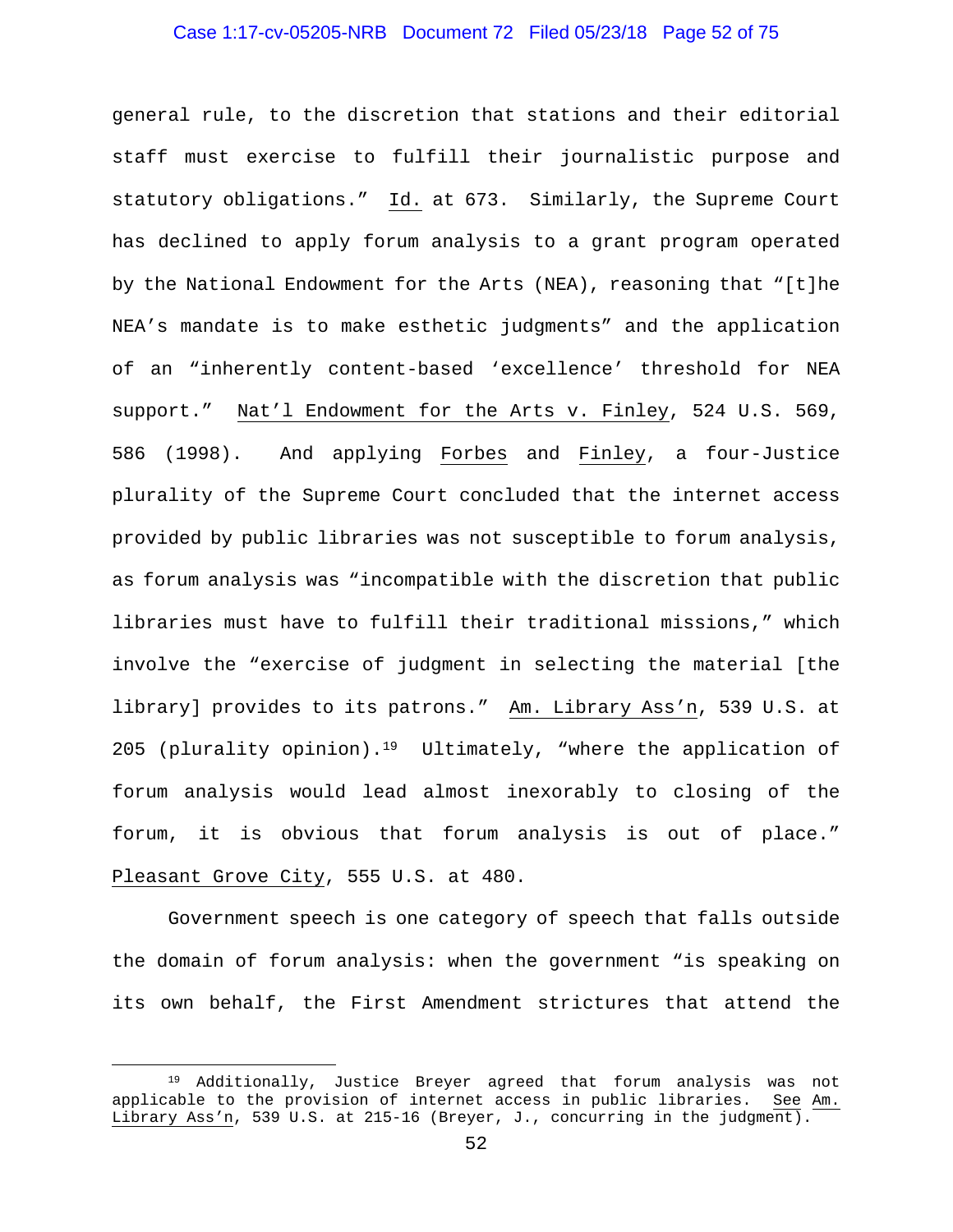general rule, to the discretion that stations and their editorial staff must exercise to fulfill their journalistic purpose and statutory obligations." Id. at 673. Similarly, the Supreme Court has declined to apply forum analysis to a grant program operated by the National Endowment for the Arts (NEA), reasoning that "[t]he NEA's mandate is to make esthetic judgments" and the application of an "inherently content-based 'excellence' threshold for NEA support." Nat'l Endowment for the Arts v. Finley, 524 U.S. 569, 586 (1998). And applying Forbes and Finley, a four-Justice plurality of the Supreme Court concluded that the internet access provided by public libraries was not susceptible to forum analysis, as forum analysis was "incompatible with the discretion that public libraries must have to fulfill their traditional missions," which involve the "exercise of judgment in selecting the material [the library] provides to its patrons." Am. Library Ass'n, 539 U.S. at 205 (plurality opinion).[19] Ultimately, "where the application of forum analysis would lead almost inexorably to closing of the forum, it is obvious that forum analysis is out of place." Pleasant Grove City, 555 U.S. at 480.

Government speech is one category of speech that falls outside the domain of forum analysis: when the government "is speaking on its own behalf, the First Amendment strictures that attend the

[19] Additionally, Justice Breyer agreed that forum analysis was not applicable to the provision of internet access in public libraries. See Am. Library Ass'n, 539 U.S. at 215-16 (Breyer, J., concurring in the judgment).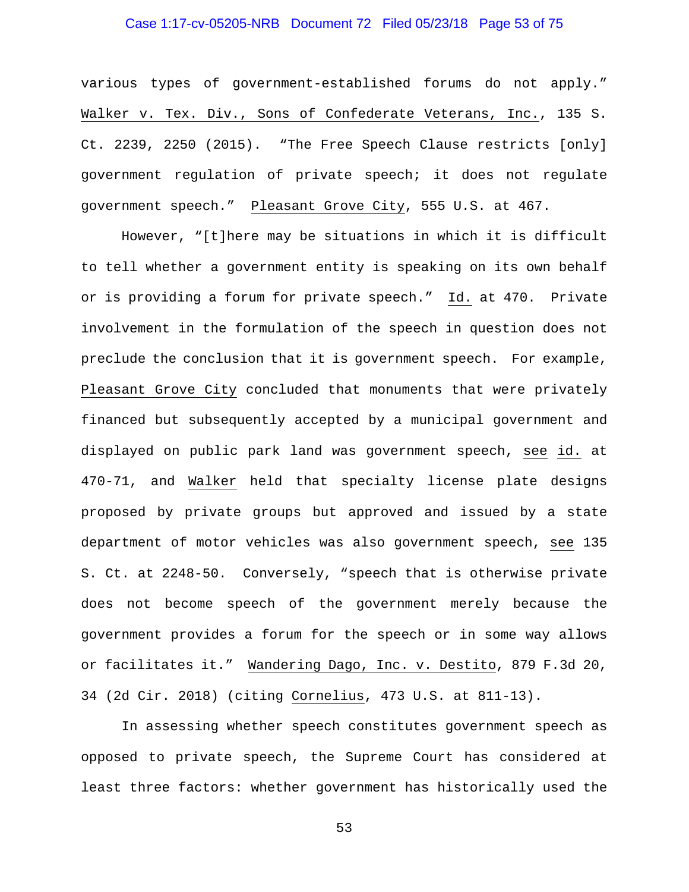various types of government-established forums do not apply." Walker v. Tex. Div., Sons of Confederate Veterans, Inc., 135 S. Ct. 2239, 2250 (2015). "The Free Speech Clause restricts [only] government regulation of private speech; it does not regulate government speech." Pleasant Grove City, 555 U.S. at 467.

However, "[t]here may be situations in which it is difficult to tell whether a government entity is speaking on its own behalf or is providing a forum for private speech." Id. at 470. Private involvement in the formulation of the speech in question does not preclude the conclusion that it is government speech. For example, Pleasant Grove City concluded that monuments that were privately financed but subsequently accepted by a municipal government and displayed on public park land was government speech, see id. at 470-71, and Walker held that specialty license plate designs proposed by private groups but approved and issued by a state department of motor vehicles was also government speech, see 135 S. Ct. at 2248-50. Conversely, "speech that is otherwise private does not become speech of the government merely because the government provides a forum for the speech or in some way allows or facilitates it." Wandering Dago, Inc. v. Destito, 879 F.3d 20, 34 (2d Cir. 2018) (citing Cornelius, 473 U.S. at 811-13).

In assessing whether speech constitutes government speech as opposed to private speech, the Supreme Court has considered at least three factors: whether government has historically used the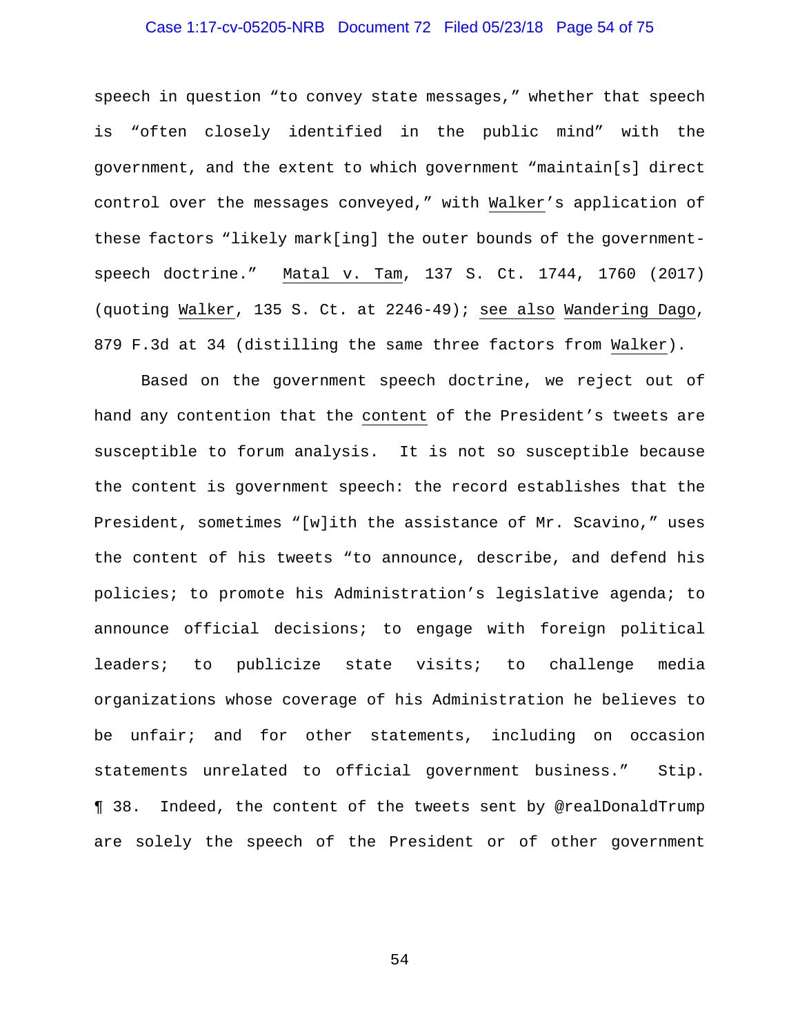speech in question "to convey state messages," whether that speech is "often closely identified in the public mind" with the government, and the extent to which government "maintain[s] direct control over the messages conveyed," with Walker's application of these factors "likely mark[ing] the outer bounds of the government-speech doctrine." Matal v. Tam, 137 S. Ct. 1744, 1760 (2017) (quoting Walker, 135 S. Ct. at 2246-49); see also Wandering Dago, 879 F.3d at 34 (distilling the same three factors from Walker).

Based on the government speech doctrine, we reject out of hand any contention that the content of the President's tweets are susceptible to forum analysis. It is not so susceptible because the content is government speech: the record establishes that the President, sometimes "[w]ith the assistance of Mr. Scavino," uses the content of his tweets "to announce, describe, and defend his policies; to promote his Administration's legislative agenda; to announce official decisions; to engage with foreign political leaders; to publicize state visits; to challenge media organizations whose coverage of his Administration he believes to be unfair; and for other statements, including on occasion statements unrelated to official government business." Stip. ¶ 38. Indeed, the content of the tweets sent by @realDonaldTrump are solely the speech of the President or of other government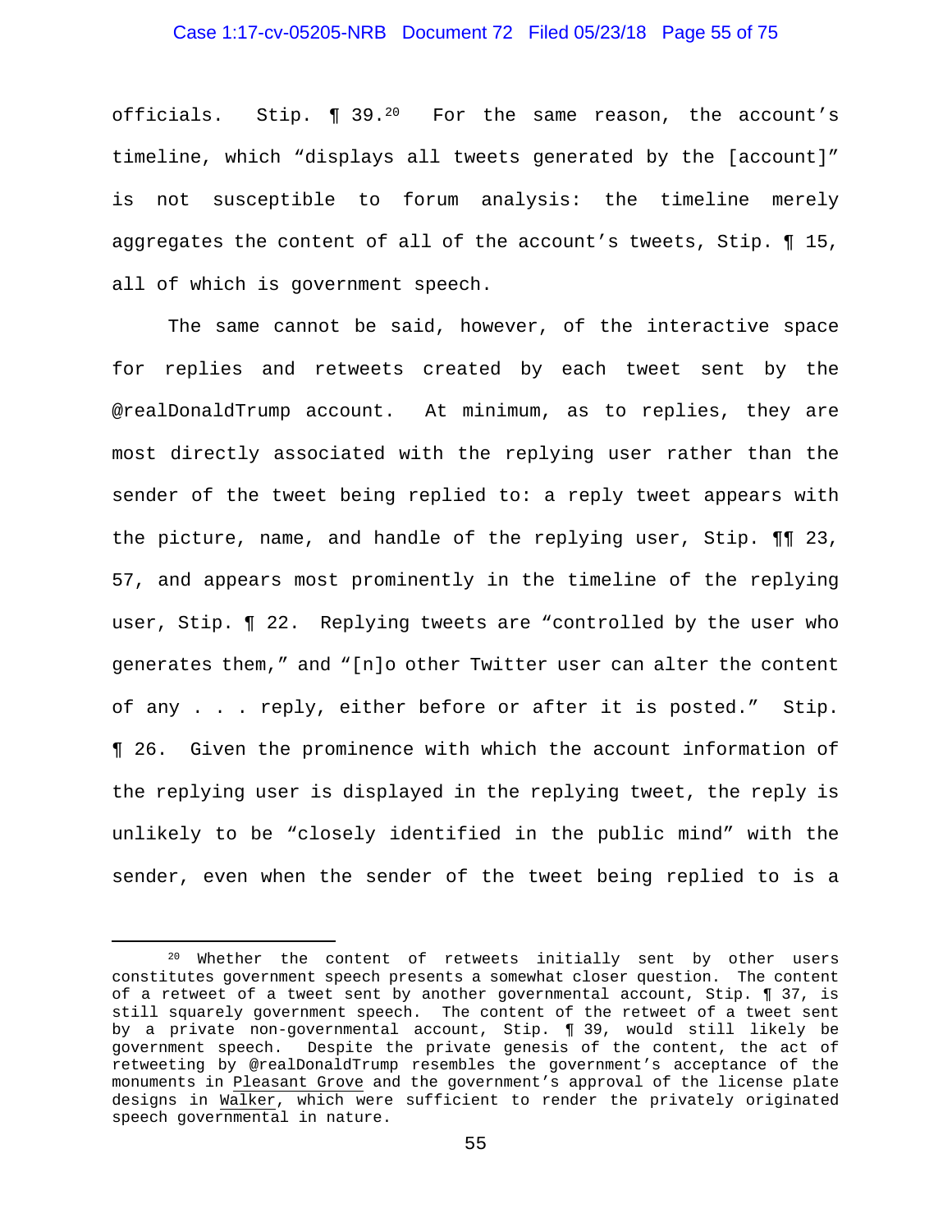officials. Stip. ¶ 39.[20] For the same reason, the account's timeline, which "displays all tweets generated by the [account]" is not susceptible to forum analysis: the timeline merely aggregates the content of all of the account's tweets, Stip. ¶ 15, all of which is government speech.

The same cannot be said, however, of the interactive space for replies and retweets created by each tweet sent by the @realDonaldTrump account. At minimum, as to replies, they are most directly associated with the replying user rather than the sender of the tweet being replied to: a reply tweet appears with the picture, name, and handle of the replying user, Stip. ¶¶ 23, 57, and appears most prominently in the timeline of the replying user, Stip. ¶ 22. Replying tweets are "controlled by the user who generates them," and "[n]o other Twitter user can alter the content of any . . . reply, either before or after it is posted." Stip. ¶ 26. Given the prominence with which the account information of the replying user is displayed in the replying tweet, the reply is unlikely to be "closely identified in the public mind" with the sender, even when the sender of the tweet being replied to is a

---

[20] Whether the content of retweets initially sent by other users constitutes government speech presents a somewhat closer question. The content of a retweet of a tweet sent by another governmental account, Stip. ¶ 37, is still squarely government speech. The content of the retweet of a tweet sent by a private non-governmental account, Stip. ¶ 39, would still likely be government speech. Despite the private genesis of the content, the act of retweeting by @realDonaldTrump resembles the government's acceptance of the monuments in <u>Pleasant Grove</u> and the government's approval of the license plate designs in <u>Walker</u>, which were sufficient to render the privately originated speech governmental in nature.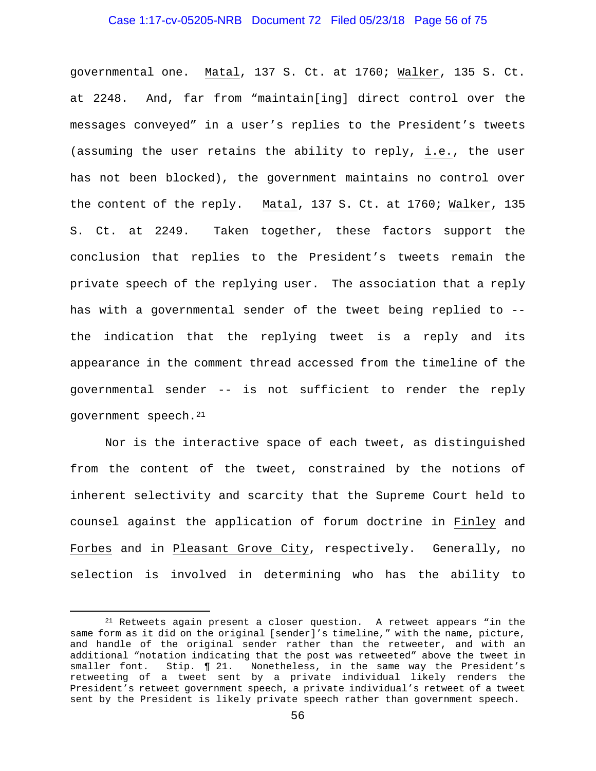governmental one. Matal, 137 S. Ct. at 1760; Walker, 135 S. Ct. at 2248. And, far from "maintain[ing] direct control over the messages conveyed" in a user's replies to the President's tweets (assuming the user retains the ability to reply, i.e., the user has not been blocked), the government maintains no control over the content of the reply. Matal, 137 S. Ct. at 1760; Walker, 135 S. Ct. at 2249. Taken together, these factors support the conclusion that replies to the President's tweets remain the private speech of the replying user. The association that a reply has with a governmental sender of the tweet being replied to -- the indication that the replying tweet is a reply and its appearance in the comment thread accessed from the timeline of the governmental sender -- is not sufficient to render the reply government speech.[21]

Nor is the interactive space of each tweet, as distinguished from the content of the tweet, constrained by the notions of inherent selectivity and scarcity that the Supreme Court held to counsel against the application of forum doctrine in Finley and Forbes and in Pleasant Grove City, respectively. Generally, no selection is involved in determining who has the ability to

---

[21] Retweets again present a closer question. A retweet appears "in the same form as it did on the original [sender]'s timeline," with the name, picture, and handle of the original sender rather than the retweeter, and with an additional "notation indicating that the post was retweeted" above the tweet in smaller font. Stip. ¶ 21. Nonetheless, in the same way the President's retweeting of a tweet sent by a private individual likely renders the President's retweet government speech, a private individual's retweet of a tweet sent by the President is likely private speech rather than government speech.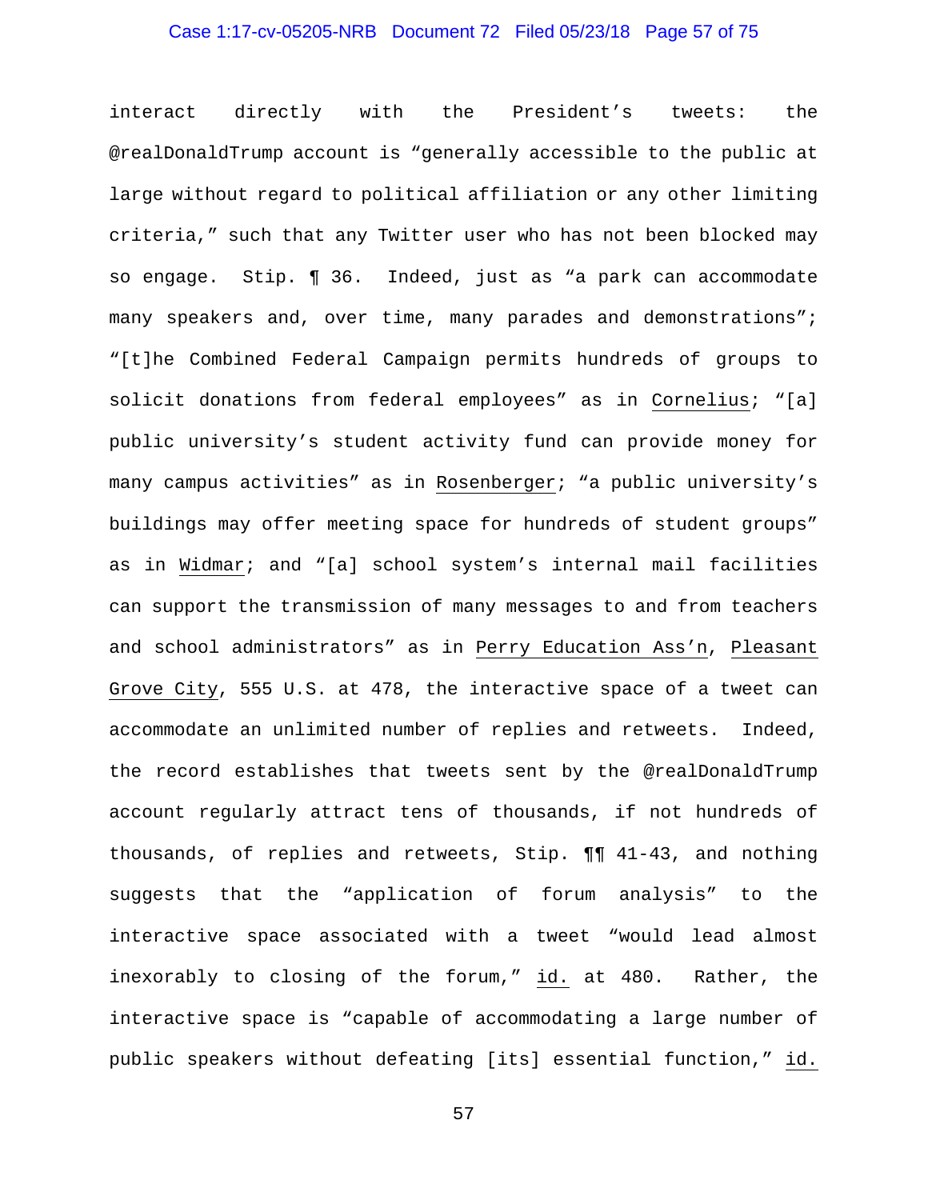interact directly with the President's tweets: the @realDonaldTrump account is "generally accessible to the public at large without regard to political affiliation or any other limiting criteria," such that any Twitter user who has not been blocked may so engage. Stip. ¶ 36. Indeed, just as "a park can accommodate many speakers and, over time, many parades and demonstrations"; "[t]he Combined Federal Campaign permits hundreds of groups to solicit donations from federal employees" as in Cornelius; "[a] public university's student activity fund can provide money for many campus activities" as in Rosenberger; "a public university's buildings may offer meeting space for hundreds of student groups" as in Widmar; and "[a] school system's internal mail facilities can support the transmission of many messages to and from teachers and school administrators" as in Perry Education Ass'n, Pleasant Grove City, 555 U.S. at 478, the interactive space of a tweet can accommodate an unlimited number of replies and retweets. Indeed, the record establishes that tweets sent by the @realDonaldTrump account regularly attract tens of thousands, if not hundreds of thousands, of replies and retweets, Stip. ¶¶ 41-43, and nothing suggests that the "application of forum analysis" to the interactive space associated with a tweet "would lead almost inexorably to closing of the forum," id. at 480. Rather, the interactive space is "capable of accommodating a large number of public speakers without defeating [its] essential function," id.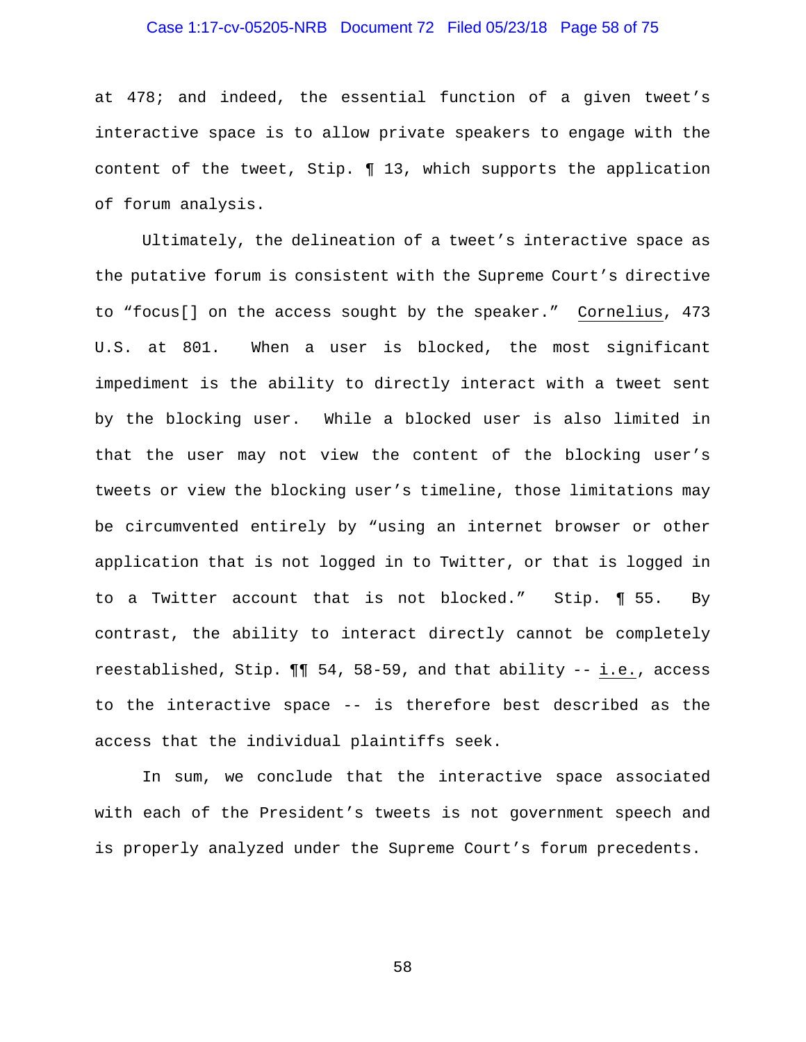at 478; and indeed, the essential function of a given tweet's interactive space is to allow private speakers to engage with the content of the tweet, Stip. ¶ 13, which supports the application of forum analysis.

Ultimately, the delineation of a tweet's interactive space as the putative forum is consistent with the Supreme Court's directive to "focus[] on the access sought by the speaker." Cornelius, 473 U.S. at 801. When a user is blocked, the most significant impediment is the ability to directly interact with a tweet sent by the blocking user. While a blocked user is also limited in that the user may not view the content of the blocking user's tweets or view the blocking user's timeline, those limitations may be circumvented entirely by "using an internet browser or other application that is not logged in to Twitter, or that is logged in to a Twitter account that is not blocked." Stip. ¶ 55. By contrast, the ability to interact directly cannot be completely reestablished, Stip. ¶¶ 54, 58-59, and that ability -- i.e., access to the interactive space -- is therefore best described as the access that the individual plaintiffs seek.

In sum, we conclude that the interactive space associated with each of the President's tweets is not government speech and is properly analyzed under the Supreme Court's forum precedents.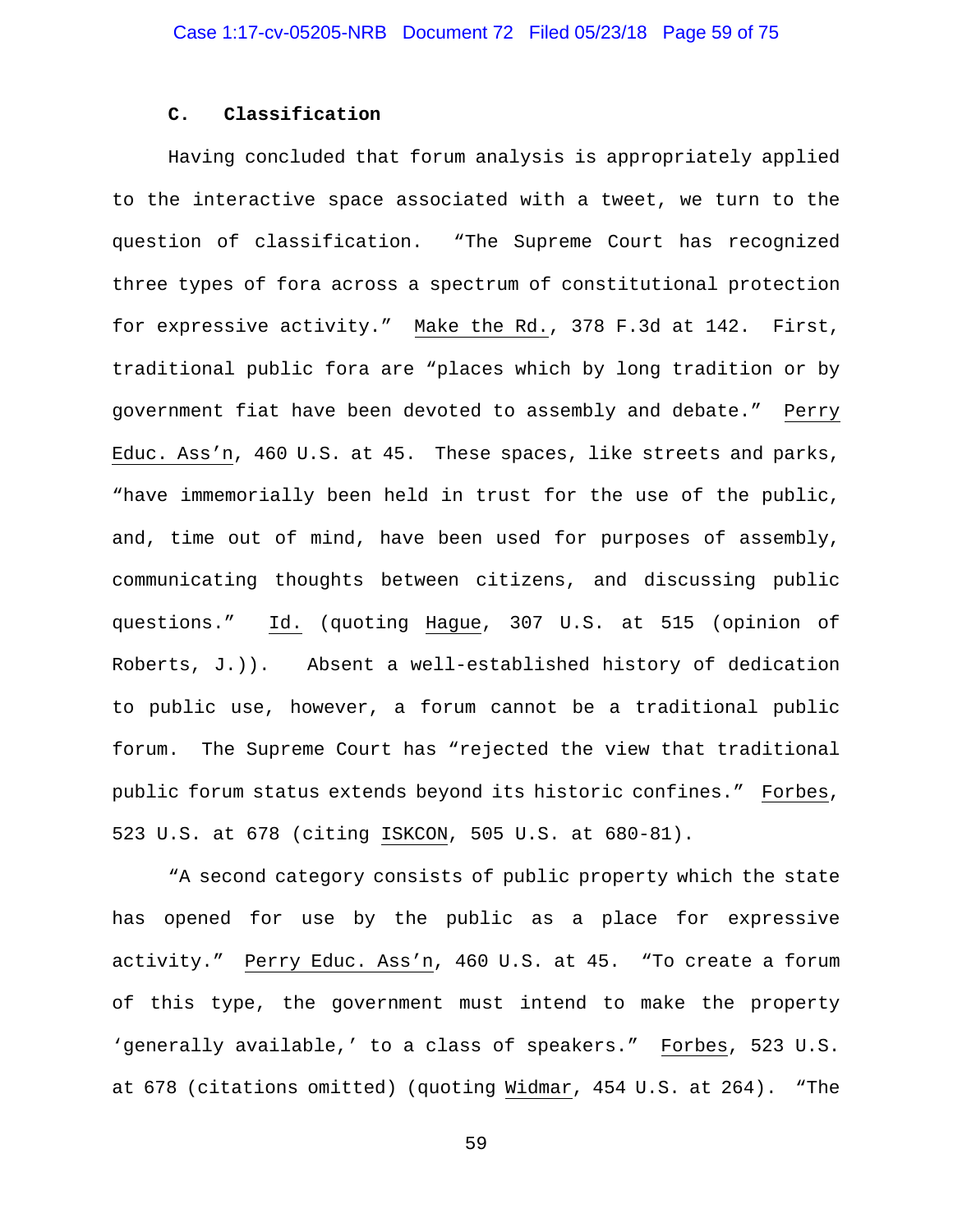### C. Classification

Having concluded that forum analysis is appropriately applied to the interactive space associated with a tweet, we turn to the question of classification. "The Supreme Court has recognized three types of fora across a spectrum of constitutional protection for expressive activity." Make the Rd., 378 F.3d at 142. First, traditional public fora are "places which by long tradition or by government fiat have been devoted to assembly and debate." Perry Educ. Ass'n, 460 U.S. at 45. These spaces, like streets and parks, "have immemorially been held in trust for the use of the public, and, time out of mind, have been used for purposes of assembly, communicating thoughts between citizens, and discussing public questions." Id. (quoting Hague, 307 U.S. at 515 (opinion of Roberts, J.)). Absent a well-established history of dedication to public use, however, a forum cannot be a traditional public forum. The Supreme Court has "rejected the view that traditional public forum status extends beyond its historic confines." Forbes, 523 U.S. at 678 (citing ISKCON, 505 U.S. at 680-81).

"A second category consists of public property which the state has opened for use by the public as a place for expressive activity." Perry Educ. Ass'n, 460 U.S. at 45. "To create a forum of this type, the government must intend to make the property 'generally available,' to a class of speakers." Forbes, 523 U.S. at 678 (citations omitted) (quoting Widmar, 454 U.S. at 264). "The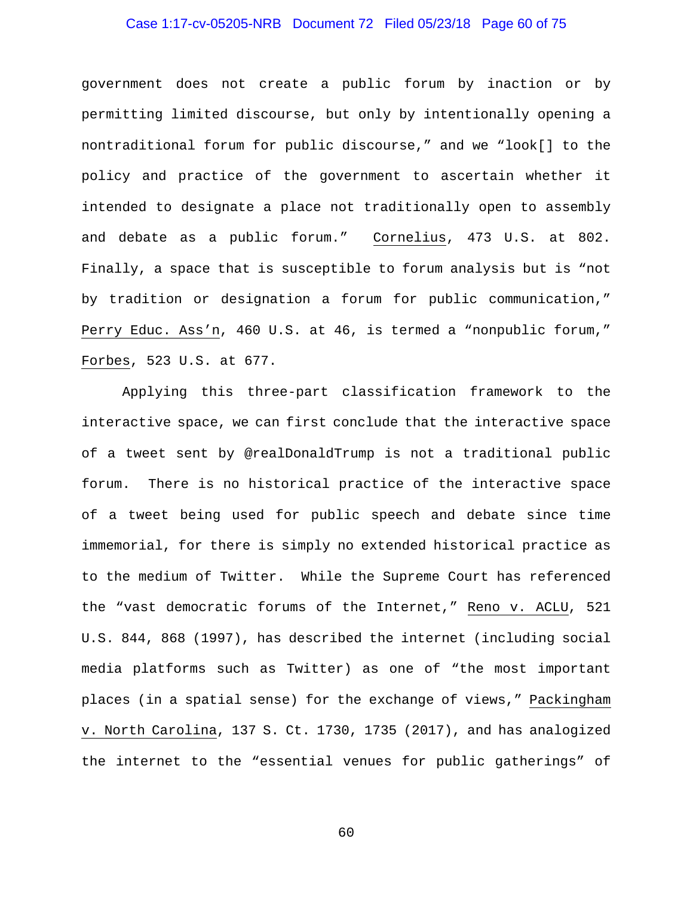government does not create a public forum by inaction or by permitting limited discourse, but only by intentionally opening a nontraditional forum for public discourse," and we "look[] to the policy and practice of the government to ascertain whether it intended to designate a place not traditionally open to assembly and debate as a public forum." Cornelius, 473 U.S. at 802. Finally, a space that is susceptible to forum analysis but is "not by tradition or designation a forum for public communication," Perry Educ. Ass'n, 460 U.S. at 46, is termed a "nonpublic forum," Forbes, 523 U.S. at 677.

Applying this three-part classification framework to the interactive space, we can first conclude that the interactive space of a tweet sent by @realDonaldTrump is not a traditional public forum. There is no historical practice of the interactive space of a tweet being used for public speech and debate since time immemorial, for there is simply no extended historical practice as to the medium of Twitter. While the Supreme Court has referenced the "vast democratic forums of the Internet," Reno v. ACLU, 521 U.S. 844, 868 (1997), has described the internet (including social media platforms such as Twitter) as one of "the most important places (in a spatial sense) for the exchange of views," Packingham v. North Carolina, 137 S. Ct. 1730, 1735 (2017), and has analogized the internet to the "essential venues for public gatherings" of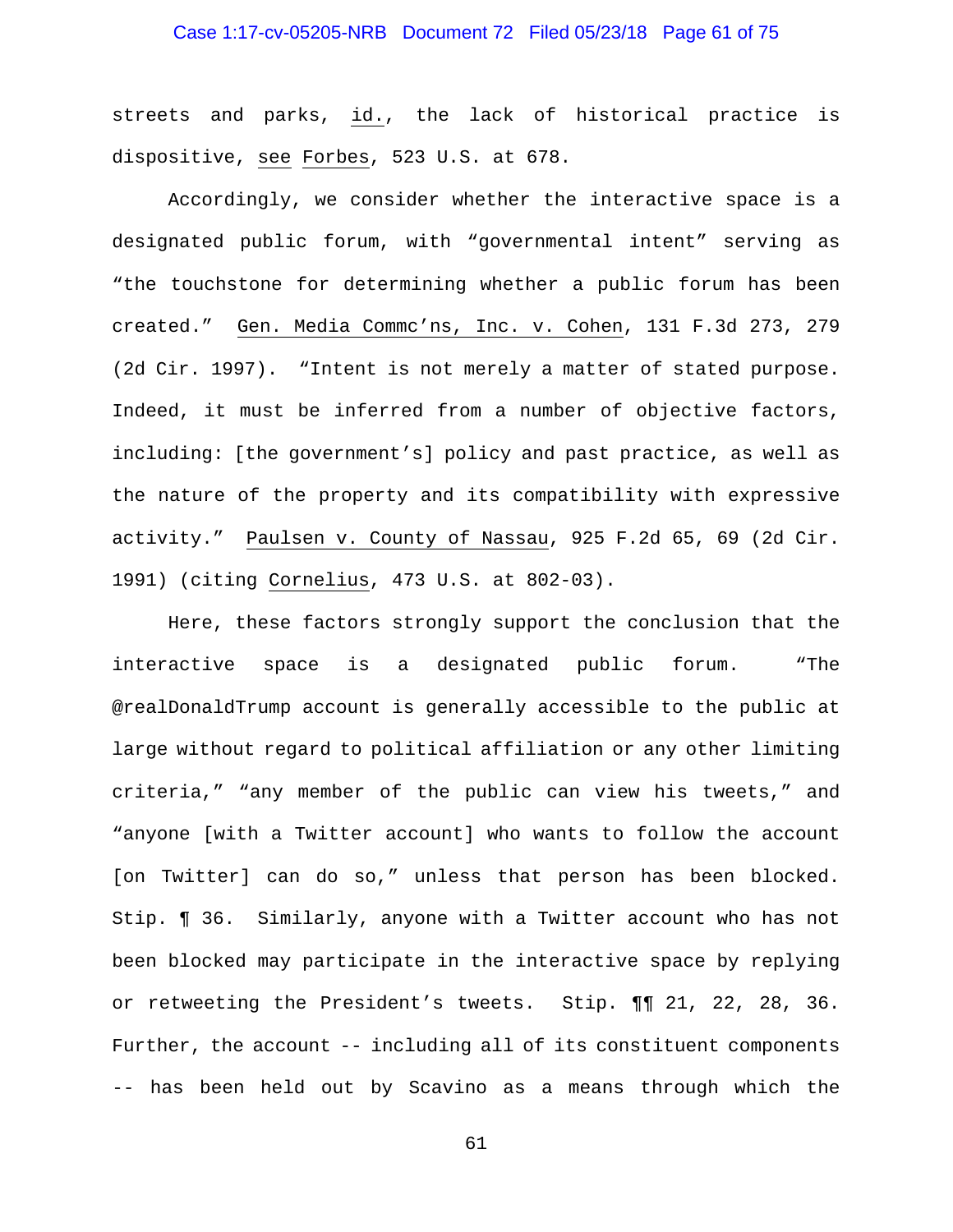streets and parks, _id._, the lack of historical practice is dispositive, _see_ _Forbes_, 523 U.S. at 678.

Accordingly, we consider whether the interactive space is a designated public forum, with "governmental intent" serving as "the touchstone for determining whether a public forum has been created." _Gen. Media Commc'ns, Inc. v. Cohen_, 131 F.3d 273, 279 (2d Cir. 1997). "Intent is not merely a matter of stated purpose. Indeed, it must be inferred from a number of objective factors, including: [the government's] policy and past practice, as well as the nature of the property and its compatibility with expressive activity." _Paulsen v. County of Nassau_, 925 F.2d 65, 69 (2d Cir. 1991) (citing _Cornelius_, 473 U.S. at 802-03).

Here, these factors strongly support the conclusion that the interactive space is a designated public forum. "The @realDonaldTrump account is generally accessible to the public at large without regard to political affiliation or any other limiting criteria," "any member of the public can view his tweets," and "anyone [with a Twitter account] who wants to follow the account [on Twitter] can do so," unless that person has been blocked. Stip. ¶ 36. Similarly, anyone with a Twitter account who has not been blocked may participate in the interactive space by replying or retweeting the President's tweets. Stip. ¶¶ 21, 22, 28, 36. Further, the account -- including all of its constituent components -- has been held out by Scavino as a means through which the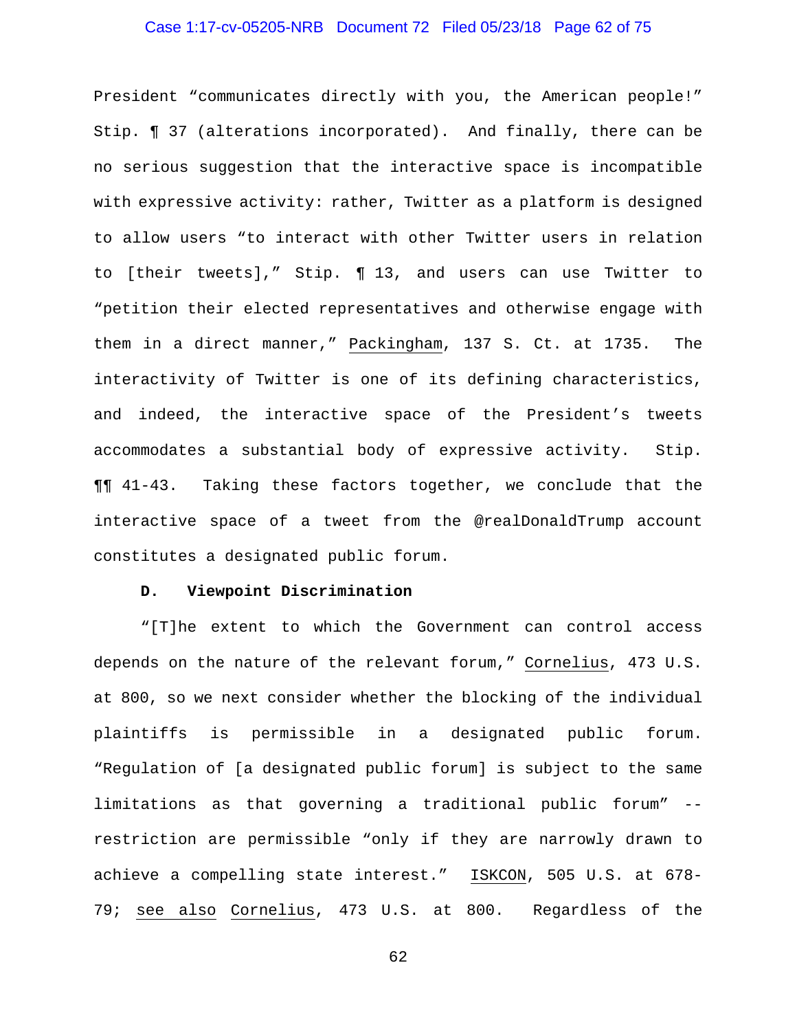President "communicates directly with you, the American people!" Stip. ¶ 37 (alterations incorporated). And finally, there can be no serious suggestion that the interactive space is incompatible with expressive activity: rather, Twitter as a platform is designed to allow users "to interact with other Twitter users in relation to [their tweets]," Stip. ¶ 13, and users can use Twitter to "petition their elected representatives and otherwise engage with them in a direct manner," Packingham, 137 S. Ct. at 1735. The interactivity of Twitter is one of its defining characteristics, and indeed, the interactive space of the President's tweets accommodates a substantial body of expressive activity. Stip. ¶¶ 41-43. Taking these factors together, we conclude that the interactive space of a tweet from the @realDonaldTrump account constitutes a designated public forum.

**D. Viewpoint Discrimination**

"[T]he extent to which the Government can control access depends on the nature of the relevant forum," Cornelius, 473 U.S. at 800, so we next consider whether the blocking of the individual plaintiffs is permissible in a designated public forum. "Regulation of [a designated public forum] is subject to the same limitations as that governing a traditional public forum" -- restriction are permissible "only if they are narrowly drawn to achieve a compelling state interest." ISKCON, 505 U.S. at 678-79; see also Cornelius, 473 U.S. at 800. Regardless of the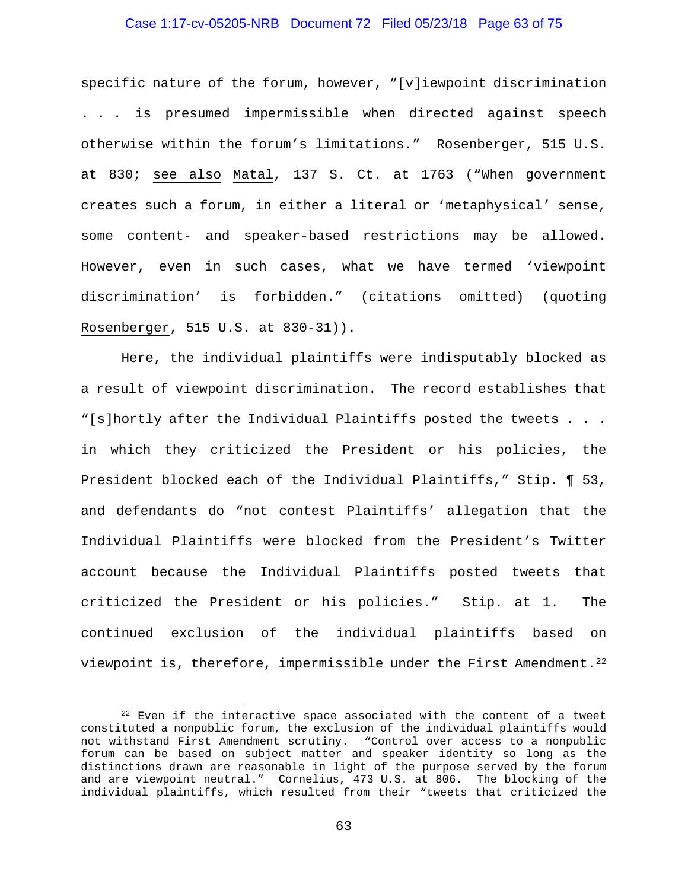specific nature of the forum, however, "[v]iewpoint discrimination . . . is presumed impermissible when directed against speech otherwise within the forum's limitations." Rosenberger, 515 U.S. at 830; see also Matal, 137 S. Ct. at 1763 ("When government creates such a forum, in either a literal or 'metaphysical' sense, some content- and speaker-based restrictions may be allowed. However, even in such cases, what we have termed 'viewpoint discrimination' is forbidden." (citations omitted) (quoting Rosenberger, 515 U.S. at 830-31)).

Here, the individual plaintiffs were indisputably blocked as a result of viewpoint discrimination. The record establishes that "[s]hortly after the Individual Plaintiffs posted the tweets . . . in which they criticized the President or his policies, the President blocked each of the Individual Plaintiffs," Stip. ¶ 53, and defendants do "not contest Plaintiffs' allegation that the Individual Plaintiffs were blocked from the President's Twitter account because the Individual Plaintiffs posted tweets that criticized the President or his policies." Stip. at 1. The continued exclusion of the individual plaintiffs based on viewpoint is, therefore, impermissible under the First Amendment.[22]

[22] Even if the interactive space associated with the content of a tweet constituted a nonpublic forum, the exclusion of the individual plaintiffs would not withstand First Amendment scrutiny. "Control over access to a nonpublic forum can be based on subject matter and speaker identity so long as the distinctions drawn are reasonable in light of the purpose served by the forum and are viewpoint neutral." Cornelius, 473 U.S. at 806. The blocking of the individual plaintiffs, which resulted from their "tweets that criticized the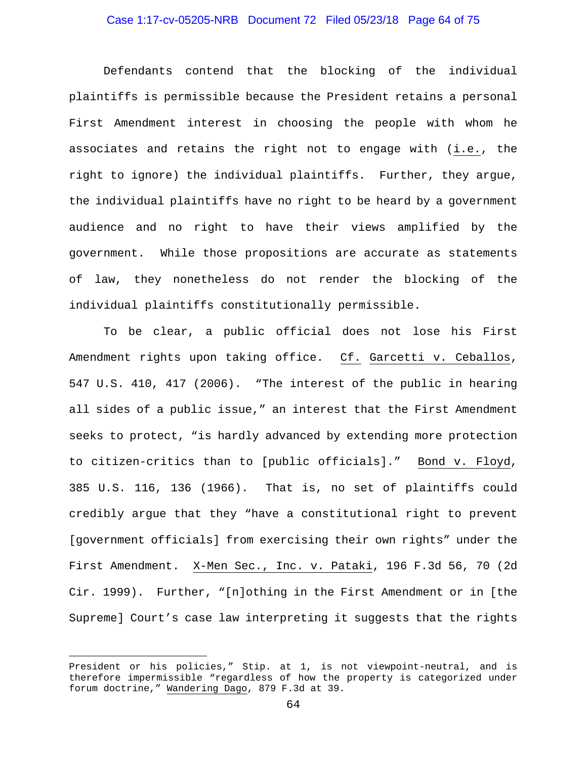Defendants contend that the blocking of the individual plaintiffs is permissible because the President retains a personal First Amendment interest in choosing the people with whom he associates and retains the right not to engage with (i.e., the right to ignore) the individual plaintiffs. Further, they argue, the individual plaintiffs have no right to be heard by a government audience and no right to have their views amplified by the government. While those propositions are accurate as statements of law, they nonetheless do not render the blocking of the individual plaintiffs constitutionally permissible.

To be clear, a public official does not lose his First Amendment rights upon taking office. Cf. Garcetti v. Ceballos, 547 U.S. 410, 417 (2006). "The interest of the public in hearing all sides of a public issue," an interest that the First Amendment seeks to protect, "is hardly advanced by extending more protection to citizen-critics than to [public officials]." Bond v. Floyd, 385 U.S. 116, 136 (1966). That is, no set of plaintiffs could credibly argue that they "have a constitutional right to prevent [government officials] from exercising their own rights" under the First Amendment. X-Men Sec., Inc. v. Pataki, 196 F.3d 56, 70 (2d Cir. 1999). Further, "[n]othing in the First Amendment or in [the Supreme] Court's case law interpreting it suggests that the rights

---

President or his policies," Stip. at 1, is not viewpoint-neutral, and is therefore impermissible "regardless of how the property is categorized under forum doctrine," Wandering Dago, 879 F.3d at 39.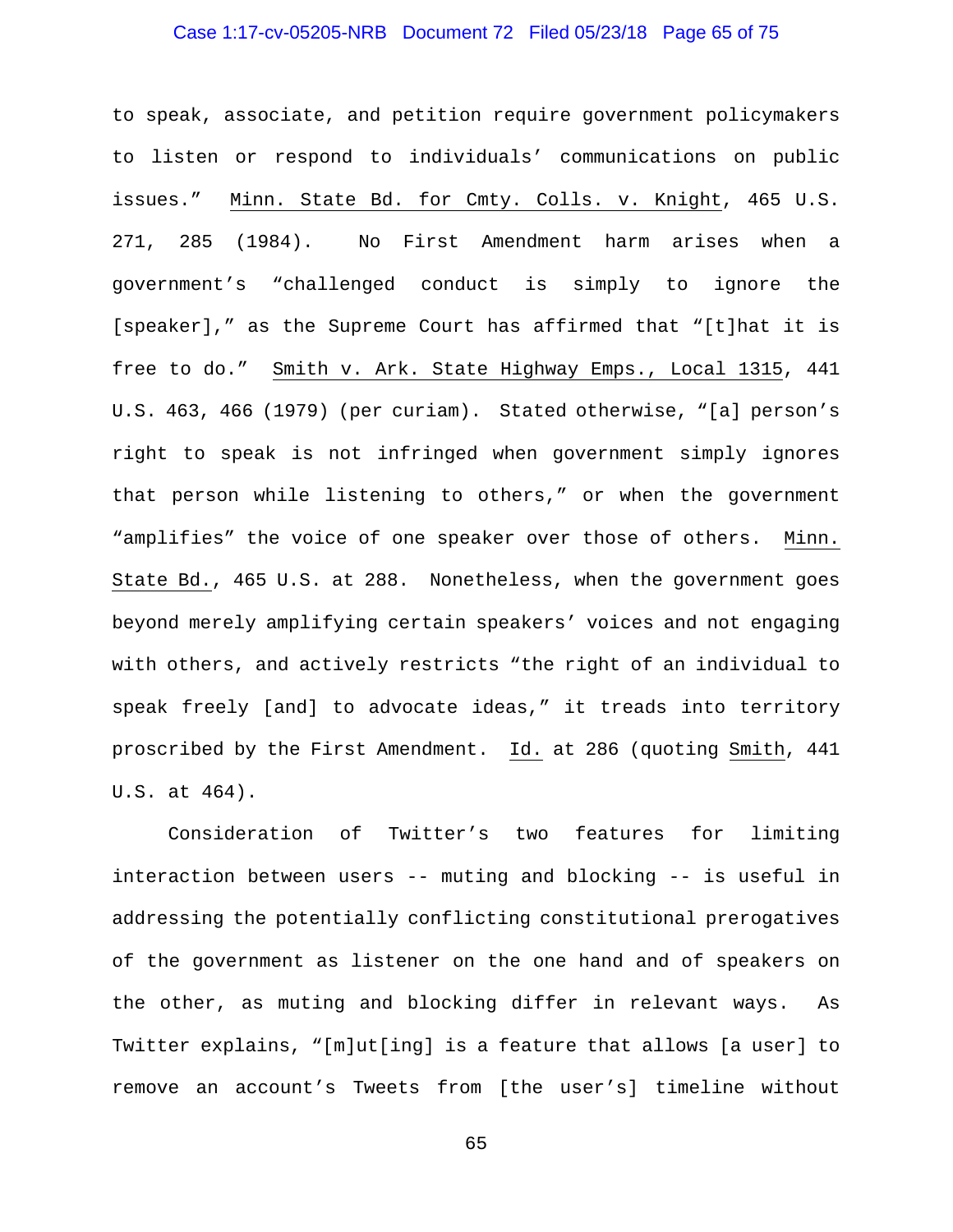to speak, associate, and petition require government policymakers to listen or respond to individuals' communications on public issues." Minn. State Bd. for Cmty. Colls. v. Knight, 465 U.S. 271, 285 (1984). No First Amendment harm arises when a government's "challenged conduct is simply to ignore the [speaker]," as the Supreme Court has affirmed that "[t]hat it is free to do." Smith v. Ark. State Highway Emps., Local 1315, 441 U.S. 463, 466 (1979) (per curiam). Stated otherwise, "[a] person's right to speak is not infringed when government simply ignores that person while listening to others," or when the government "amplifies" the voice of one speaker over those of others. Minn. State Bd., 465 U.S. at 288. Nonetheless, when the government goes beyond merely amplifying certain speakers' voices and not engaging with others, and actively restricts "the right of an individual to speak freely [and] to advocate ideas," it treads into territory proscribed by the First Amendment. Id. at 286 (quoting Smith, 441 U.S. at 464).

Consideration of Twitter's two features for limiting interaction between users -- muting and blocking -- is useful in addressing the potentially conflicting constitutional prerogatives of the government as listener on the one hand and of speakers on the other, as muting and blocking differ in relevant ways. As Twitter explains, "[m]ut[ing] is a feature that allows [a user] to remove an account's Tweets from [the user's] timeline without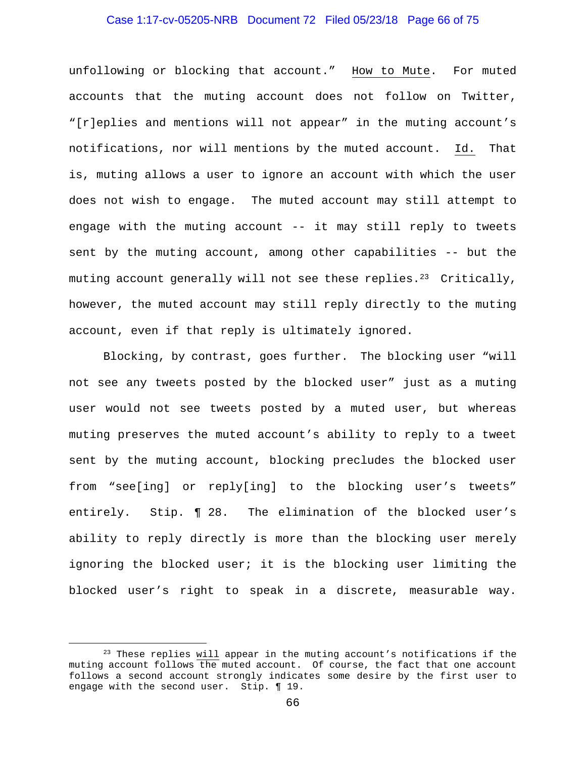unfollowing or blocking that account." How to Mute. For muted accounts that the muting account does not follow on Twitter, "[r]eplies and mentions will not appear" in the muting account's notifications, nor will mentions by the muted account. Id. That is, muting allows a user to ignore an account with which the user does not wish to engage. The muted account may still attempt to engage with the muting account -- it may still reply to tweets sent by the muting account, among other capabilities -- but the muting account generally will not see these replies.[23] Critically, however, the muted account may still reply directly to the muting account, even if that reply is ultimately ignored.

Blocking, by contrast, goes further. The blocking user "will not see any tweets posted by the blocked user" just as a muting user would not see tweets posted by a muted user, but whereas muting preserves the muted account's ability to reply to a tweet sent by the muting account, blocking precludes the blocked user from "see[ing] or reply[ing] to the blocking user's tweets" entirely. Stip. ¶ 28. The elimination of the blocked user's ability to reply directly is more than the blocking user merely ignoring the blocked user; it is the blocking user limiting the blocked user's right to speak in a discrete, measurable way.

[23] These replies will appear in the muting account's notifications if the muting account follows the muted account. Of course, the fact that one account follows a second account strongly indicates some desire by the first user to engage with the second user. Stip. ¶ 19.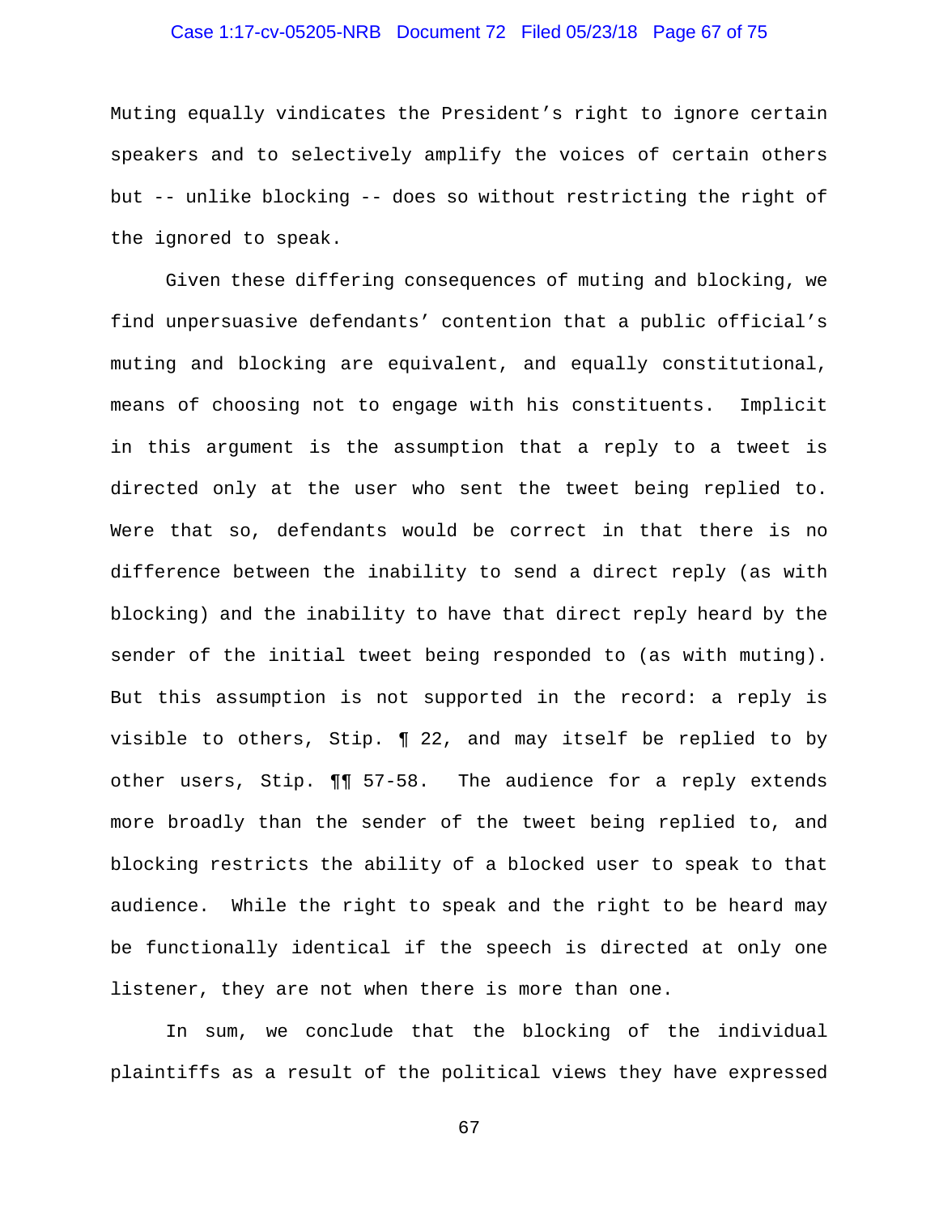Muting equally vindicates the President's right to ignore certain speakers and to selectively amplify the voices of certain others but -- unlike blocking -- does so without restricting the right of the ignored to speak.

Given these differing consequences of muting and blocking, we find unpersuasive defendants' contention that a public official's muting and blocking are equivalent, and equally constitutional, means of choosing not to engage with his constituents. Implicit in this argument is the assumption that a reply to a tweet is directed only at the user who sent the tweet being replied to. Were that so, defendants would be correct in that there is no difference between the inability to send a direct reply (as with blocking) and the inability to have that direct reply heard by the sender of the initial tweet being responded to (as with muting). But this assumption is not supported in the record: a reply is visible to others, Stip. ¶ 22, and may itself be replied to by other users, Stip. ¶¶ 57-58. The audience for a reply extends more broadly than the sender of the tweet being replied to, and blocking restricts the ability of a blocked user to speak to that audience. While the right to speak and the right to be heard may be functionally identical if the speech is directed at only one listener, they are not when there is more than one.

In sum, we conclude that the blocking of the individual plaintiffs as a result of the political views they have expressed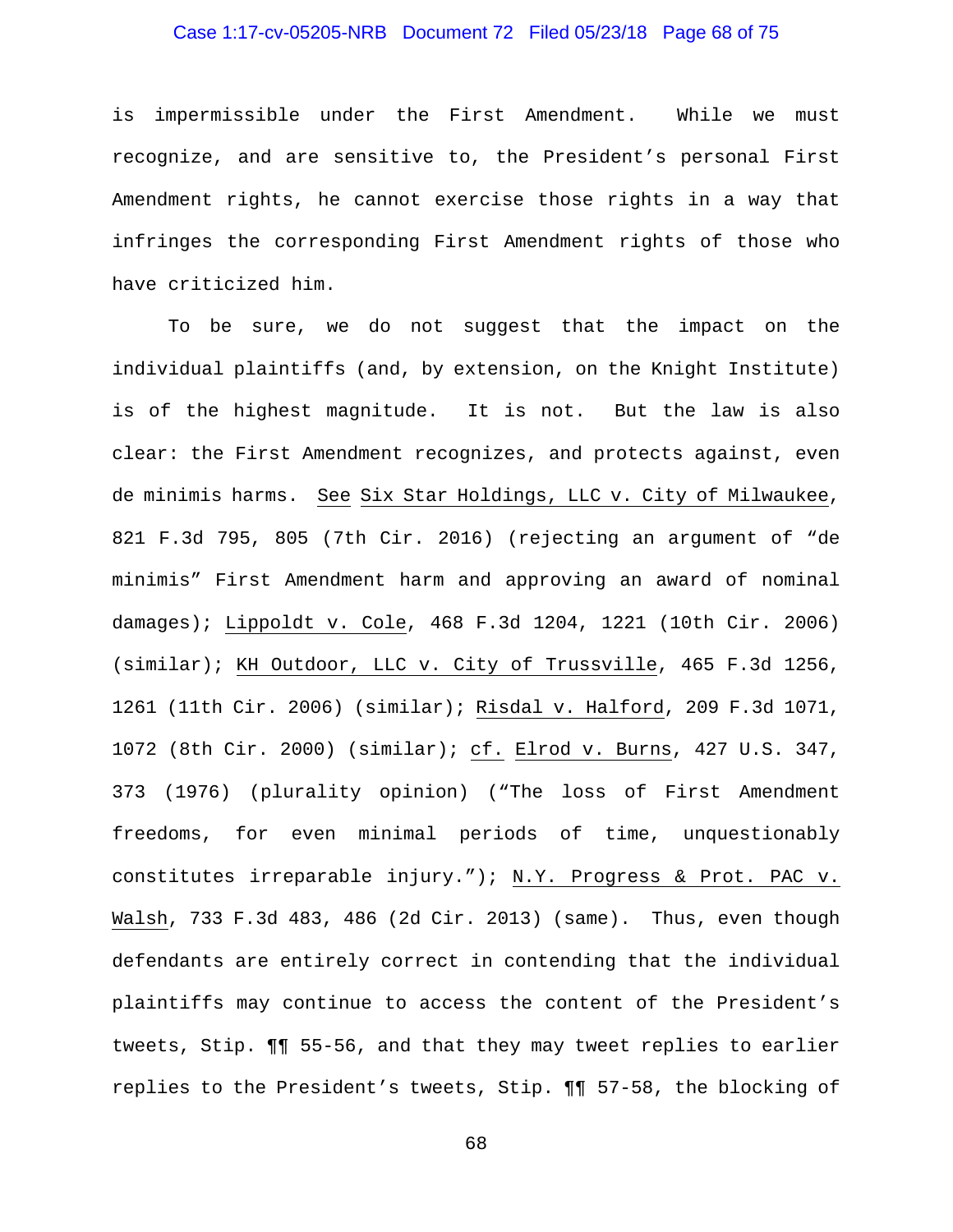is impermissible under the First Amendment. While we must recognize, and are sensitive to, the President's personal First Amendment rights, he cannot exercise those rights in a way that infringes the corresponding First Amendment rights of those who have criticized him.

To be sure, we do not suggest that the impact on the individual plaintiffs (and, by extension, on the Knight Institute) is of the highest magnitude. It is not. But the law is also clear: the First Amendment recognizes, and protects against, even de minimis harms. See Six Star Holdings, LLC v. City of Milwaukee, 821 F.3d 795, 805 (7th Cir. 2016) (rejecting an argument of "de minimis" First Amendment harm and approving an award of nominal damages); Lippoldt v. Cole, 468 F.3d 1204, 1221 (10th Cir. 2006) (similar); KH Outdoor, LLC v. City of Trussville, 465 F.3d 1256, 1261 (11th Cir. 2006) (similar); Risdal v. Halford, 209 F.3d 1071, 1072 (8th Cir. 2000) (similar); cf. Elrod v. Burns, 427 U.S. 347, 373 (1976) (plurality opinion) ("The loss of First Amendment freedoms, for even minimal periods of time, unquestionably constitutes irreparable injury."); N.Y. Progress & Prot. PAC v. Walsh, 733 F.3d 483, 486 (2d Cir. 2013) (same). Thus, even though defendants are entirely correct in contending that the individual plaintiffs may continue to access the content of the President's tweets, Stip. ¶¶ 55-56, and that they may tweet replies to earlier replies to the President's tweets, Stip. ¶¶ 57-58, the blocking of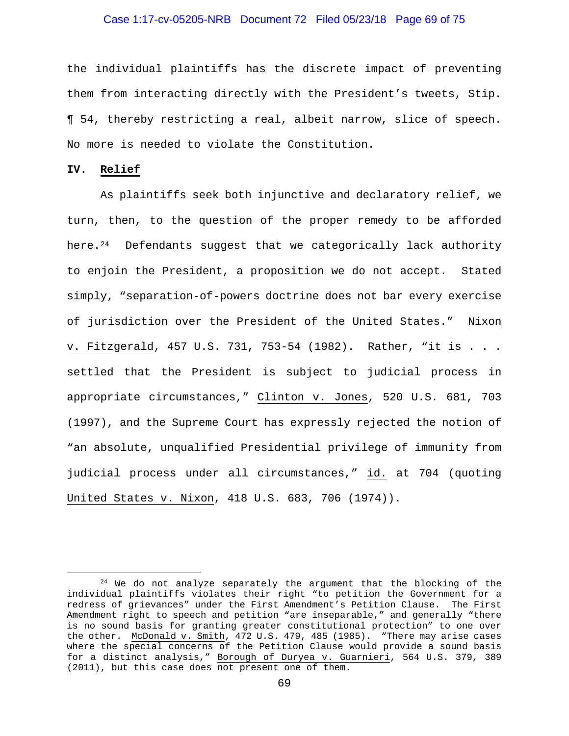the individual plaintiffs has the discrete impact of preventing them from interacting directly with the President's tweets, Stip. ¶ 54, thereby restricting a real, albeit narrow, slice of speech. No more is needed to violate the Constitution.

## IV. Relief

As plaintiffs seek both injunctive and declaratory relief, we turn, then, to the question of the proper remedy to be afforded here.[24] Defendants suggest that we categorically lack authority to enjoin the President, a proposition we do not accept. Stated simply, "separation-of-powers doctrine does not bar every exercise of jurisdiction over the President of the United States." Nixon v. Fitzgerald, 457 U.S. 731, 753-54 (1982). Rather, "it is . . . settled that the President is subject to judicial process in appropriate circumstances," Clinton v. Jones, 520 U.S. 681, 703 (1997), and the Supreme Court has expressly rejected the notion of "an absolute, unqualified Presidential privilege of immunity from judicial process under all circumstances," id. at 704 (quoting United States v. Nixon, 418 U.S. 683, 706 (1974)).

---

[24] We do not analyze separately the argument that the blocking of the individual plaintiffs violates their right "to petition the Government for a redress of grievances" under the First Amendment's Petition Clause. The First Amendment right to speech and petition "are inseparable," and generally "there is no sound basis for granting greater constitutional protection" to one over the other. McDonald v. Smith, 472 U.S. 479, 485 (1985). "There may arise cases where the special concerns of the Petition Clause would provide a sound basis for a distinct analysis," Borough of Duryea v. Guarnieri, 564 U.S. 379, 389 (2011), but this case does not present one of them.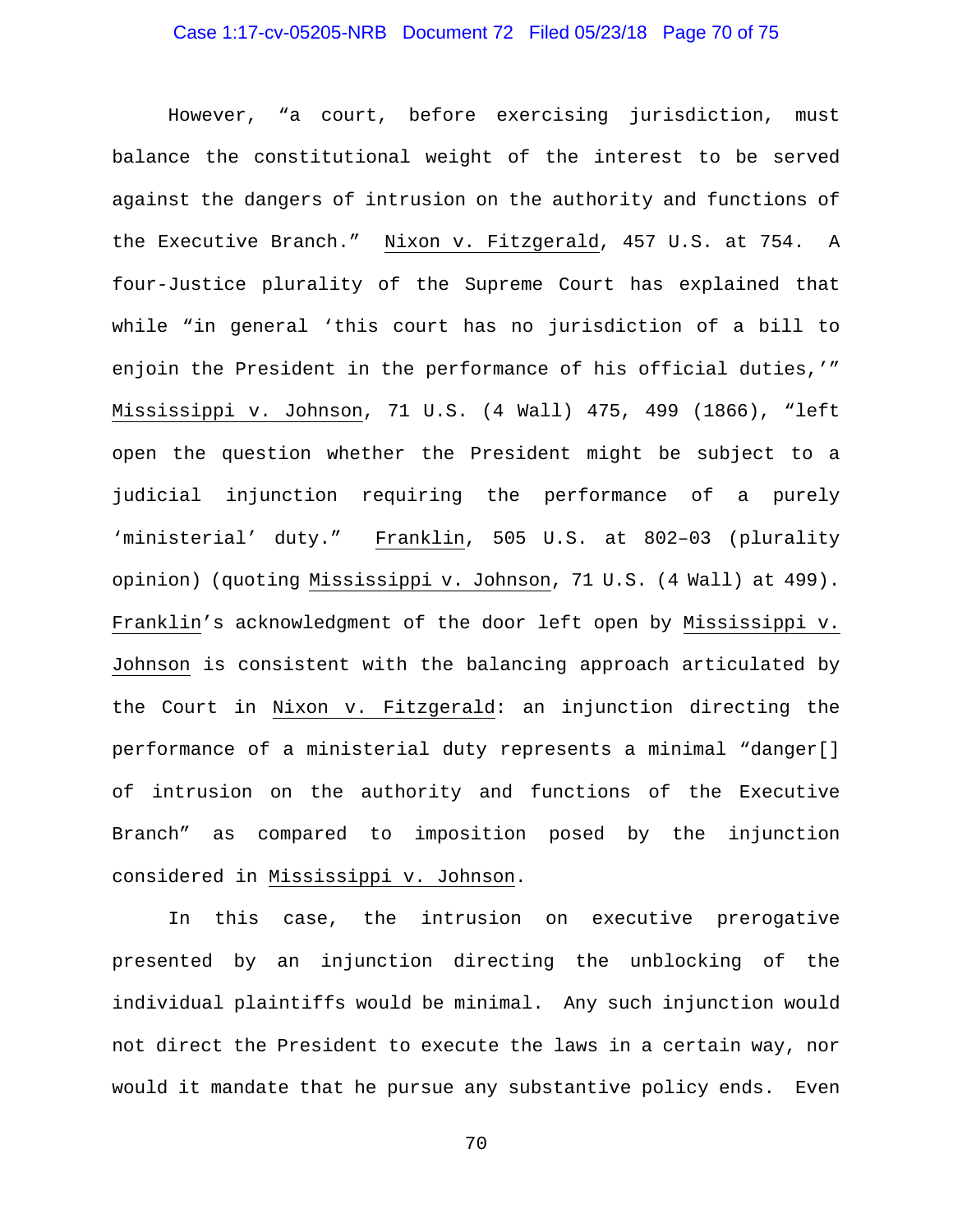However, "a court, before exercising jurisdiction, must balance the constitutional weight of the interest to be served against the dangers of intrusion on the authority and functions of the Executive Branch." Nixon v. Fitzgerald, 457 U.S. at 754. A four-Justice plurality of the Supreme Court has explained that while "in general 'this court has no jurisdiction of a bill to enjoin the President in the performance of his official duties,'" Mississippi v. Johnson, 71 U.S. (4 Wall) 475, 499 (1866), "left open the question whether the President might be subject to a judicial injunction requiring the performance of a purely 'ministerial' duty." Franklin, 505 U.S. at 802–03 (plurality opinion) (quoting Mississippi v. Johnson, 71 U.S. (4 Wall) at 499). Franklin's acknowledgment of the door left open by Mississippi v. Johnson is consistent with the balancing approach articulated by the Court in Nixon v. Fitzgerald: an injunction directing the performance of a ministerial duty represents a minimal "danger[] of intrusion on the authority and functions of the Executive Branch" as compared to imposition posed by the injunction considered in Mississippi v. Johnson.

In this case, the intrusion on executive prerogative presented by an injunction directing the unblocking of the individual plaintiffs would be minimal. Any such injunction would not direct the President to execute the laws in a certain way, nor would it mandate that he pursue any substantive policy ends. Even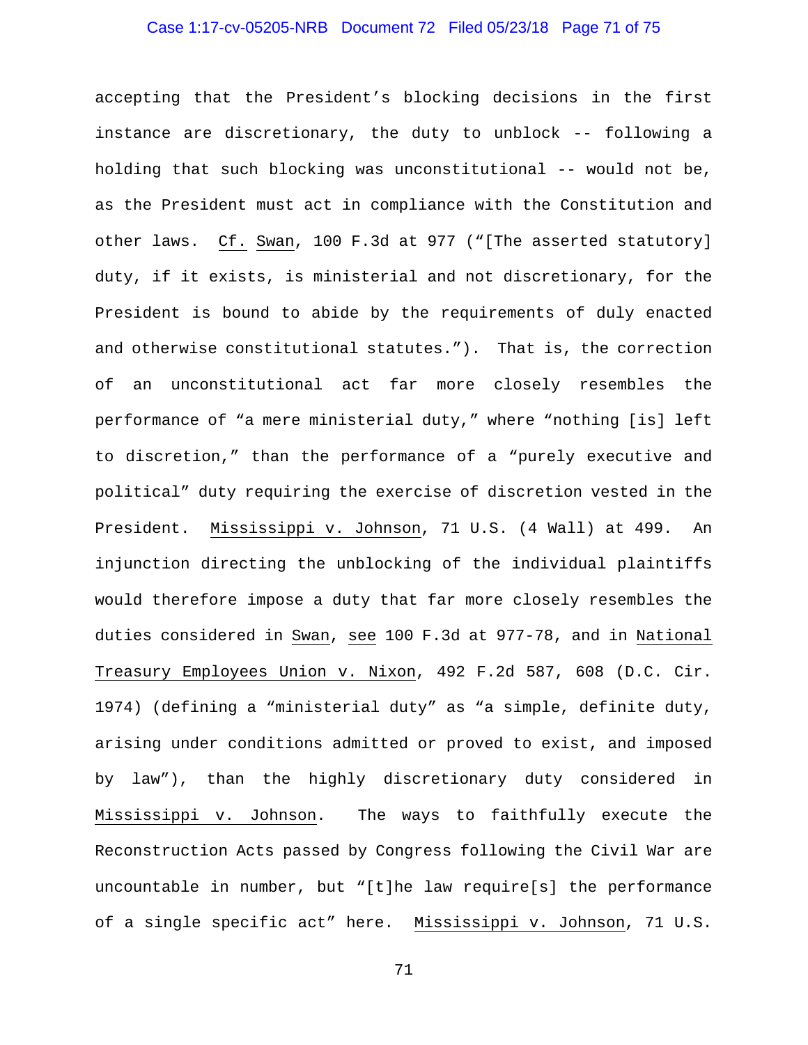accepting that the President's blocking decisions in the first instance are discretionary, the duty to unblock -- following a holding that such blocking was unconstitutional -- would not be, as the President must act in compliance with the Constitution and other laws. Cf. Swan, 100 F.3d at 977 ("[The asserted statutory] duty, if it exists, is ministerial and not discretionary, for the President is bound to abide by the requirements of duly enacted and otherwise constitutional statutes."). That is, the correction of an unconstitutional act far more closely resembles the performance of "a mere ministerial duty," where "nothing [is] left to discretion," than the performance of a "purely executive and political" duty requiring the exercise of discretion vested in the President. Mississippi v. Johnson, 71 U.S. (4 Wall) at 499. An injunction directing the unblocking of the individual plaintiffs would therefore impose a duty that far more closely resembles the duties considered in Swan, see 100 F.3d at 977-78, and in National Treasury Employees Union v. Nixon, 492 F.2d 587, 608 (D.C. Cir. 1974) (defining a "ministerial duty" as "a simple, definite duty, arising under conditions admitted or proved to exist, and imposed by law"), than the highly discretionary duty considered in Mississippi v. Johnson. The ways to faithfully execute the Reconstruction Acts passed by Congress following the Civil War are uncountable in number, but "[t]he law require[s] the performance of a single specific act" here. Mississippi v. Johnson, 71 U.S.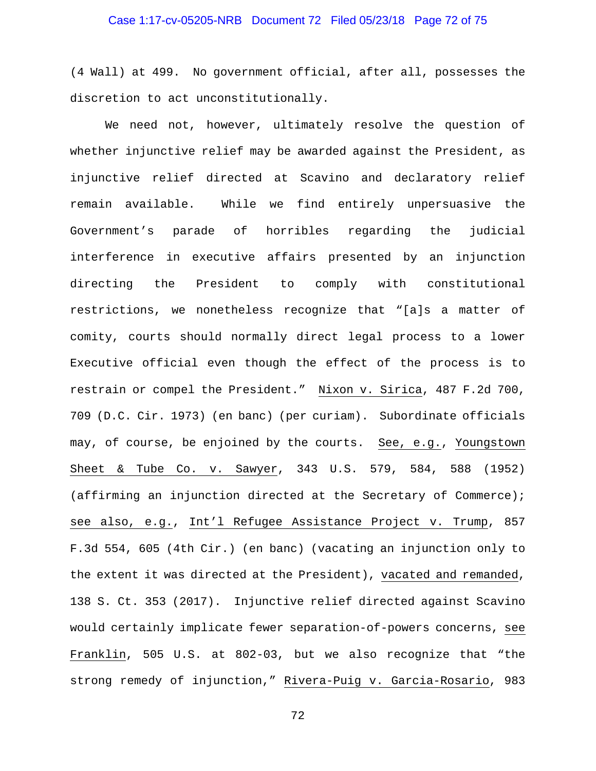(4 Wall) at 499. No government official, after all, possesses the discretion to act unconstitutionally.

We need not, however, ultimately resolve the question of whether injunctive relief may be awarded against the President, as injunctive relief directed at Scavino and declaratory relief remain available. While we find entirely unpersuasive the Government's parade of horribles regarding the judicial interference in executive affairs presented by an injunction directing the President to comply with constitutional restrictions, we nonetheless recognize that "[a]s a matter of comity, courts should normally direct legal process to a lower Executive official even though the effect of the process is to restrain or compel the President." Nixon v. Sirica, 487 F.2d 700, 709 (D.C. Cir. 1973) (en banc) (per curiam). Subordinate officials may, of course, be enjoined by the courts. See, e.g., Youngstown Sheet & Tube Co. v. Sawyer, 343 U.S. 579, 584, 588 (1952) (affirming an injunction directed at the Secretary of Commerce); see also, e.g., Int'l Refugee Assistance Project v. Trump, 857 F.3d 554, 605 (4th Cir.) (en banc) (vacating an injunction only to the extent it was directed at the President), vacated and remanded, 138 S. Ct. 353 (2017). Injunctive relief directed against Scavino would certainly implicate fewer separation-of-powers concerns, see Franklin, 505 U.S. at 802-03, but we also recognize that "the strong remedy of injunction," Rivera-Puig v. Garcia-Rosario, 983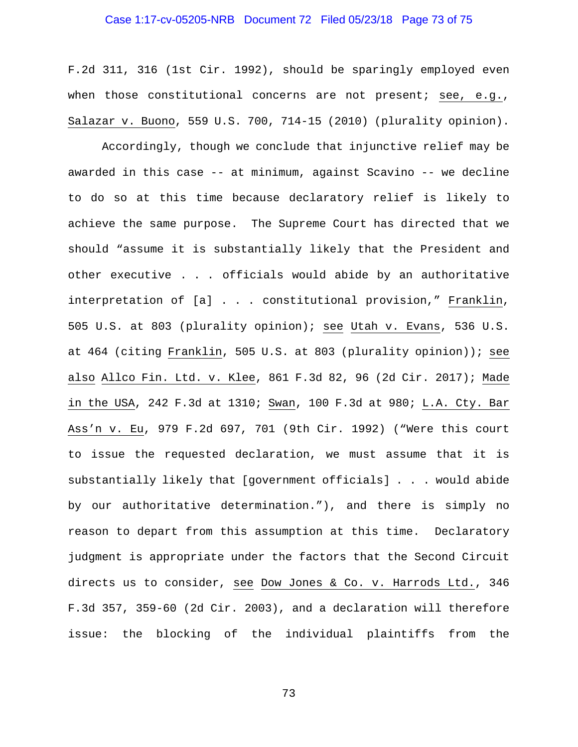F.2d 311, 316 (1st Cir. 1992), should be sparingly employed even when those constitutional concerns are not present; see, e.g., Salazar v. Buono, 559 U.S. 700, 714-15 (2010) (plurality opinion).

Accordingly, though we conclude that injunctive relief may be awarded in this case -- at minimum, against Scavino -- we decline to do so at this time because declaratory relief is likely to achieve the same purpose. The Supreme Court has directed that we should "assume it is substantially likely that the President and other executive . . . officials would abide by an authoritative interpretation of [a] . . . constitutional provision," Franklin, 505 U.S. at 803 (plurality opinion); see Utah v. Evans, 536 U.S. at 464 (citing Franklin, 505 U.S. at 803 (plurality opinion)); see also Allco Fin. Ltd. v. Klee, 861 F.3d 82, 96 (2d Cir. 2017); Made in the USA, 242 F.3d at 1310; Swan, 100 F.3d at 980; L.A. Cty. Bar Ass'n v. Eu, 979 F.2d 697, 701 (9th Cir. 1992) ("Were this court to issue the requested declaration, we must assume that it is substantially likely that [government officials] . . . would abide by our authoritative determination."), and there is simply no reason to depart from this assumption at this time. Declaratory judgment is appropriate under the factors that the Second Circuit directs us to consider, see Dow Jones & Co. v. Harrods Ltd., 346 F.3d 357, 359-60 (2d Cir. 2003), and a declaration will therefore issue: the blocking of the individual plaintiffs from the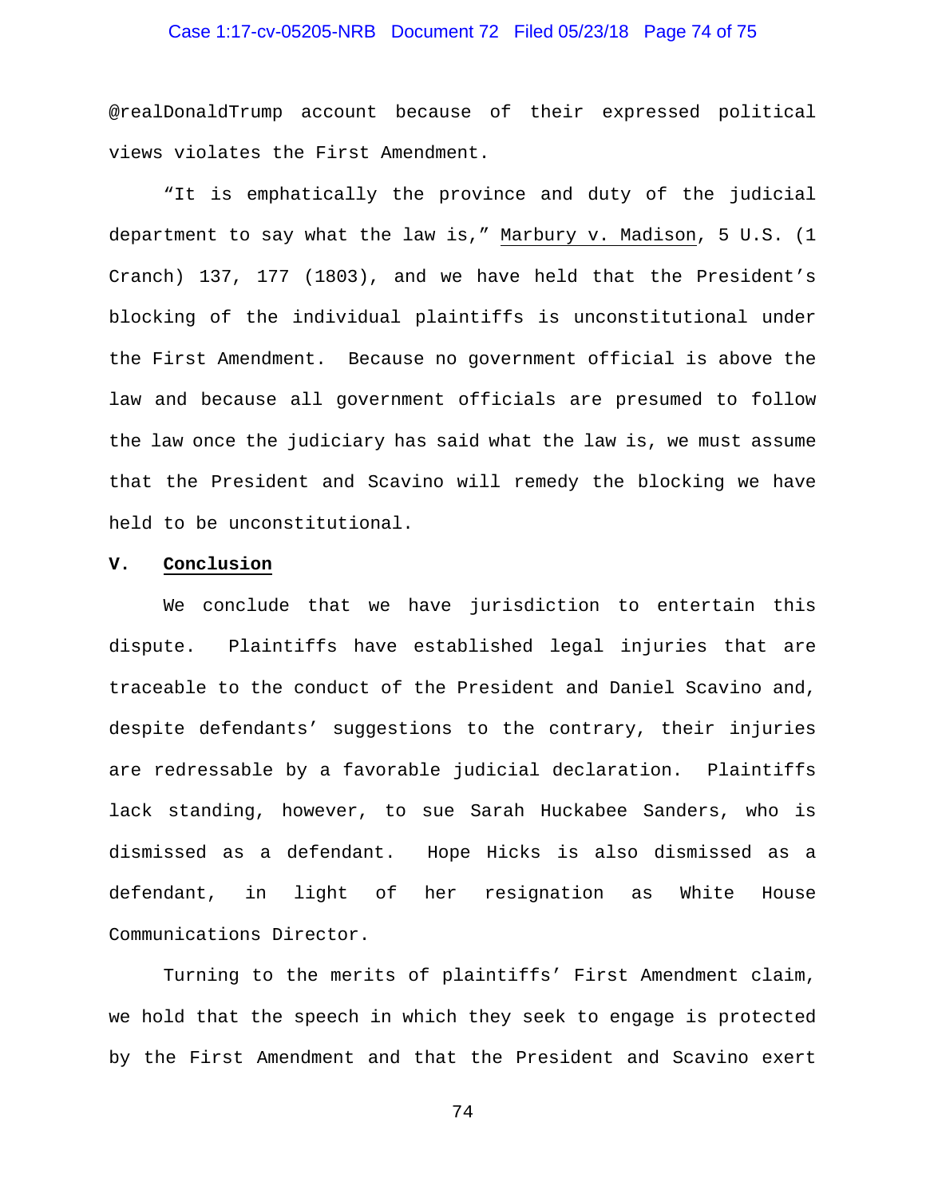@realDonaldTrump account because of their expressed political views violates the First Amendment.

"It is emphatically the province and duty of the judicial department to say what the law is," Marbury v. Madison, 5 U.S. (1 Cranch) 137, 177 (1803), and we have held that the President's blocking of the individual plaintiffs is unconstitutional under the First Amendment. Because no government official is above the law and because all government officials are presumed to follow the law once the judiciary has said what the law is, we must assume that the President and Scavino will remedy the blocking we have held to be unconstitutional.

## V. Conclusion

We conclude that we have jurisdiction to entertain this dispute. Plaintiffs have established legal injuries that are traceable to the conduct of the President and Daniel Scavino and, despite defendants' suggestions to the contrary, their injuries are redressable by a favorable judicial declaration. Plaintiffs lack standing, however, to sue Sarah Huckabee Sanders, who is dismissed as a defendant. Hope Hicks is also dismissed as a defendant, in light of her resignation as White House Communications Director.

Turning to the merits of plaintiffs' First Amendment claim, we hold that the speech in which they seek to engage is protected by the First Amendment and that the President and Scavino exert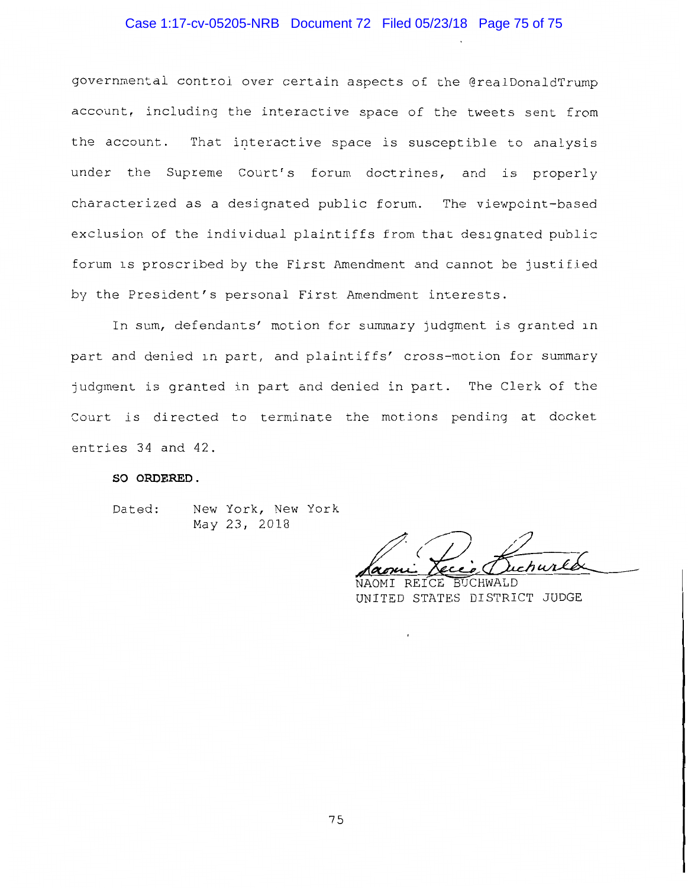governmental control over certain aspects of the @realDonaldTrump account, including the interactive space of the tweets sent from the account. That interactive space is susceptible to analysis under the Supreme Court's forum doctrines, and is properly characterized as a designated public forum. The viewpoint-based exclusion of the individual plaintiffs from that designated public forum is proscribed by the First Amendment and cannot be justified by the President's personal First Amendment interests.

In sum, defendants' motion for summary judgment is granted in part and denied in part, and plaintiffs' cross-motion for summary judgment is granted in part and denied in part. The Clerk of the Court is directed to terminate the motions pending at docket entries 34 and 42.

**SO ORDERED.**

Dated: New York, New York
May 23, 2018

NAOMI REICE BUCHWALD
UNITED STATES DISTRICT JUDGE